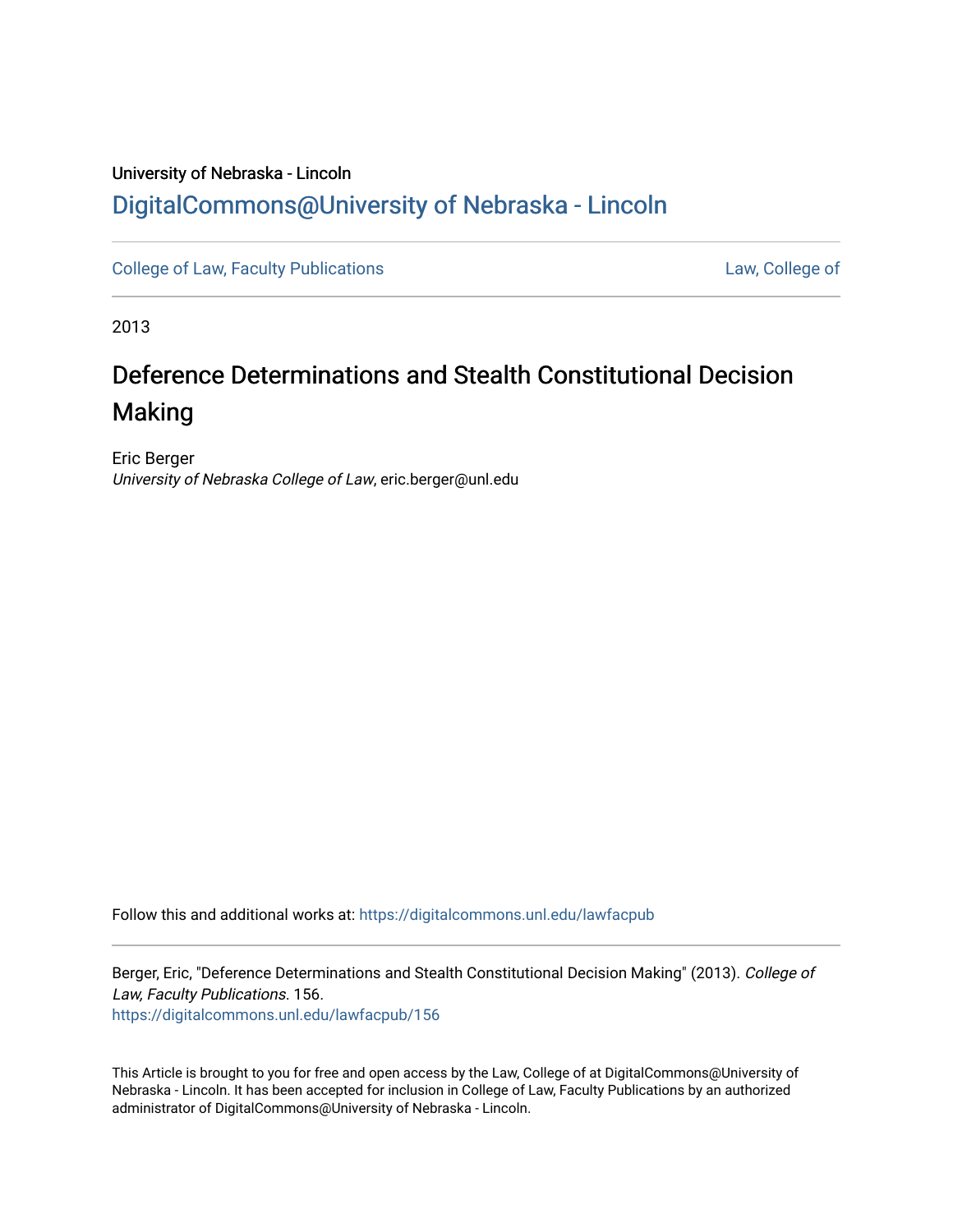University of Nebraska - Lincoln

DigitalCommons@University of Nebraska - Lincoln

College of Law, Faculty Publications | Law, College of

2013

# Deference Determinations and Stealth Constitutional Decision Making

Eric Berger
*University of Nebraska College of Law*, eric.berger@unl.edu

Follow this and additional works at: https://digitalcommons.unl.edu/lawfacpub

Berger, Eric, "Deference Determinations and Stealth Constitutional Decision Making" (2013). *College of Law, Faculty Publications*. 156.
https://digitalcommons.unl.edu/lawfacpub/156

This Article is brought to you for free and open access by the Law, College of at DigitalCommons@University of Nebraska - Lincoln. It has been accepted for inclusion in College of Law, Faculty Publications by an authorized administrator of DigitalCommons@University of Nebraska - Lincoln.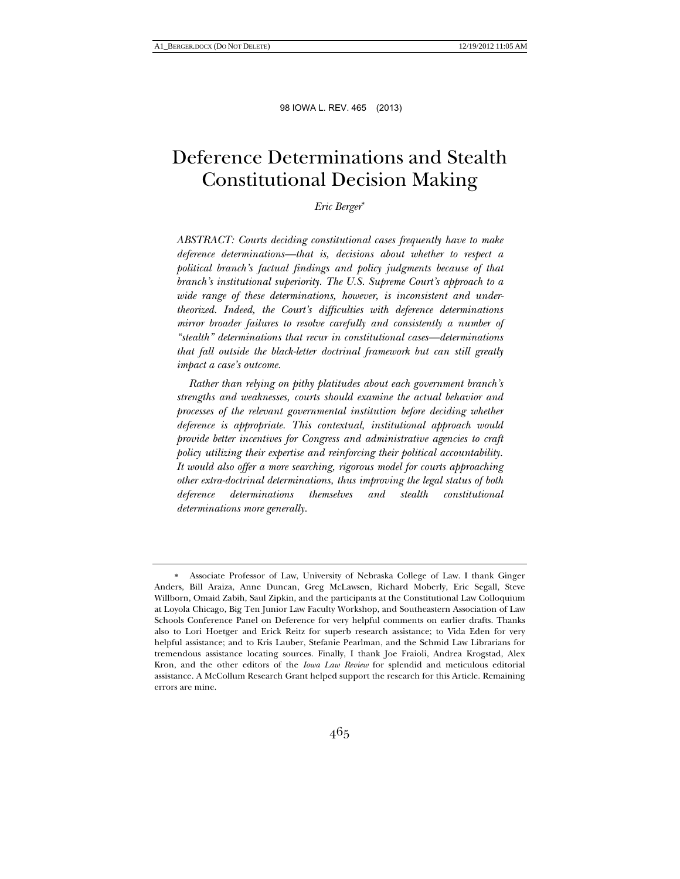# Deference Determinations and Stealth Constitutional Decision Making

*Eric Berger*[*]

*ABSTRACT: Courts deciding constitutional cases frequently have to make deference determinations—that is, decisions about whether to respect a political branch's factual findings and policy judgments because of that branch's institutional superiority. The U.S. Supreme Court's approach to a wide range of these determinations, however, is inconsistent and under-theorized. Indeed, the Court's difficulties with deference determinations mirror broader failures to resolve carefully and consistently a number of "stealth" determinations that recur in constitutional cases—determinations that fall outside the black-letter doctrinal framework but can still greatly impact a case's outcome.*

*Rather than relying on pithy platitudes about each government branch's strengths and weaknesses, courts should examine the actual behavior and processes of the relevant governmental institution before deciding whether deference is appropriate. This contextual, institutional approach would provide better incentives for Congress and administrative agencies to craft policy utilizing their expertise and reinforcing their political accountability. It would also offer a more searching, rigorous model for courts approaching other extra-doctrinal determinations, thus improving the legal status of both deference determinations themselves and stealth constitutional determinations more generally.*

---

[*] Associate Professor of Law, University of Nebraska College of Law. I thank Ginger Anders, Bill Araiza, Anne Duncan, Greg McLawsen, Richard Moberly, Eric Segall, Steve Willborn, Omaid Zabih, Saul Zipkin, and the participants at the Constitutional Law Colloquium at Loyola Chicago, Big Ten Junior Law Faculty Workshop, and Southeastern Association of Law Schools Conference Panel on Deference for very helpful comments on earlier drafts. Thanks also to Lori Hoetger and Erick Reitz for superb research assistance; to Vida Eden for very helpful assistance; and to Kris Lauber, Stefanie Pearlman, and the Schmid Law Librarians for tremendous assistance locating sources. Finally, I thank Joe Fraioli, Andrea Krogstad, Alex Kron, and the other editors of the *Iowa Law Review* for splendid and meticulous editorial assistance. A McCollum Research Grant helped support the research for this Article. Remaining errors are mine.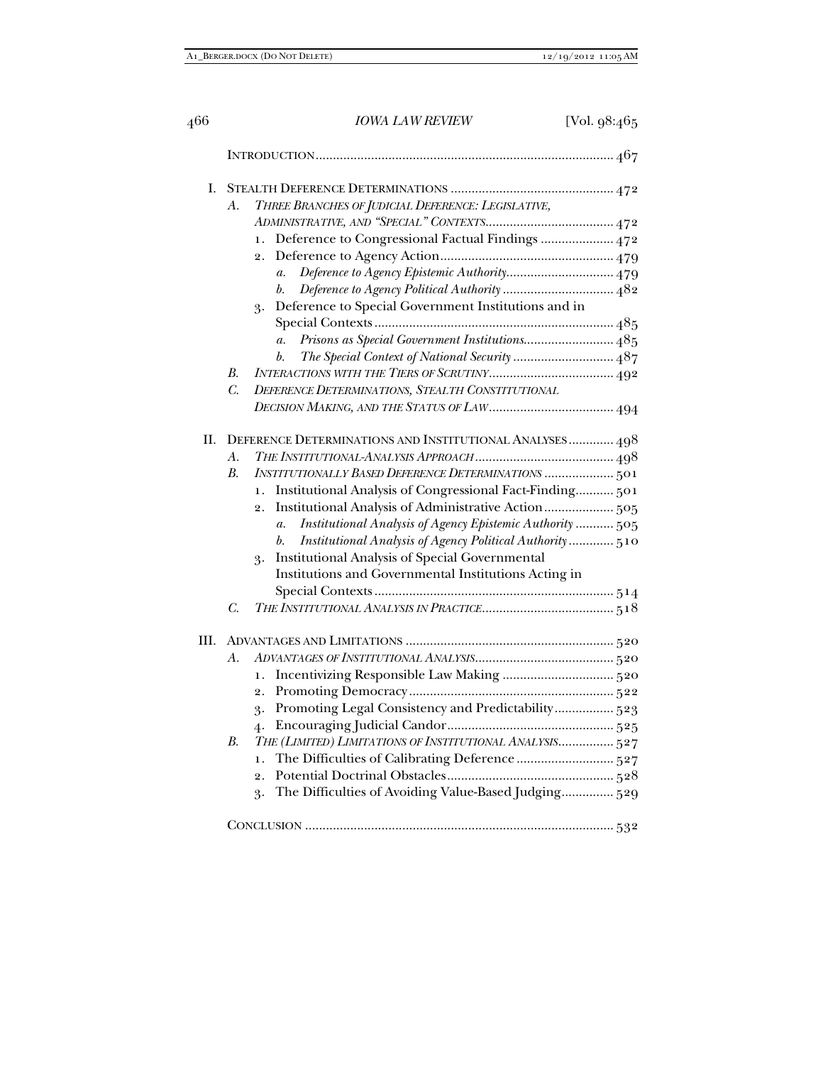INTRODUCTION ..... 467

I. STEALTH DEFERENCE DETERMINATIONS ..... 472
- A. *THREE BRANCHES OF JUDICIAL DEFERENCE: LEGISLATIVE, ADMINISTRATIVE, AND "SPECIAL" CONTEXTS* ..... 472
  1. Deference to Congressional Factual Findings ..... 472
  2. Deference to Agency Action ..... 479
     - a. *Deference to Agency Epistemic Authority* ..... 479
     - b. *Deference to Agency Political Authority* ..... 482
  3. Deference to Special Government Institutions and in Special Contexts ..... 485
     - a. *Prisons as Special Government Institutions* ..... 485
     - b. *The Special Context of National Security* ..... 487
- B. *INTERACTIONS WITH THE TIERS OF SCRUTINY* ..... 492
- C. *DEFERENCE DETERMINATIONS, STEALTH CONSTITUTIONAL DECISION MAKING, AND THE STATUS OF LAW* ..... 494

II. DEFERENCE DETERMINATIONS AND INSTITUTIONAL ANALYSES ..... 498
- A. *THE INSTITUTIONAL-ANALYSIS APPROACH* ..... 498
- B. *INSTITUTIONALLY BASED DEFERENCE DETERMINATIONS* ..... 501
  1. Institutional Analysis of Congressional Fact-Finding ..... 501
  2. Institutional Analysis of Administrative Action ..... 505
     - a. *Institutional Analysis of Agency Epistemic Authority* ..... 505
     - b. *Institutional Analysis of Agency Political Authority* ..... 510
  3. Institutional Analysis of Special Governmental Institutions and Governmental Institutions Acting in Special Contexts ..... 514
- C. *THE INSTITUTIONAL ANALYSIS IN PRACTICE* ..... 518

III. ADVANTAGES AND LIMITATIONS ..... 520
- A. *ADVANTAGES OF INSTITUTIONAL ANALYSIS* ..... 520
  1. Incentivizing Responsible Law Making ..... 520
  2. Promoting Democracy ..... 522
  3. Promoting Legal Consistency and Predictability ..... 523
  4. Encouraging Judicial Candor ..... 525
- B. *THE (LIMITED) LIMITATIONS OF INSTITUTIONAL ANALYSIS* ..... 527
  1. The Difficulties of Calibrating Deference ..... 527
  2. Potential Doctrinal Obstacles ..... 528
  3. The Difficulties of Avoiding Value-Based Judging ..... 529

CONCLUSION ..... 532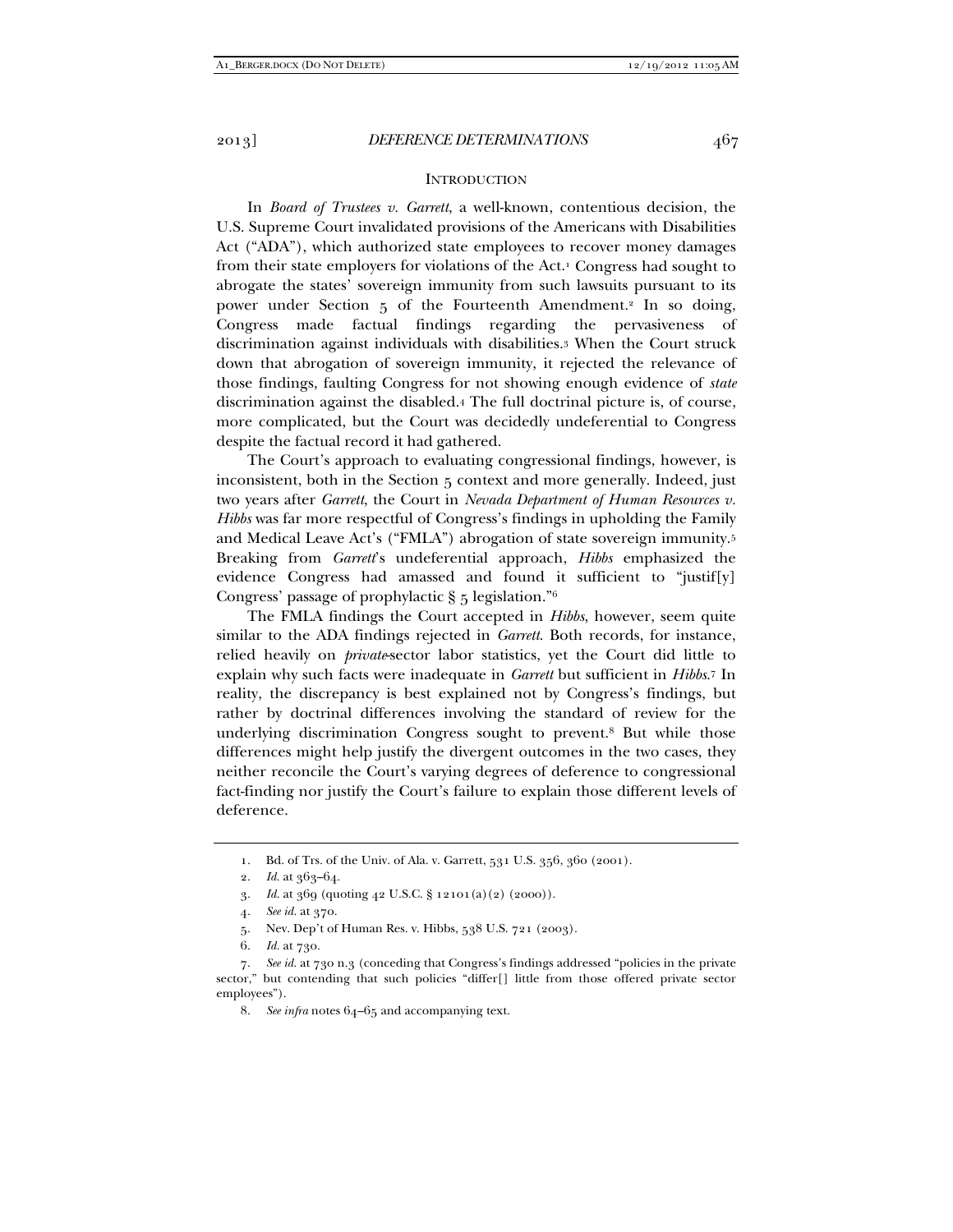## INTRODUCTION

In *Board of Trustees v. Garrett*, a well-known, contentious decision, the U.S. Supreme Court invalidated provisions of the Americans with Disabilities Act ("ADA"), which authorized state employees to recover money damages from their state employers for violations of the Act.[1] Congress had sought to abrogate the states' sovereign immunity from such lawsuits pursuant to its power under Section 5 of the Fourteenth Amendment.[2] In so doing, Congress made factual findings regarding the pervasiveness of discrimination against individuals with disabilities.[3] When the Court struck down that abrogation of sovereign immunity, it rejected the relevance of those findings, faulting Congress for not showing enough evidence of *state* discrimination against the disabled.[4] The full doctrinal picture is, of course, more complicated, but the Court was decidedly undeferential to Congress despite the factual record it had gathered.

The Court's approach to evaluating congressional findings, however, is inconsistent, both in the Section 5 context and more generally. Indeed, just two years after *Garrett*, the Court in *Nevada Department of Human Resources v. Hibbs* was far more respectful of Congress's findings in upholding the Family and Medical Leave Act's ("FMLA") abrogation of state sovereign immunity.[5] Breaking from *Garrett*'s undeferential approach, *Hibbs* emphasized the evidence Congress had amassed and found it sufficient to "justif[y] Congress' passage of prophylactic § 5 legislation."[6]

The FMLA findings the Court accepted in *Hibbs*, however, seem quite similar to the ADA findings rejected in *Garrett*. Both records, for instance, relied heavily on *private*-sector labor statistics, yet the Court did little to explain why such facts were inadequate in *Garrett* but sufficient in *Hibbs*.[7] In reality, the discrepancy is best explained not by Congress's findings, but rather by doctrinal differences involving the standard of review for the underlying discrimination Congress sought to prevent.[8] But while those differences might help justify the divergent outcomes in the two cases, they neither reconcile the Court's varying degrees of deference to congressional fact-finding nor justify the Court's failure to explain those different levels of deference.

---

1. Bd. of Trs. of the Univ. of Ala. v. Garrett, 531 U.S. 356, 360 (2001).

2. *Id.* at 363–64.

3. *Id.* at 369 (quoting 42 U.S.C. § 12101(a)(2) (2000)).

4. *See id.* at 370.

5. Nev. Dep't of Human Res. v. Hibbs, 538 U.S. 721 (2003).

6. *Id.* at 730.

7. *See id.* at 730 n.3 (conceding that Congress's findings addressed "policies in the private sector," but contending that such policies "differ[] little from those offered private sector employees").

8. *See infra* notes 64–65 and accompanying text.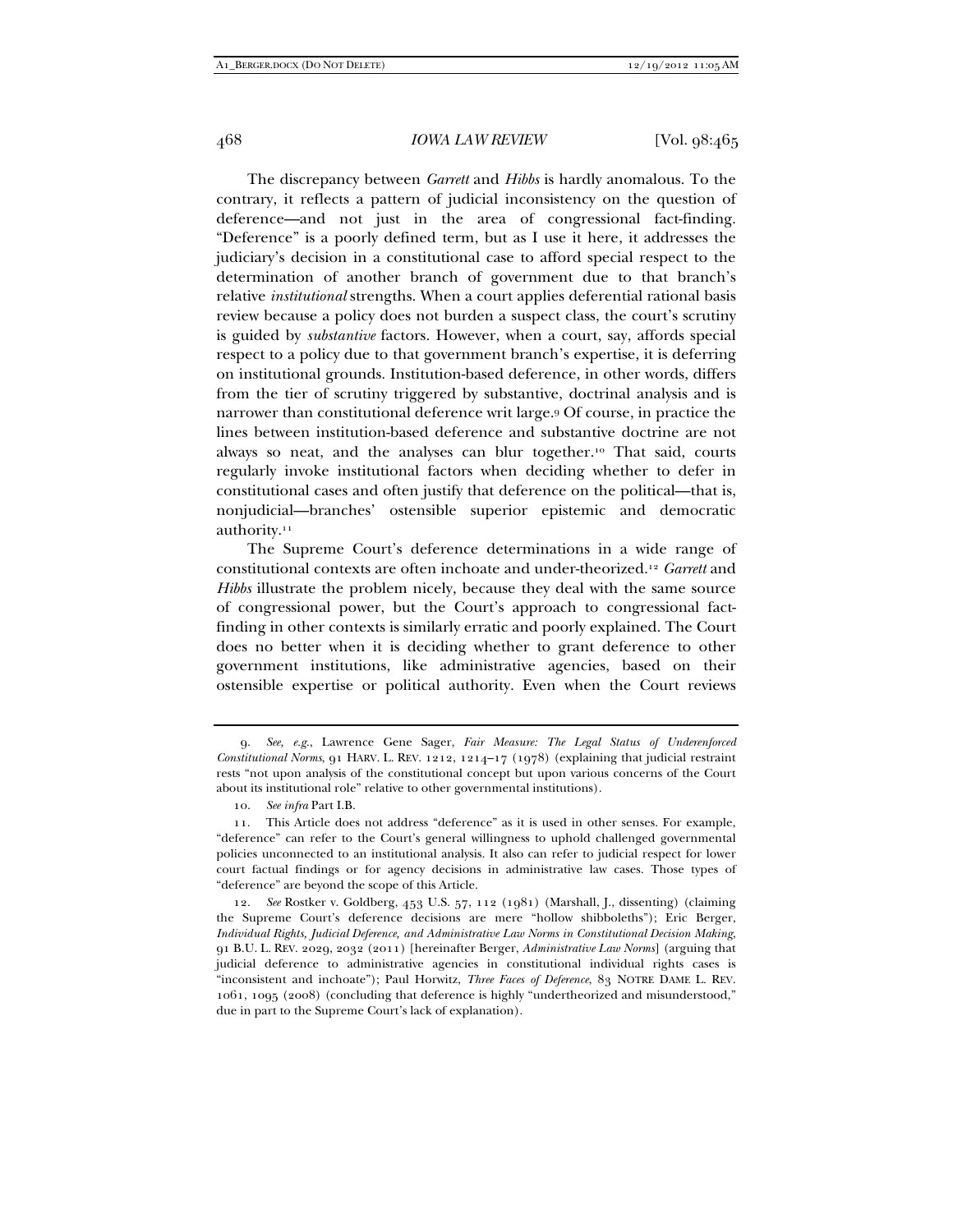The discrepancy between *Garrett* and *Hibbs* is hardly anomalous. To the contrary, it reflects a pattern of judicial inconsistency on the question of deference—and not just in the area of congressional fact-finding. "Deference" is a poorly defined term, but as I use it here, it addresses the judiciary's decision in a constitutional case to afford special respect to the determination of another branch of government due to that branch's relative *institutional* strengths. When a court applies deferential rational basis review because a policy does not burden a suspect class, the court's scrutiny is guided by *substantive* factors. However, when a court, say, affords special respect to a policy due to that government branch's expertise, it is deferring on institutional grounds. Institution-based deference, in other words, differs from the tier of scrutiny triggered by substantive, doctrinal analysis and is narrower than constitutional deference writ large.[9] Of course, in practice the lines between institution-based deference and substantive doctrine are not always so neat, and the analyses can blur together.[10] That said, courts regularly invoke institutional factors when deciding whether to defer in constitutional cases and often justify that deference on the political—that is, nonjudicial—branches' ostensible superior epistemic and democratic authority.[11]

The Supreme Court's deference determinations in a wide range of constitutional contexts are often inchoate and under-theorized.[12] *Garrett* and *Hibbs* illustrate the problem nicely, because they deal with the same source of congressional power, but the Court's approach to congressional fact-finding in other contexts is similarly erratic and poorly explained. The Court does no better when it is deciding whether to grant deference to other government institutions, like administrative agencies, based on their ostensible expertise or political authority. Even when the Court reviews

---

9. *See, e.g.*, Lawrence Gene Sager, *Fair Measure: The Legal Status of Underenforced Constitutional Norms*, 91 HARV. L. REV. 1212, 1214–17 (1978) (explaining that judicial restraint rests "not upon analysis of the constitutional concept but upon various concerns of the Court about its institutional role" relative to other governmental institutions).

10. *See infra* Part I.B.

11. This Article does not address "deference" as it is used in other senses. For example, "deference" can refer to the Court's general willingness to uphold challenged governmental policies unconnected to an institutional analysis. It also can refer to judicial respect for lower court factual findings or for agency decisions in administrative law cases. Those types of "deference" are beyond the scope of this Article.

12. *See* Rostker v. Goldberg, 453 U.S. 57, 112 (1981) (Marshall, J., dissenting) (claiming the Supreme Court's deference decisions are mere "hollow shibboleths"); Eric Berger, *Individual Rights, Judicial Deference, and Administrative Law Norms in Constitutional Decision Making*, 91 B.U. L. REV. 2029, 2032 (2011) [hereinafter Berger, *Administrative Law Norms*] (arguing that judicial deference to administrative agencies in constitutional individual rights cases is "inconsistent and inchoate"); Paul Horwitz, *Three Faces of Deference*, 83 NOTRE DAME L. REV. 1061, 1095 (2008) (concluding that deference is highly "undertheorized and misunderstood," due in part to the Supreme Court's lack of explanation).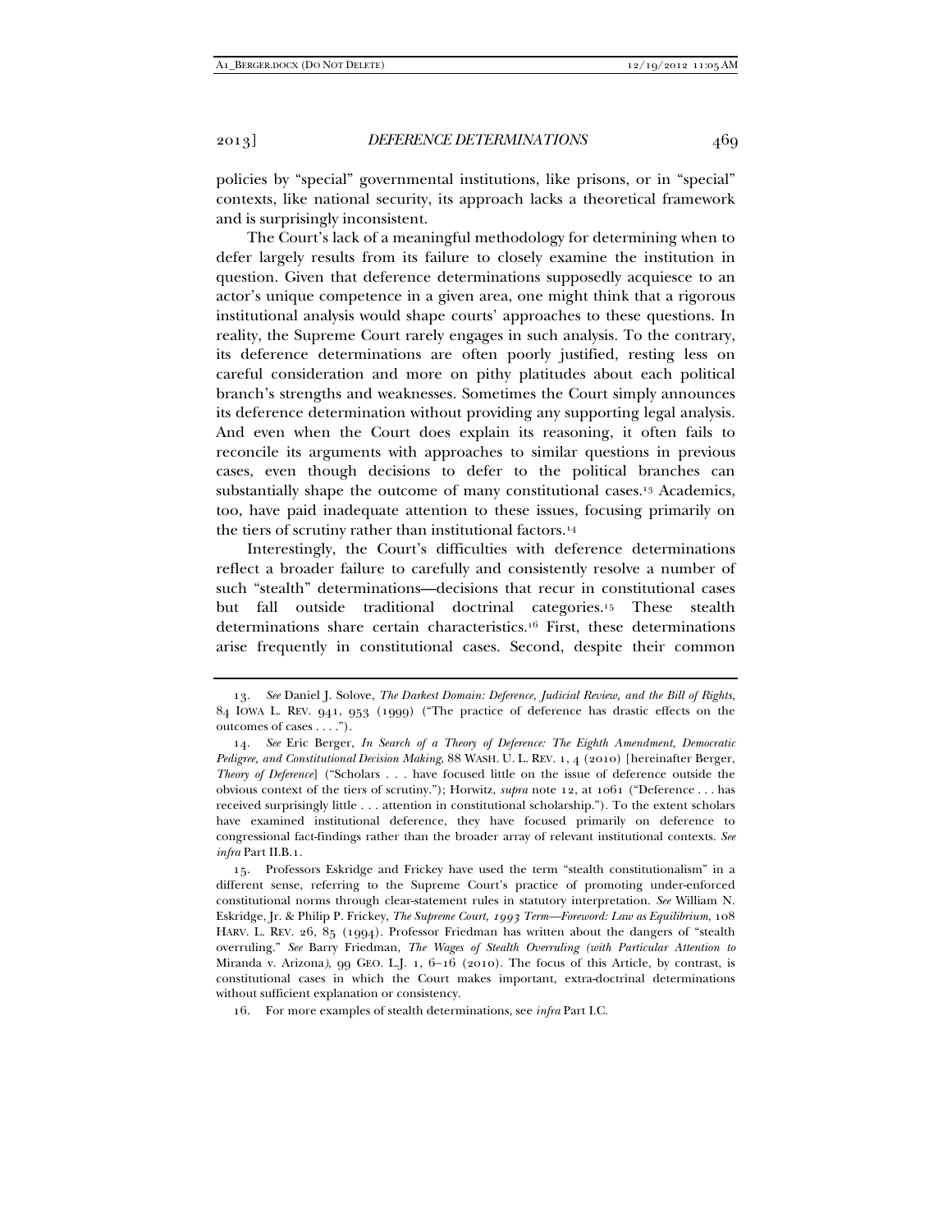policies by "special" governmental institutions, like prisons, or in "special" contexts, like national security, its approach lacks a theoretical framework and is surprisingly inconsistent.

The Court's lack of a meaningful methodology for determining when to defer largely results from its failure to closely examine the institution in question. Given that deference determinations supposedly acquiesce to an actor's unique competence in a given area, one might think that a rigorous institutional analysis would shape courts' approaches to these questions. In reality, the Supreme Court rarely engages in such analysis. To the contrary, its deference determinations are often poorly justified, resting less on careful consideration and more on pithy platitudes about each political branch's strengths and weaknesses. Sometimes the Court simply announces its deference determination without providing any supporting legal analysis. And even when the Court does explain its reasoning, it often fails to reconcile its arguments with approaches to similar questions in previous cases, even though decisions to defer to the political branches can substantially shape the outcome of many constitutional cases.[13] Academics, too, have paid inadequate attention to these issues, focusing primarily on the tiers of scrutiny rather than institutional factors.[14]

Interestingly, the Court's difficulties with deference determinations reflect a broader failure to carefully and consistently resolve a number of such "stealth" determinations—decisions that recur in constitutional cases but fall outside traditional doctrinal categories.[15] These stealth determinations share certain characteristics.[16] First, these determinations arise frequently in constitutional cases. Second, despite their common

---

13. *See* Daniel J. Solove, *The Darkest Domain: Deference, Judicial Review, and the Bill of Rights*, 84 IOWA L. REV. 941, 953 (1999) ("The practice of deference has drastic effects on the outcomes of cases . . . .").

14. *See* Eric Berger, *In Search of a Theory of Deference: The Eighth Amendment, Democratic Pedigree, and Constitutional Decision Making*, 88 WASH. U. L. REV. 1, 4 (2010) [hereinafter Berger, *Theory of Deference*] ("Scholars . . . have focused little on the issue of deference outside the obvious context of the tiers of scrutiny."); Horwitz, *supra* note 12, at 1061 ("Deference . . . has received surprisingly little . . . attention in constitutional scholarship."). To the extent scholars have examined institutional deference, they have focused primarily on deference to congressional fact-findings rather than the broader array of relevant institutional contexts. *See infra* Part II.B.1.

15. Professors Eskridge and Frickey have used the term "stealth constitutionalism" in a different sense, referring to the Supreme Court's practice of promoting under-enforced constitutional norms through clear-statement rules in statutory interpretation. *See* William N. Eskridge, Jr. & Philip P. Frickey, *The Supreme Court, 1993 Term—Foreword: Law as Equilibrium*, 108 HARV. L. REV. 26, 85 (1994). Professor Friedman has written about the dangers of "stealth overruling." *See* Barry Friedman, *The Wages of Stealth Overruling (with Particular Attention to* Miranda v. Arizona*)*, 99 GEO. L.J. 1, 6–16 (2010). The focus of this Article, by contrast, is constitutional cases in which the Court makes important, extra-doctrinal determinations without sufficient explanation or consistency.

16. For more examples of stealth determinations, see *infra* Part I.C.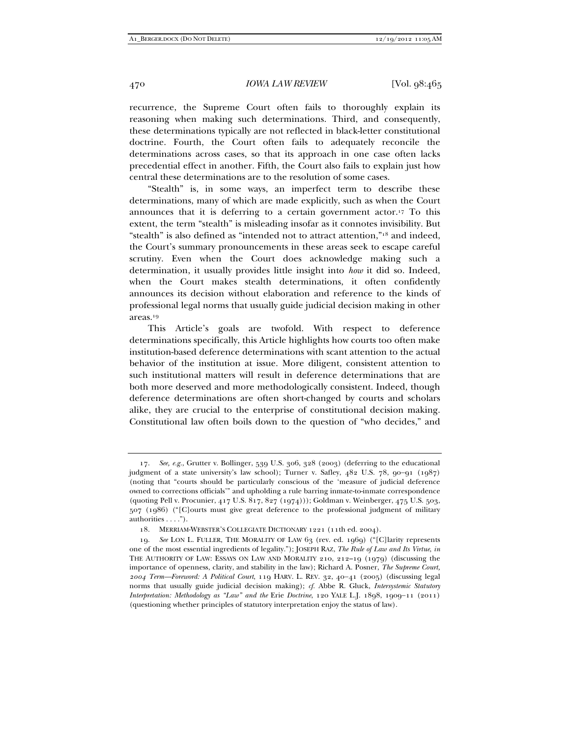recurrence, the Supreme Court often fails to thoroughly explain its reasoning when making such determinations. Third, and consequently, these determinations typically are not reflected in black-letter constitutional doctrine. Fourth, the Court often fails to adequately reconcile the determinations across cases, so that its approach in one case often lacks precedential effect in another. Fifth, the Court also fails to explain just how central these determinations are to the resolution of some cases.

"Stealth" is, in some ways, an imperfect term to describe these determinations, many of which are made explicitly, such as when the Court announces that it is deferring to a certain government actor.[17] To this extent, the term "stealth" is misleading insofar as it connotes invisibility. But "stealth" is also defined as "intended not to attract attention,"[18] and indeed, the Court's summary pronouncements in these areas seek to escape careful scrutiny. Even when the Court does acknowledge making such a determination, it usually provides little insight into *how* it did so. Indeed, when the Court makes stealth determinations, it often confidently announces its decision without elaboration and reference to the kinds of professional legal norms that usually guide judicial decision making in other areas.[19]

This Article's goals are twofold. With respect to deference determinations specifically, this Article highlights how courts too often make institution-based deference determinations with scant attention to the actual behavior of the institution at issue. More diligent, consistent attention to such institutional matters will result in deference determinations that are both more deserved and more methodologically consistent. Indeed, though deference determinations are often short-changed by courts and scholars alike, they are crucial to the enterprise of constitutional decision making. Constitutional law often boils down to the question of "who decides," and

---

17. *See, e.g.*, Grutter v. Bollinger, 539 U.S. 306, 328 (2003) (deferring to the educational judgment of a state university's law school); Turner v. Safley, 482 U.S. 78, 90–91 (1987) (noting that "courts should be particularly conscious of the 'measure of judicial deference owned to corrections officials'" and upholding a rule barring inmate-to-inmate correspondence (quoting Pell v. Procunier, 417 U.S. 817, 827 (1974))); Goldman v. Weinberger, 475 U.S. 503, 507 (1986) ("[C]ourts must give great deference to the professional judgment of military authorities . . . .").

18. MERRIAM-WEBSTER'S COLLEGIATE DICTIONARY 1221 (11th ed. 2004).

19. *See* LON L. FULLER, THE MORALITY OF LAW 63 (rev. ed. 1969) ("[C]larity represents one of the most essential ingredients of legality."); JOSEPH RAZ, *The Rule of Law and Its Virtue*, *in* THE AUTHORITY OF LAW: ESSAYS ON LAW AND MORALITY 210, 212–19 (1979) (discussing the importance of openness, clarity, and stability in the law); Richard A. Posner, *The Supreme Court, 2004 Term—Foreword: A Political Court*, 119 HARV. L. REV. 32, 40–41 (2005) (discussing legal norms that usually guide judicial decision making); *cf.* Abbe R. Gluck, *Intersystemic Statutory Interpretation: Methodology as "Law" and the* Erie *Doctrine*, 120 YALE L.J. 1898, 1909–11 (2011) (questioning whether principles of statutory interpretation enjoy the status of law).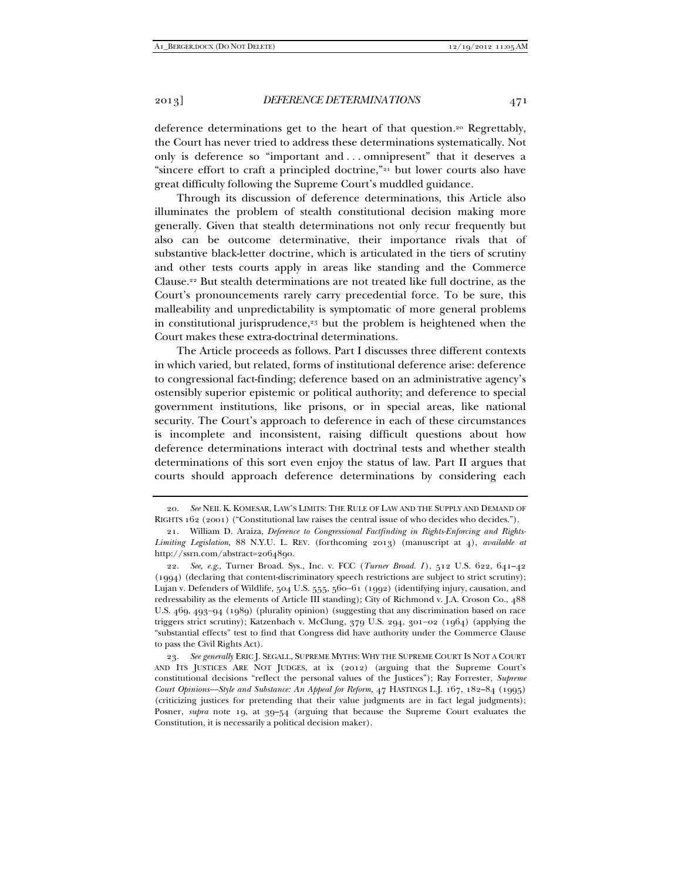deference determinations get to the heart of that question.[20] Regrettably, the Court has never tried to address these determinations systematically. Not only is deference so "important and . . . omnipresent" that it deserves a "sincere effort to craft a principled doctrine,"[21] but lower courts also have great difficulty following the Supreme Court's muddled guidance.

Through its discussion of deference determinations, this Article also illuminates the problem of stealth constitutional decision making more generally. Given that stealth determinations not only recur frequently but also can be outcome determinative, their importance rivals that of substantive black-letter doctrine, which is articulated in the tiers of scrutiny and other tests courts apply in areas like standing and the Commerce Clause.[22] But stealth determinations are not treated like full doctrine, as the Court's pronouncements rarely carry precedential force. To be sure, this malleability and unpredictability is symptomatic of more general problems in constitutional jurisprudence,[23] but the problem is heightened when the Court makes these extra-doctrinal determinations.

The Article proceeds as follows. Part I discusses three different contexts in which varied, but related, forms of institutional deference arise: deference to congressional fact-finding; deference based on an administrative agency's ostensibly superior epistemic or political authority; and deference to special government institutions, like prisons, or in special areas, like national security. The Court's approach to deference in each of these circumstances is incomplete and inconsistent, raising difficult questions about how deference determinations interact with doctrinal tests and whether stealth determinations of this sort even enjoy the status of law. Part II argues that courts should approach deference determinations by considering each

---

20. *See* NEIL K. KOMESAR, LAW'S LIMITS: THE RULE OF LAW AND THE SUPPLY AND DEMAND OF RIGHTS 162 (2001) ("Constitutional law raises the central issue of who decides who decides.").

21. William D. Araiza, *Deference to Congressional Factfinding in Rights-Enforcing and Rights-Limiting Legislation*, 88 N.Y.U. L. REV. (forthcoming 2013) (manuscript at 4), *available at* http://ssrn.com/abstract=2064890.

22. *See, e.g.*, Turner Broad. Sys., Inc. v. FCC (*Turner Broad. I*), 512 U.S. 622, 641–42 (1994) (declaring that content-discriminatory speech restrictions are subject to strict scrutiny); Lujan v. Defenders of Wildlife, 504 U.S. 555, 560–61 (1992) (identifying injury, causation, and redressability as the elements of Article III standing); City of Richmond v. J.A. Croson Co., 488 U.S. 469, 493–94 (1989) (plurality opinion) (suggesting that any discrimination based on race triggers strict scrutiny); Katzenbach v. McClung, 379 U.S. 294, 301–02 (1964) (applying the "substantial effects" test to find that Congress did have authority under the Commerce Clause to pass the Civil Rights Act).

23. *See generally* ERIC J. SEGALL, SUPREME MYTHS: WHY THE SUPREME COURT IS NOT A COURT AND ITS JUSTICES ARE NOT JUDGES, at ix (2012) (arguing that the Supreme Court's constitutional decisions "reflect the personal values of the Justices"); Ray Forrester, *Supreme Court Opinions—Style and Substance: An Appeal for Reform*, 47 HASTINGS L.J. 167, 182–84 (1995) (criticizing justices for pretending that their value judgments are in fact legal judgments); Posner, *supra* note 19, at 39–54 (arguing that because the Supreme Court evaluates the Constitution, it is necessarily a political decision maker).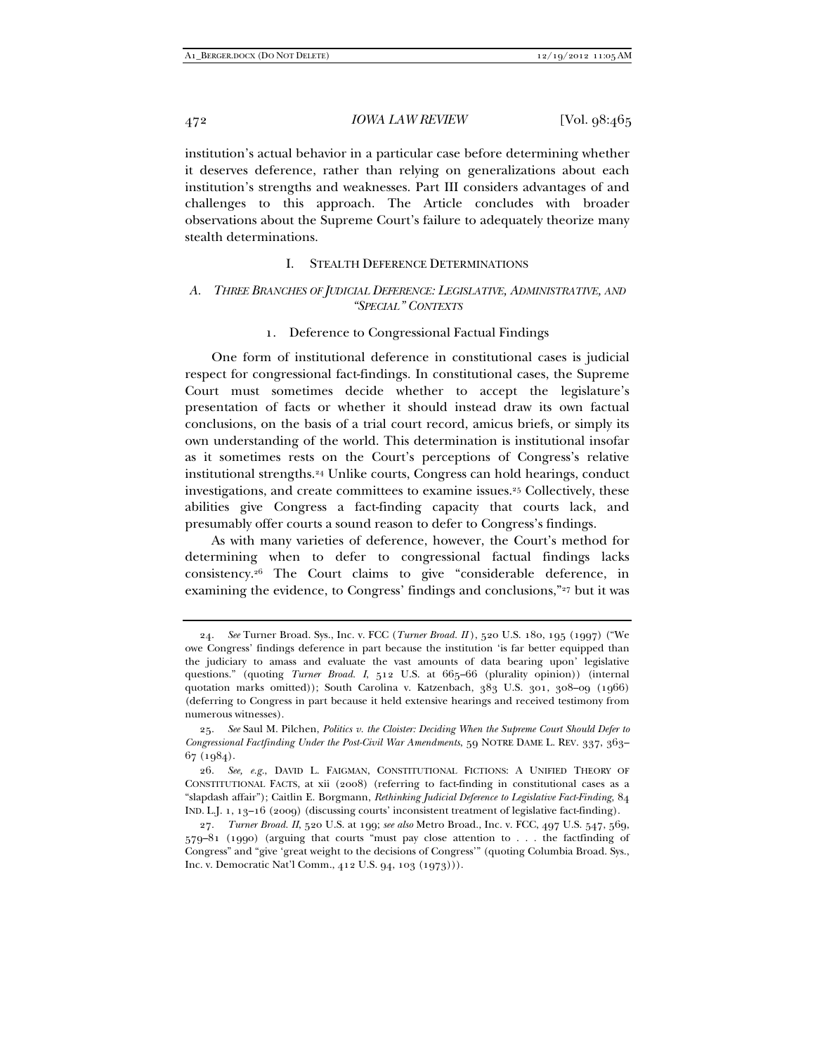institution's actual behavior in a particular case before determining whether it deserves deference, rather than relying on generalizations about each institution's strengths and weaknesses. Part III considers advantages of and challenges to this approach. The Article concludes with broader observations about the Supreme Court's failure to adequately theorize many stealth determinations.

## I. STEALTH DEFERENCE DETERMINATIONS

### A. *THREE BRANCHES OF JUDICIAL DEFERENCE: LEGISLATIVE, ADMINISTRATIVE, AND "SPECIAL" CONTEXTS*

#### 1. Deference to Congressional Factual Findings

One form of institutional deference in constitutional cases is judicial respect for congressional fact-findings. In constitutional cases, the Supreme Court must sometimes decide whether to accept the legislature's presentation of facts or whether it should instead draw its own factual conclusions, on the basis of a trial court record, amicus briefs, or simply its own understanding of the world. This determination is institutional insofar as it sometimes rests on the Court's perceptions of Congress's relative institutional strengths.[24] Unlike courts, Congress can hold hearings, conduct investigations, and create committees to examine issues.[25] Collectively, these abilities give Congress a fact-finding capacity that courts lack, and presumably offer courts a sound reason to defer to Congress's findings.

As with many varieties of deference, however, the Court's method for determining when to defer to congressional factual findings lacks consistency.[26] The Court claims to give "considerable deference, in examining the evidence, to Congress' findings and conclusions,"[27] but it was

---

24. *See* Turner Broad. Sys., Inc. v. FCC (*Turner Broad. II*), 520 U.S. 180, 195 (1997) ("We owe Congress' findings deference in part because the institution 'is far better equipped than the judiciary to amass and evaluate the vast amounts of data bearing upon' legislative questions." (quoting *Turner Broad. I*, 512 U.S. at 665–66 (plurality opinion)) (internal quotation marks omitted)); South Carolina v. Katzenbach, 383 U.S. 301, 308–09 (1966) (deferring to Congress in part because it held extensive hearings and received testimony from numerous witnesses).

25. *See* Saul M. Pilchen, *Politics v. the Cloister: Deciding When the Supreme Court Should Defer to Congressional Factfinding Under the Post-Civil War Amendments*, 59 NOTRE DAME L. REV. 337, 363–67 (1984).

26. *See, e.g.*, DAVID L. FAIGMAN, CONSTITUTIONAL FICTIONS: A UNIFIED THEORY OF CONSTITUTIONAL FACTS, at xii (2008) (referring to fact-finding in constitutional cases as a "slapdash affair"); Caitlin E. Borgmann, *Rethinking Judicial Deference to Legislative Fact-Finding*, 84 IND. L.J. 1, 13–16 (2009) (discussing courts' inconsistent treatment of legislative fact-finding).

27. *Turner Broad. II*, 520 U.S. at 199; *see also* Metro Broad., Inc. v. FCC, 497 U.S. 547, 569, 579–81 (1990) (arguing that courts "must pay close attention to . . . the factfinding of Congress" and "give 'great weight to the decisions of Congress'" (quoting Columbia Broad. Sys., Inc. v. Democratic Nat'l Comm., 412 U.S. 94, 103 (1973))).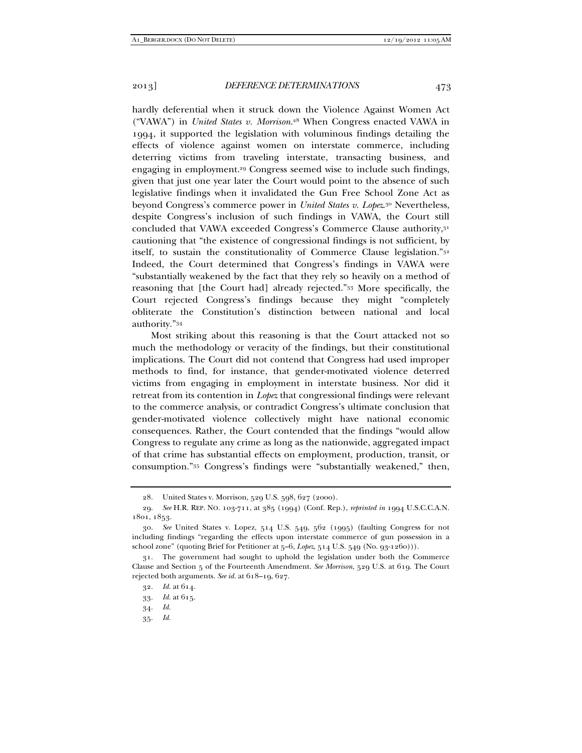hardly deferential when it struck down the Violence Against Women Act ("VAWA") in *United States v. Morrison*.[28] When Congress enacted VAWA in 1994, it supported the legislation with voluminous findings detailing the effects of violence against women on interstate commerce, including deterring victims from traveling interstate, transacting business, and engaging in employment.[29] Congress seemed wise to include such findings, given that just one year later the Court would point to the absence of such legislative findings when it invalidated the Gun Free School Zone Act as beyond Congress's commerce power in *United States v. Lopez*.[30] Nevertheless, despite Congress's inclusion of such findings in VAWA, the Court still concluded that VAWA exceeded Congress's Commerce Clause authority,[31] cautioning that "the existence of congressional findings is not sufficient, by itself, to sustain the constitutionality of Commerce Clause legislation."[32] Indeed, the Court determined that Congress's findings in VAWA were "substantially weakened by the fact that they rely so heavily on a method of reasoning that [the Court had] already rejected."[33] More specifically, the Court rejected Congress's findings because they might "completely obliterate the Constitution's distinction between national and local authority."[34]

Most striking about this reasoning is that the Court attacked not so much the methodology or veracity of the findings, but their constitutional implications. The Court did not contend that Congress had used improper methods to find, for instance, that gender-motivated violence deterred victims from engaging in employment in interstate business. Nor did it retreat from its contention in *Lopez* that congressional findings were relevant to the commerce analysis, or contradict Congress's ultimate conclusion that gender-motivated violence collectively might have national economic consequences. Rather, the Court contended that the findings "would allow Congress to regulate any crime as long as the nationwide, aggregated impact of that crime has substantial effects on employment, production, transit, or consumption."[35] Congress's findings were "substantially weakened," then,

---

28. United States v. Morrison, 529 U.S. 598, 627 (2000).

29. *See* H.R. REP. NO. 103-711, at 385 (1994) (Conf. Rep.), *reprinted in* 1994 U.S.C.C.A.N. 1801, 1853.

30. *See* United States v. Lopez, 514 U.S. 549, 562 (1995) (faulting Congress for not including findings "regarding the effects upon interstate commerce of gun possession in a school zone" (quoting Brief for Petitioner at 5–6, *Lopez*, 514 U.S. 549 (No. 93-1260))).

31. The government had sought to uphold the legislation under both the Commerce Clause and Section 5 of the Fourteenth Amendment. *See Morrison*, 529 U.S. at 619. The Court rejected both arguments. *See id.* at 618–19, 627.

32. *Id.* at 614.

33. *Id.* at 615.

34. *Id.*

35. *Id.*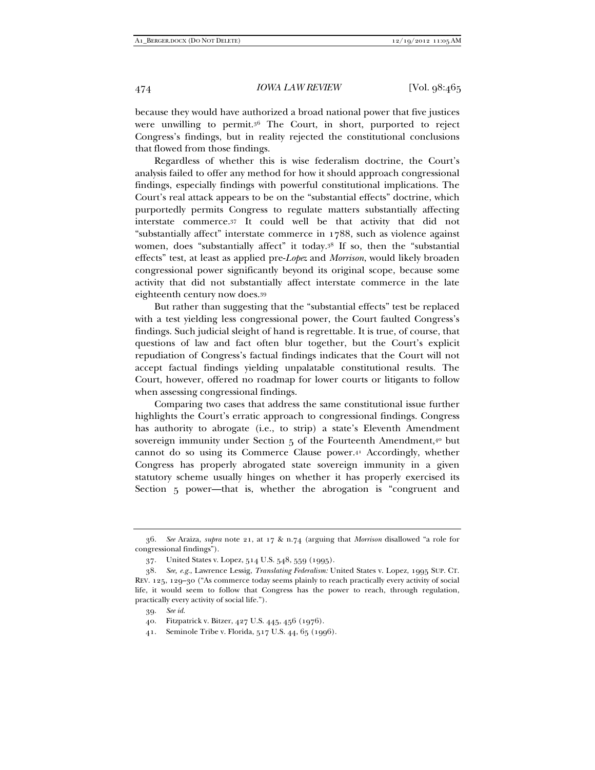because they would have authorized a broad national power that five justices were unwilling to permit.[36] The Court, in short, purported to reject Congress's findings, but in reality rejected the constitutional conclusions that flowed from those findings.

Regardless of whether this is wise federalism doctrine, the Court's analysis failed to offer any method for how it should approach congressional findings, especially findings with powerful constitutional implications. The Court's real attack appears to be on the "substantial effects" doctrine, which purportedly permits Congress to regulate matters substantially affecting interstate commerce.[37] It could well be that activity that did not "substantially affect" interstate commerce in 1788, such as violence against women, does "substantially affect" it today.[38] If so, then the "substantial effects" test, at least as applied pre-*Lopez* and *Morrison*, would likely broaden congressional power significantly beyond its original scope, because some activity that did not substantially affect interstate commerce in the late eighteenth century now does.[39]

But rather than suggesting that the "substantial effects" test be replaced with a test yielding less congressional power, the Court faulted Congress's findings. Such judicial sleight of hand is regrettable. It is true, of course, that questions of law and fact often blur together, but the Court's explicit repudiation of Congress's factual findings indicates that the Court will not accept factual findings yielding unpalatable constitutional results. The Court, however, offered no roadmap for lower courts or litigants to follow when assessing congressional findings.

Comparing two cases that address the same constitutional issue further highlights the Court's erratic approach to congressional findings. Congress has authority to abrogate (i.e., to strip) a state's Eleventh Amendment sovereign immunity under Section 5 of the Fourteenth Amendment,[40] but cannot do so using its Commerce Clause power.[41] Accordingly, whether Congress has properly abrogated state sovereign immunity in a given statutory scheme usually hinges on whether it has properly exercised its Section 5 power—that is, whether the abrogation is "congruent and

---

36. *See* Araiza, *supra* note 21, at 17 & n.74 (arguing that *Morrison* disallowed "a role for congressional findings").

37. United States v. Lopez, 514 U.S. 548, 559 (1995).

38. *See, e.g.*, Lawrence Lessig, *Translating Federalism:* United States v. Lopez, 1995 SUP. CT. REV. 125, 129–30 ("As commerce today seems plainly to reach practically every activity of social life, it would seem to follow that Congress has the power to reach, through regulation, practically every activity of social life.").

39. *See id.*

40. Fitzpatrick v. Bitzer, 427 U.S. 445, 456 (1976).

41. Seminole Tribe v. Florida, 517 U.S. 44, 65 (1996).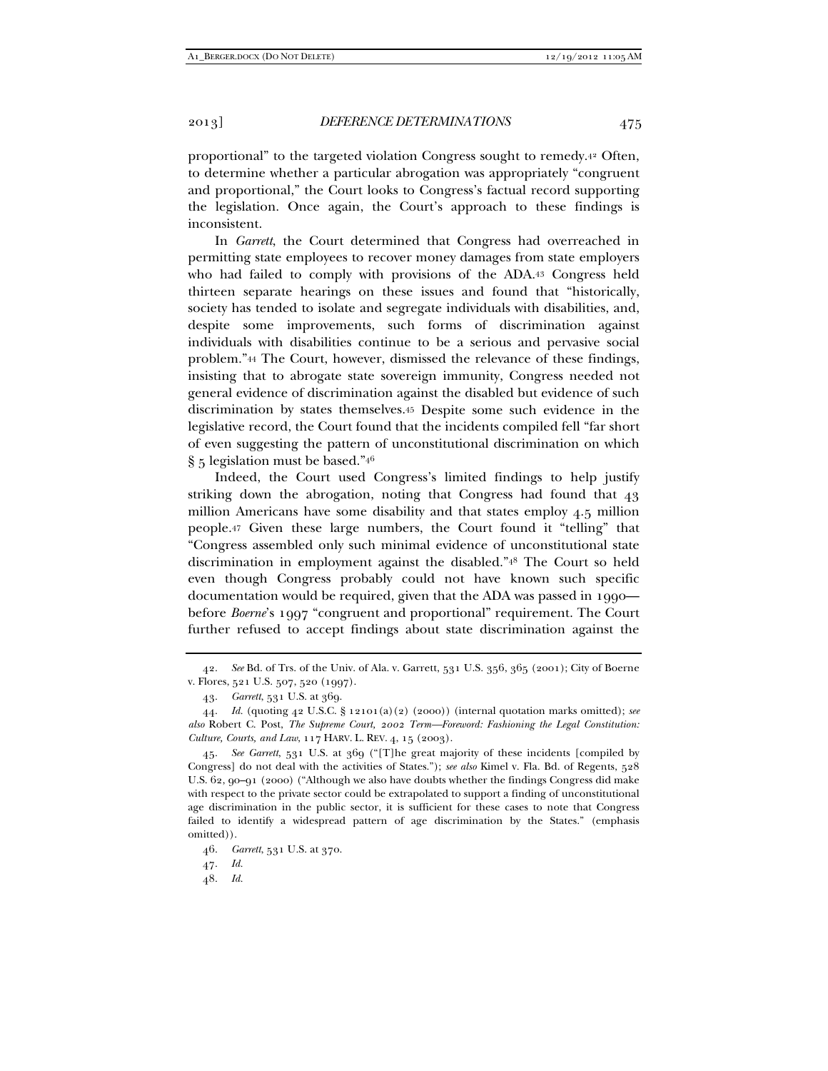proportional" to the targeted violation Congress sought to remedy.[42] Often, to determine whether a particular abrogation was appropriately "congruent and proportional," the Court looks to Congress's factual record supporting the legislation. Once again, the Court's approach to these findings is inconsistent.

In *Garrett*, the Court determined that Congress had overreached in permitting state employees to recover money damages from state employers who had failed to comply with provisions of the ADA.[43] Congress held thirteen separate hearings on these issues and found that "historically, society has tended to isolate and segregate individuals with disabilities, and, despite some improvements, such forms of discrimination against individuals with disabilities continue to be a serious and pervasive social problem."[44] The Court, however, dismissed the relevance of these findings, insisting that to abrogate state sovereign immunity, Congress needed not general evidence of discrimination against the disabled but evidence of such discrimination by states themselves.[45] Despite some such evidence in the legislative record, the Court found that the incidents compiled fell "far short of even suggesting the pattern of unconstitutional discrimination on which § 5 legislation must be based."[46]

Indeed, the Court used Congress's limited findings to help justify striking down the abrogation, noting that Congress had found that 43 million Americans have some disability and that states employ 4.5 million people.[47] Given these large numbers, the Court found it "telling" that "Congress assembled only such minimal evidence of unconstitutional state discrimination in employment against the disabled."[48] The Court so held even though Congress probably could not have known such specific documentation would be required, given that the ADA was passed in 1990—before *Boerne*'s 1997 "congruent and proportional" requirement. The Court further refused to accept findings about state discrimination against the

---

42. *See* Bd. of Trs. of the Univ. of Ala. v. Garrett, 531 U.S. 356, 365 (2001); City of Boerne v. Flores, 521 U.S. 507, 520 (1997).

43. *Garrett*, 531 U.S. at 369.

44. *Id.* (quoting 42 U.S.C. § 12101(a)(2) (2000)) (internal quotation marks omitted); *see also* Robert C. Post, *The Supreme Court, 2002 Term—Foreword: Fashioning the Legal Constitution: Culture, Courts, and Law*, 117 HARV. L. REV. 4, 15 (2003).

45. *See Garrett*, 531 U.S. at 369 ("[T]he great majority of these incidents [compiled by Congress] do not deal with the activities of States."); *see also* Kimel v. Fla. Bd. of Regents, 528 U.S. 62, 90–91 (2000) ("Although we also have doubts whether the findings Congress did make with respect to the private sector could be extrapolated to support a finding of unconstitutional age discrimination in the public sector, it is sufficient for these cases to note that Congress failed to identify a widespread pattern of age discrimination by the States." (emphasis omitted)).

46. *Garrett*, 531 U.S. at 370.

47. *Id.*

48. *Id.*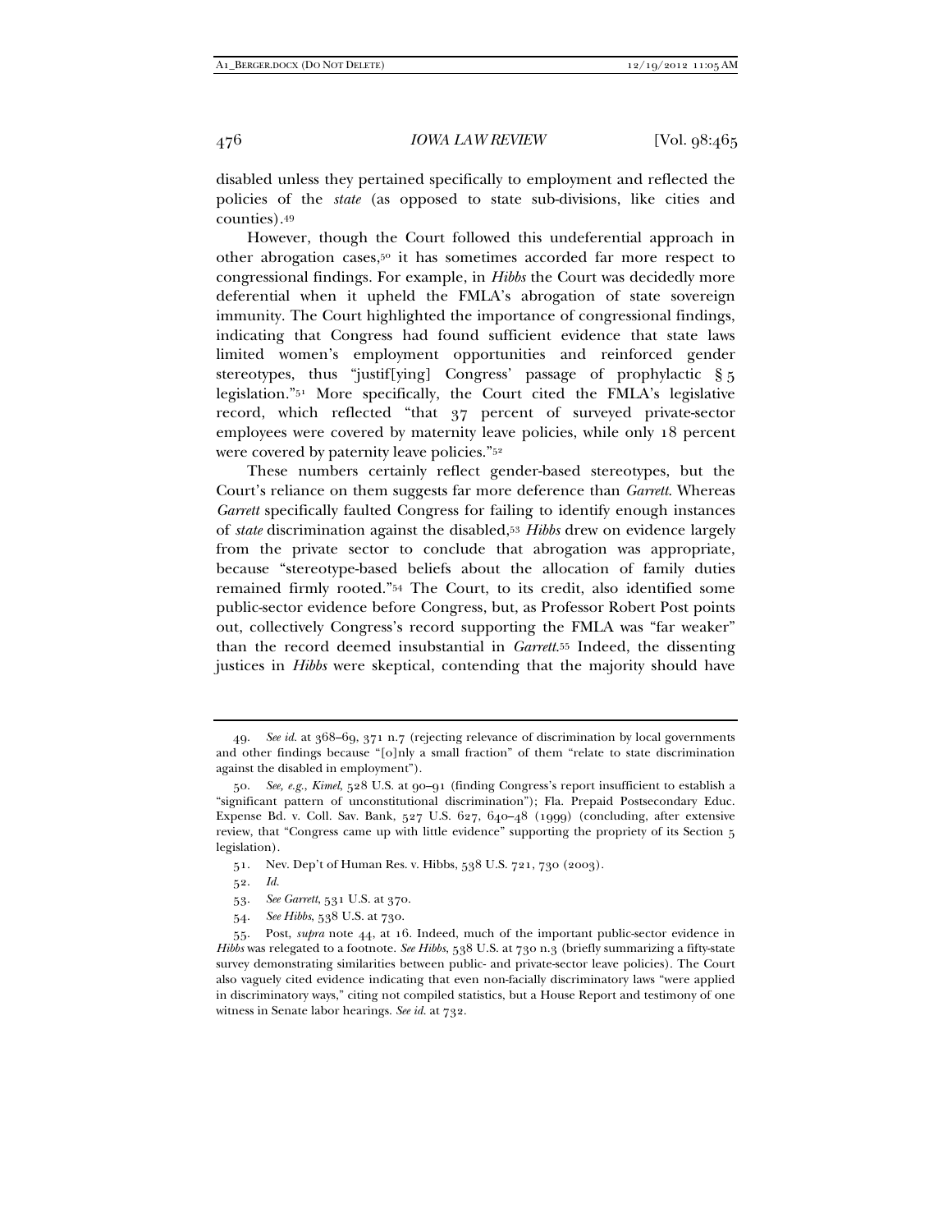disabled unless they pertained specifically to employment and reflected the policies of the *state* (as opposed to state sub-divisions, like cities and counties).[49]

However, though the Court followed this undeferential approach in other abrogation cases,[50] it has sometimes accorded far more respect to congressional findings. For example, in *Hibbs* the Court was decidedly more deferential when it upheld the FMLA's abrogation of state sovereign immunity. The Court highlighted the importance of congressional findings, indicating that Congress had found sufficient evidence that state laws limited women's employment opportunities and reinforced gender stereotypes, thus "justif[ying] Congress' passage of prophylactic § 5 legislation."[51] More specifically, the Court cited the FMLA's legislative record, which reflected "that 37 percent of surveyed private-sector employees were covered by maternity leave policies, while only 18 percent were covered by paternity leave policies."[52]

These numbers certainly reflect gender-based stereotypes, but the Court's reliance on them suggests far more deference than *Garrett*. Whereas *Garrett* specifically faulted Congress for failing to identify enough instances of *state* discrimination against the disabled,[53] *Hibbs* drew on evidence largely from the private sector to conclude that abrogation was appropriate, because "stereotype-based beliefs about the allocation of family duties remained firmly rooted."[54] The Court, to its credit, also identified some public-sector evidence before Congress, but, as Professor Robert Post points out, collectively Congress's record supporting the FMLA was "far weaker" than the record deemed insubstantial in *Garrett*.[55] Indeed, the dissenting justices in *Hibbs* were skeptical, contending that the majority should have

---

49. *See id.* at 368–69, 371 n.7 (rejecting relevance of discrimination by local governments and other findings because "[o]nly a small fraction" of them "relate to state discrimination against the disabled in employment").

50. *See, e.g.*, *Kimel*, 528 U.S. at 90–91 (finding Congress's report insufficient to establish a "significant pattern of unconstitutional discrimination"); Fla. Prepaid Postsecondary Educ. Expense Bd. v. Coll. Sav. Bank, 527 U.S. 627, 640–48 (1999) (concluding, after extensive review, that "Congress came up with little evidence" supporting the propriety of its Section 5 legislation).

51. Nev. Dep't of Human Res. v. Hibbs, 538 U.S. 721, 730 (2003).

52. *Id.*

53. *See Garrett*, 531 U.S. at 370.

54. *See Hibbs*, 538 U.S. at 730.

55. Post, *supra* note 44, at 16. Indeed, much of the important public-sector evidence in *Hibbs* was relegated to a footnote. *See Hibbs*, 538 U.S. at 730 n.3 (briefly summarizing a fifty-state survey demonstrating similarities between public- and private-sector leave policies). The Court also vaguely cited evidence indicating that even non-facially discriminatory laws "were applied in discriminatory ways," citing not compiled statistics, but a House Report and testimony of one witness in Senate labor hearings. *See id.* at 732.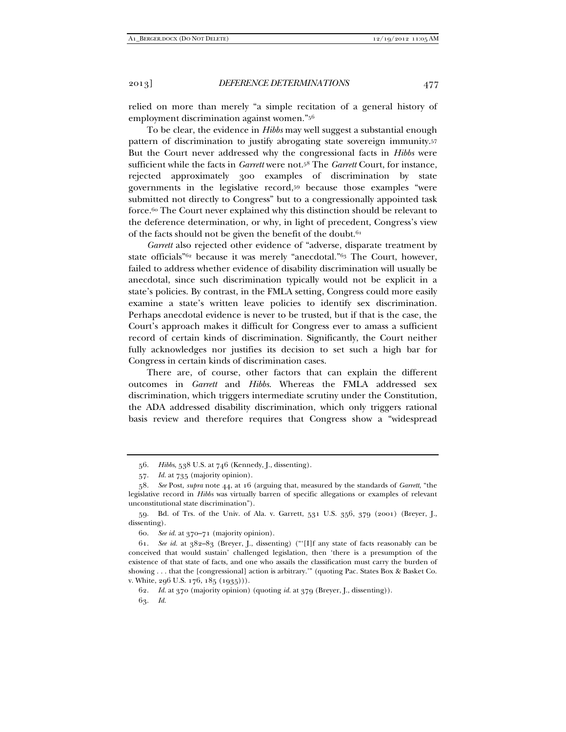relied on more than merely "a simple recitation of a general history of employment discrimination against women."[56]

To be clear, the evidence in *Hibbs* may well suggest a substantial enough pattern of discrimination to justify abrogating state sovereign immunity.[57] But the Court never addressed why the congressional facts in *Hibbs* were sufficient while the facts in *Garrett* were not.[58] The *Garrett* Court, for instance, rejected approximately 300 examples of discrimination by state governments in the legislative record,[59] because those examples "were submitted not directly to Congress" but to a congressionally appointed task force.[60] The Court never explained why this distinction should be relevant to the deference determination, or why, in light of precedent, Congress's view of the facts should not be given the benefit of the doubt.[61]

*Garrett* also rejected other evidence of "adverse, disparate treatment by state officials"[62] because it was merely "anecdotal."[63] The Court, however, failed to address whether evidence of disability discrimination will usually be anecdotal, since such discrimination typically would not be explicit in a state's policies. By contrast, in the FMLA setting, Congress could more easily examine a state's written leave policies to identify sex discrimination. Perhaps anecdotal evidence is never to be trusted, but if that is the case, the Court's approach makes it difficult for Congress ever to amass a sufficient record of certain kinds of discrimination. Significantly, the Court neither fully acknowledges nor justifies its decision to set such a high bar for Congress in certain kinds of discrimination cases.

There are, of course, other factors that can explain the different outcomes in *Garrett* and *Hibbs*. Whereas the FMLA addressed sex discrimination, which triggers intermediate scrutiny under the Constitution, the ADA addressed disability discrimination, which only triggers rational basis review and therefore requires that Congress show a "widespread

---

56. *Hibbs*, 538 U.S. at 746 (Kennedy, J., dissenting).

57. *Id.* at 735 (majority opinion).

58. *See* Post, *supra* note 44, at 16 (arguing that, measured by the standards of *Garrett*, "the legislative record in *Hibbs* was virtually barren of specific allegations or examples of relevant unconstitutional state discrimination").

59. Bd. of Trs. of the Univ. of Ala. v. Garrett, 531 U.S. 356, 379 (2001) (Breyer, J., dissenting).

60. *See id.* at 370–71 (majority opinion).

61. *See id.* at 382–83 (Breyer, J., dissenting) ("'[I]f any state of facts reasonably can be conceived that would sustain' challenged legislation, then 'there is a presumption of the existence of that state of facts, and one who assails the classification must carry the burden of showing . . . that the [congressional] action is arbitrary.'" (quoting Pac. States Box & Basket Co. v. White, 296 U.S. 176, 185 (1935))).

62. *Id.* at 370 (majority opinion) (quoting *id.* at 379 (Breyer, J., dissenting)).

63. *Id.*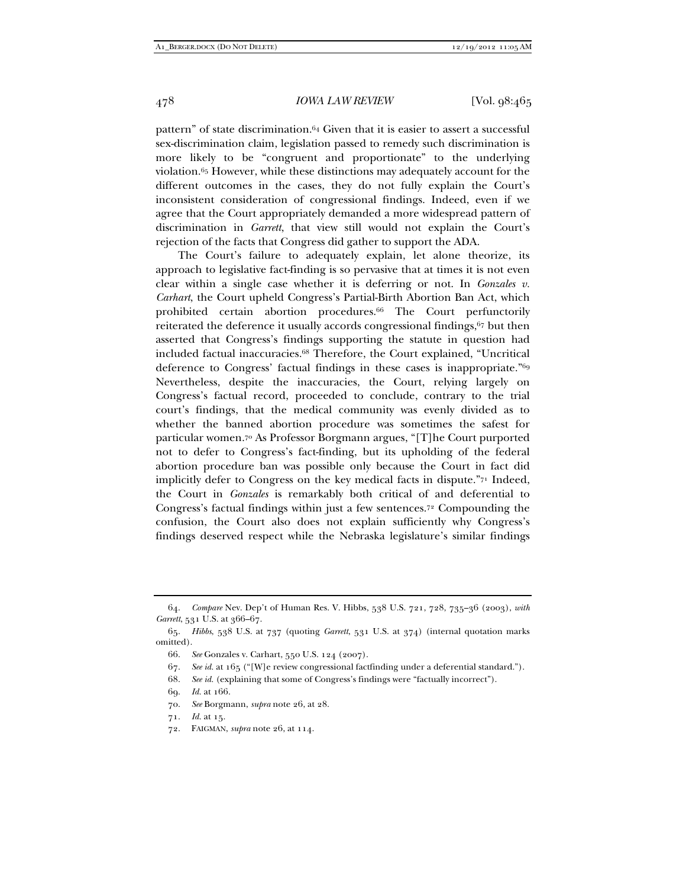pattern" of state discrimination.[64] Given that it is easier to assert a successful sex-discrimination claim, legislation passed to remedy such discrimination is more likely to be "congruent and proportionate" to the underlying violation.[65] However, while these distinctions may adequately account for the different outcomes in the cases, they do not fully explain the Court's inconsistent consideration of congressional findings. Indeed, even if we agree that the Court appropriately demanded a more widespread pattern of discrimination in *Garrett*, that view still would not explain the Court's rejection of the facts that Congress did gather to support the ADA.

The Court's failure to adequately explain, let alone theorize, its approach to legislative fact-finding is so pervasive that at times it is not even clear within a single case whether it is deferring or not. In *Gonzales v. Carhart*, the Court upheld Congress's Partial-Birth Abortion Ban Act, which prohibited certain abortion procedures.[66] The Court perfunctorily reiterated the deference it usually accords congressional findings,[67] but then asserted that Congress's findings supporting the statute in question had included factual inaccuracies.[68] Therefore, the Court explained, "Uncritical deference to Congress' factual findings in these cases is inappropriate."[69] Nevertheless, despite the inaccuracies, the Court, relying largely on Congress's factual record, proceeded to conclude, contrary to the trial court's findings, that the medical community was evenly divided as to whether the banned abortion procedure was sometimes the safest for particular women.[70] As Professor Borgmann argues, "[T]he Court purported not to defer to Congress's fact-finding, but its upholding of the federal abortion procedure ban was possible only because the Court in fact did implicitly defer to Congress on the key medical facts in dispute."[71] Indeed, the Court in *Gonzales* is remarkably both critical of and deferential to Congress's factual findings within just a few sentences.[72] Compounding the confusion, the Court also does not explain sufficiently why Congress's findings deserved respect while the Nebraska legislature's similar findings

---

64. *Compare* Nev. Dep't of Human Res. V. Hibbs, 538 U.S. 721, 728, 735–36 (2003), *with Garrett*, 531 U.S. at 366–67.

65. *Hibbs*, 538 U.S. at 737 (quoting *Garrett*, 531 U.S. at 374) (internal quotation marks omitted).

66. *See* Gonzales v. Carhart, 550 U.S. 124 (2007).

67. *See id.* at 165 ("[W]e review congressional factfinding under a deferential standard.").

68. *See id.* (explaining that some of Congress's findings were "factually incorrect").

69. *Id.* at 166.

70. *See* Borgmann, *supra* note 26, at 28.

71. *Id.* at 15.

72. FAIGMAN, *supra* note 26, at 114.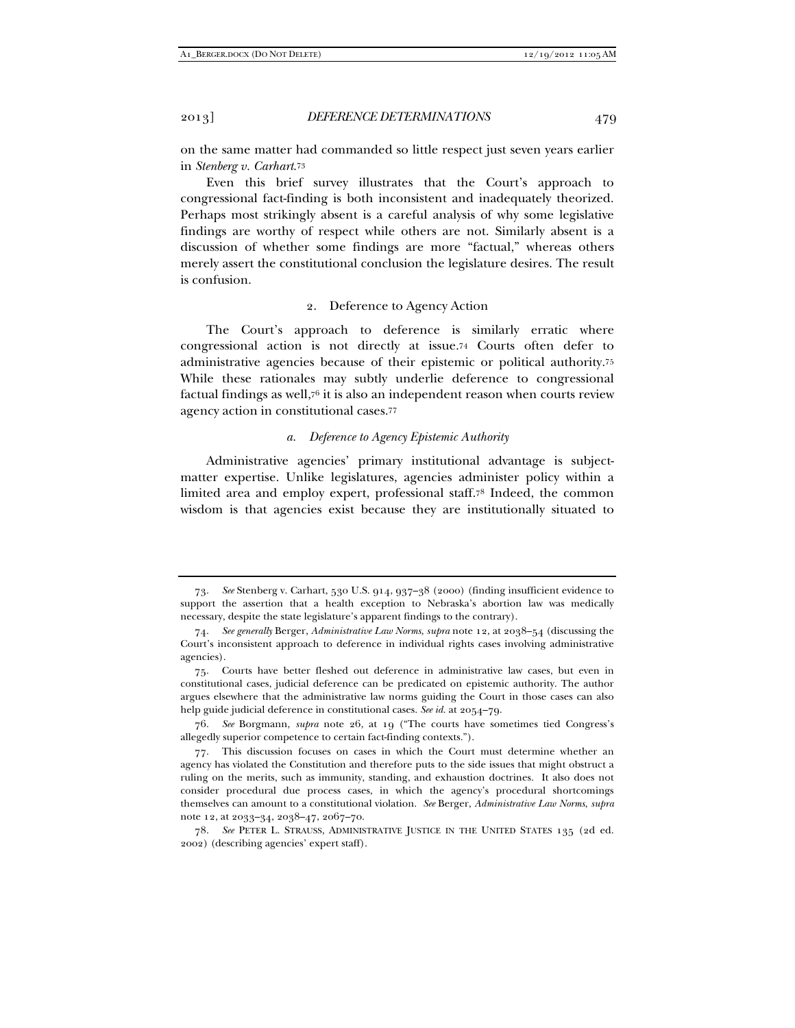on the same matter had commanded so little respect just seven years earlier in *Stenberg v. Carhart*.[73]

Even this brief survey illustrates that the Court's approach to congressional fact-finding is both inconsistent and inadequately theorized. Perhaps most strikingly absent is a careful analysis of why some legislative findings are worthy of respect while others are not. Similarly absent is a discussion of whether some findings are more "factual," whereas others merely assert the constitutional conclusion the legislature desires. The result is confusion.

### 2. Deference to Agency Action

The Court's approach to deference is similarly erratic where congressional action is not directly at issue.[74] Courts often defer to administrative agencies because of their epistemic or political authority.[75] While these rationales may subtly underlie deference to congressional factual findings as well,[76] it is also an independent reason when courts review agency action in constitutional cases.[77]

#### *a. Deference to Agency Epistemic Authority*

Administrative agencies' primary institutional advantage is subject-matter expertise. Unlike legislatures, agencies administer policy within a limited area and employ expert, professional staff.[78] Indeed, the common wisdom is that agencies exist because they are institutionally situated to

---

73. *See* Stenberg v. Carhart, 530 U.S. 914, 937–38 (2000) (finding insufficient evidence to support the assertion that a health exception to Nebraska's abortion law was medically necessary, despite the state legislature's apparent findings to the contrary).

74. *See generally* Berger, *Administrative Law Norms*, *supra* note 12, at 2038–54 (discussing the Court's inconsistent approach to deference in individual rights cases involving administrative agencies).

75. Courts have better fleshed out deference in administrative law cases, but even in constitutional cases, judicial deference can be predicated on epistemic authority. The author argues elsewhere that the administrative law norms guiding the Court in those cases can also help guide judicial deference in constitutional cases. *See id.* at 2054–79.

76. *See* Borgmann, *supra* note 26, at 19 ("The courts have sometimes tied Congress's allegedly superior competence to certain fact-finding contexts.").

77. This discussion focuses on cases in which the Court must determine whether an agency has violated the Constitution and therefore puts to the side issues that might obstruct a ruling on the merits, such as immunity, standing, and exhaustion doctrines. It also does not consider procedural due process cases, in which the agency's procedural shortcomings themselves can amount to a constitutional violation. *See* Berger, *Administrative Law Norms*, *supra* note 12, at 2033–34, 2038–47, 2067–70.

78. *See* PETER L. STRAUSS, ADMINISTRATIVE JUSTICE IN THE UNITED STATES 135 (2d ed. 2002) (describing agencies' expert staff).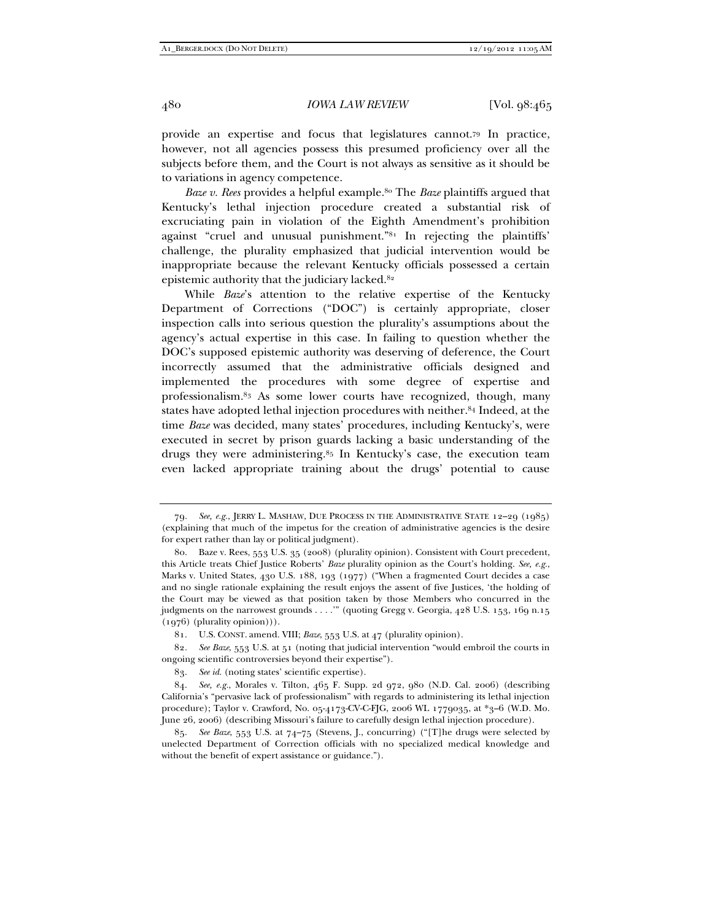provide an expertise and focus that legislatures cannot.[79] In practice, however, not all agencies possess this presumed proficiency over all the subjects before them, and the Court is not always as sensitive as it should be to variations in agency competence.

*Baze v. Rees* provides a helpful example.[80] The *Baze* plaintiffs argued that Kentucky's lethal injection procedure created a substantial risk of excruciating pain in violation of the Eighth Amendment's prohibition against "cruel and unusual punishment."[81] In rejecting the plaintiffs' challenge, the plurality emphasized that judicial intervention would be inappropriate because the relevant Kentucky officials possessed a certain epistemic authority that the judiciary lacked.[82]

While *Baze*'s attention to the relative expertise of the Kentucky Department of Corrections ("DOC") is certainly appropriate, closer inspection calls into serious question the plurality's assumptions about the agency's actual expertise in this case. In failing to question whether the DOC's supposed epistemic authority was deserving of deference, the Court incorrectly assumed that the administrative officials designed and implemented the procedures with some degree of expertise and professionalism.[83] As some lower courts have recognized, though, many states have adopted lethal injection procedures with neither.[84] Indeed, at the time *Baze* was decided, many states' procedures, including Kentucky's, were executed in secret by prison guards lacking a basic understanding of the drugs they were administering.[85] In Kentucky's case, the execution team even lacked appropriate training about the drugs' potential to cause

---

79. *See, e.g.*, JERRY L. MASHAW, DUE PROCESS IN THE ADMINISTRATIVE STATE 12–29 (1985) (explaining that much of the impetus for the creation of administrative agencies is the desire for expert rather than lay or political judgment).

80. Baze v. Rees, 553 U.S. 35 (2008) (plurality opinion). Consistent with Court precedent, this Article treats Chief Justice Roberts' *Baze* plurality opinion as the Court's holding. *See, e.g.*, Marks v. United States, 430 U.S. 188, 193 (1977) ("When a fragmented Court decides a case and no single rationale explaining the result enjoys the assent of five Justices, 'the holding of the Court may be viewed as that position taken by those Members who concurred in the judgments on the narrowest grounds . . . .'" (quoting Gregg v. Georgia, 428 U.S. 153, 169 n.15 (1976) (plurality opinion))).

81. U.S. CONST. amend. VIII; *Baze*, 553 U.S. at 47 (plurality opinion).

82. *See Baze*, 553 U.S. at 51 (noting that judicial intervention "would embroil the courts in ongoing scientific controversies beyond their expertise").

83. *See id.* (noting states' scientific expertise).

84. *See, e.g.*, Morales v. Tilton, 465 F. Supp. 2d 972, 980 (N.D. Cal. 2006) (describing California's "pervasive lack of professionalism" with regards to administering its lethal injection procedure); Taylor v. Crawford, No. 05-4173-CV-C-FJG, 2006 WL 1779035, at *3–6 (W.D. Mo. June 26, 2006) (describing Missouri's failure to carefully design lethal injection procedure).

85. *See Baze*, 553 U.S. at 74–75 (Stevens, J., concurring) ("[T]he drugs were selected by unelected Department of Correction officials with no specialized medical knowledge and without the benefit of expert assistance or guidance.").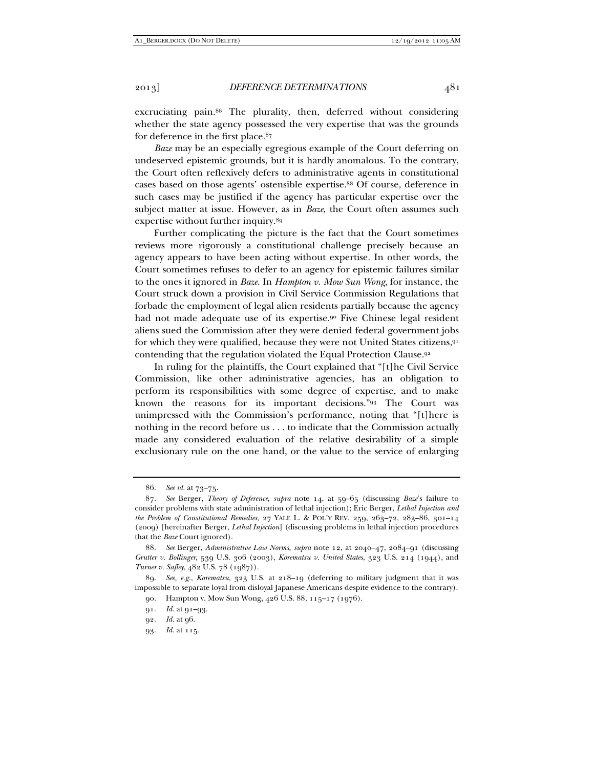excruciating pain.[86] The plurality, then, deferred without considering whether the state agency possessed the very expertise that was the grounds for deference in the first place.[87]

*Baze* may be an especially egregious example of the Court deferring on undeserved epistemic grounds, but it is hardly anomalous. To the contrary, the Court often reflexively defers to administrative agents in constitutional cases based on those agents' ostensible expertise.[88] Of course, deference in such cases may be justified if the agency has particular expertise over the subject matter at issue. However, as in *Baze*, the Court often assumes such expertise without further inquiry.[89]

Further complicating the picture is the fact that the Court sometimes reviews more rigorously a constitutional challenge precisely because an agency appears to have been acting without expertise. In other words, the Court sometimes refuses to defer to an agency for epistemic failures similar to the ones it ignored in *Baze*. In *Hampton v. Mow Sun Wong*, for instance, the Court struck down a provision in Civil Service Commission Regulations that forbade the employment of legal alien residents partially because the agency had not made adequate use of its expertise.[90] Five Chinese legal resident aliens sued the Commission after they were denied federal government jobs for which they were qualified, because they were not United States citizens,[91] contending that the regulation violated the Equal Protection Clause.[92]

In ruling for the plaintiffs, the Court explained that "[t]he Civil Service Commission, like other administrative agencies, has an obligation to perform its responsibilities with some degree of expertise, and to make known the reasons for its important decisions."[93] The Court was unimpressed with the Commission's performance, noting that "[t]here is nothing in the record before us . . . to indicate that the Commission actually made any considered evaluation of the relative desirability of a simple exclusionary rule on the one hand, or the value to the service of enlarging

---

86. *See id.* at 73–75.

87. *See* Berger, *Theory of Deference*, *supra* note 14, at 59–65 (discussing *Baze*'s failure to consider problems with state administration of lethal injection); Eric Berger, *Lethal Injection and the Problem of Constitutional Remedies*, 27 YALE L. & POL'Y REV. 259, 263–72, 283–86, 301–14 (2009) [hereinafter Berger, *Lethal Injection*] (discussing problems in lethal injection procedures that the *Baze* Court ignored).

88. *See* Berger, *Administrative Law Norms*, *supra* note 12, at 2040–47, 2084–91 (discussing *Grutter v. Bollinger*, 539 U.S. 306 (2003), *Korematsu v. United States*, 323 U.S. 214 (1944), and *Turner v. Safley*, 482 U.S. 78 (1987)).

89. *See, e.g.*, *Korematsu*, 323 U.S. at 218–19 (deferring to military judgment that it was impossible to separate loyal from disloyal Japanese Americans despite evidence to the contrary).

90. Hampton v. Mow Sun Wong, 426 U.S. 88, 115–17 (1976).

91. *Id.* at 91–93.

92. *Id.* at 96.

93. *Id.* at 115.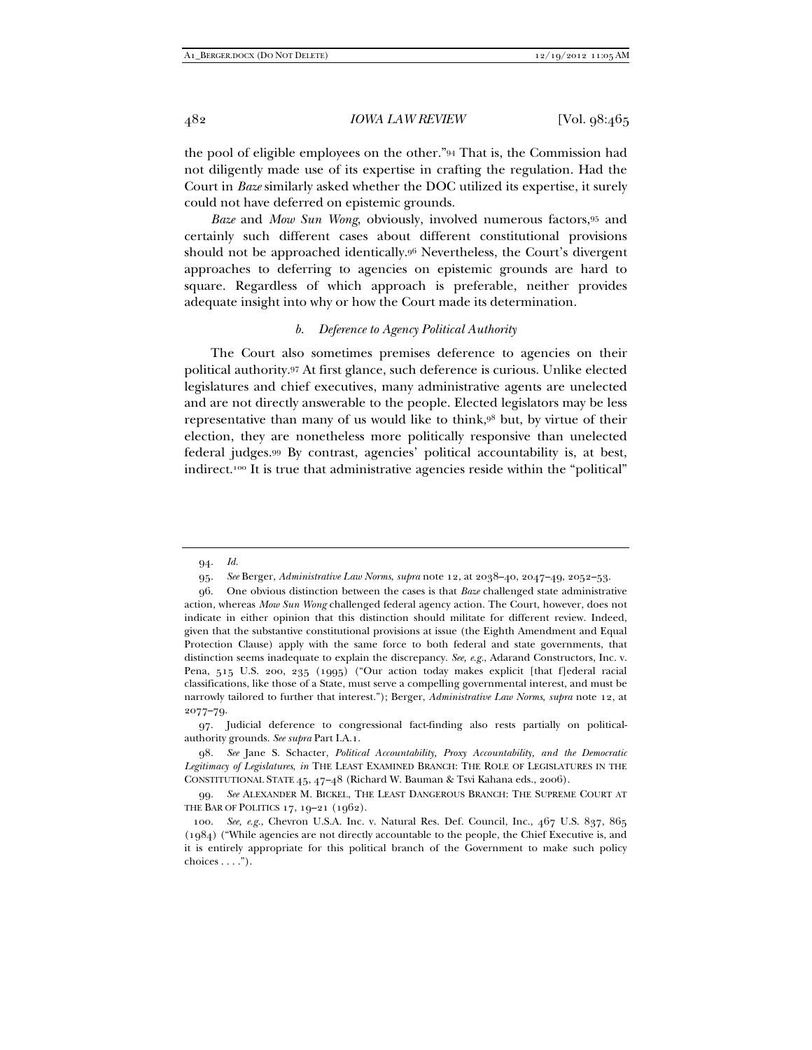the pool of eligible employees on the other."[94] That is, the Commission had not diligently made use of its expertise in crafting the regulation. Had the Court in *Baze* similarly asked whether the DOC utilized its expertise, it surely could not have deferred on epistemic grounds.

*Baze* and *Mow Sun Wong*, obviously, involved numerous factors,[95] and certainly such different cases about different constitutional provisions should not be approached identically.[96] Nevertheless, the Court's divergent approaches to deferring to agencies on epistemic grounds are hard to square. Regardless of which approach is preferable, neither provides adequate insight into why or how the Court made its determination.

#### *b. Deference to Agency Political Authority*

The Court also sometimes premises deference to agencies on their political authority.[97] At first glance, such deference is curious. Unlike elected legislatures and chief executives, many administrative agents are unelected and are not directly answerable to the people. Elected legislators may be less representative than many of us would like to think,[98] but, by virtue of their election, they are nonetheless more politically responsive than unelected federal judges.[99] By contrast, agencies' political accountability is, at best, indirect.[100] It is true that administrative agencies reside within the "political"

---

94. *Id.*

95. *See* Berger, *Administrative Law Norms*, *supra* note 12, at 2038–40, 2047–49, 2052–53.

96. One obvious distinction between the cases is that *Baze* challenged state administrative action, whereas *Mow Sun Wong* challenged federal agency action. The Court, however, does not indicate in either opinion that this distinction should militate for different review. Indeed, given that the substantive constitutional provisions at issue (the Eighth Amendment and Equal Protection Clause) apply with the same force to both federal and state governments, that distinction seems inadequate to explain the discrepancy. *See, e.g.*, Adarand Constructors, Inc. v. Pena, 515 U.S. 200, 235 (1995) ("Our action today makes explicit [that f]ederal racial classifications, like those of a State, must serve a compelling governmental interest, and must be narrowly tailored to further that interest."); Berger, *Administrative Law Norms*, *supra* note 12, at 2077–79.

97. Judicial deference to congressional fact-finding also rests partially on political-authority grounds. *See supra* Part I.A.1.

98. *See* Jane S. Schacter, *Political Accountability, Proxy Accountability, and the Democratic Legitimacy of Legislatures*, *in* THE LEAST EXAMINED BRANCH: THE ROLE OF LEGISLATURES IN THE CONSTITUTIONAL STATE 45, 47–48 (Richard W. Bauman & Tsvi Kahana eds., 2006).

99. *See* ALEXANDER M. BICKEL, THE LEAST DANGEROUS BRANCH: THE SUPREME COURT AT THE BAR OF POLITICS 17, 19–21 (1962).

100. *See, e.g.*, Chevron U.S.A. Inc. v. Natural Res. Def. Council, Inc., 467 U.S. 837, 865 (1984) ("While agencies are not directly accountable to the people, the Chief Executive is, and it is entirely appropriate for this political branch of the Government to make such policy choices . . . .").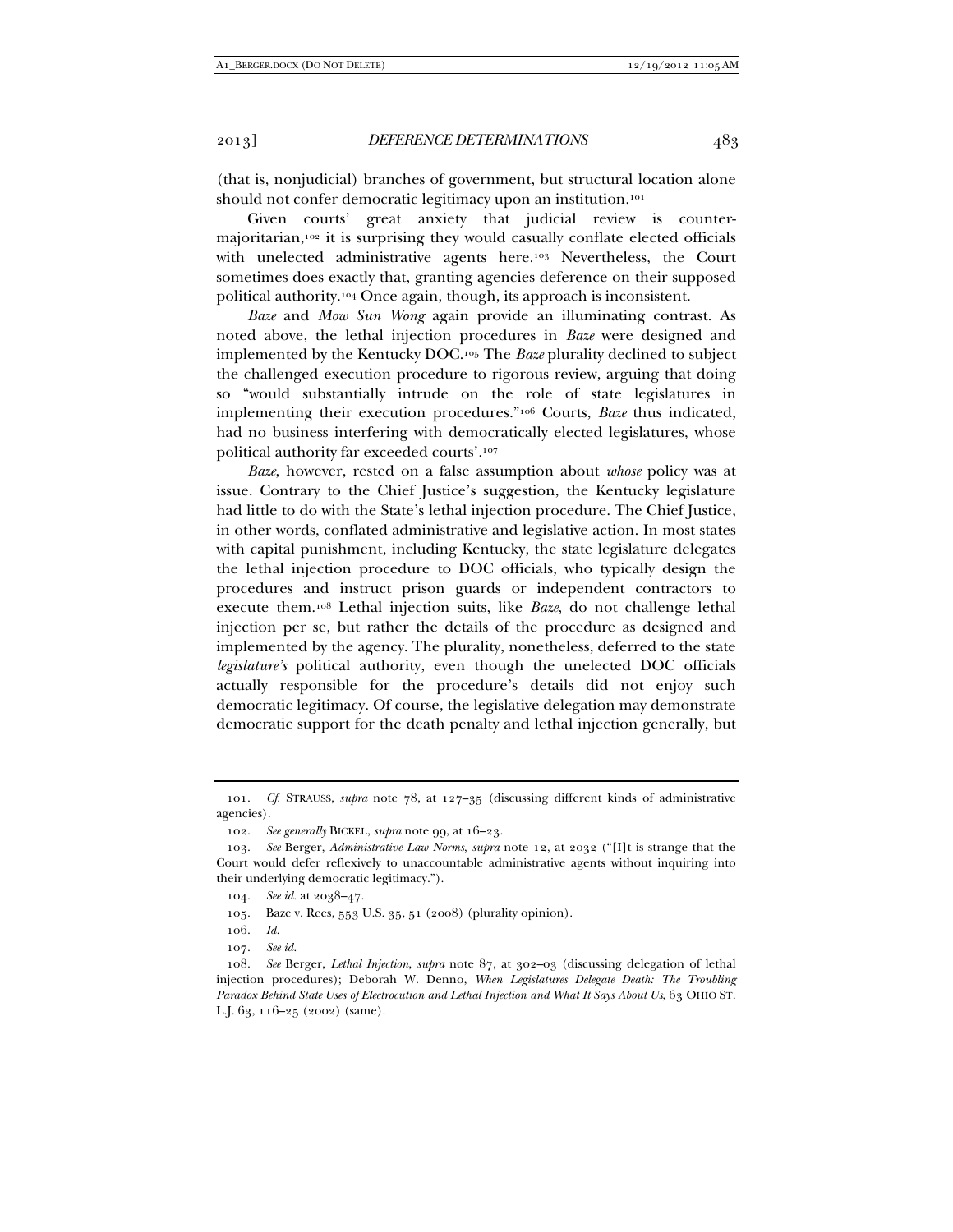(that is, nonjudicial) branches of government, but structural location alone should not confer democratic legitimacy upon an institution.[101]

Given courts' great anxiety that judicial review is counter-majoritarian,[102] it is surprising they would casually conflate elected officials with unelected administrative agents here.[103] Nevertheless, the Court sometimes does exactly that, granting agencies deference on their supposed political authority.[104] Once again, though, its approach is inconsistent.

*Baze* and *Mow Sun Wong* again provide an illuminating contrast. As noted above, the lethal injection procedures in *Baze* were designed and implemented by the Kentucky DOC.[105] The *Baze* plurality declined to subject the challenged execution procedure to rigorous review, arguing that doing so "would substantially intrude on the role of state legislatures in implementing their execution procedures."[106] Courts, *Baze* thus indicated, had no business interfering with democratically elected legislatures, whose political authority far exceeded courts'.[107]

*Baze*, however, rested on a false assumption about *whose* policy was at issue. Contrary to the Chief Justice's suggestion, the Kentucky legislature had little to do with the State's lethal injection procedure. The Chief Justice, in other words, conflated administrative and legislative action. In most states with capital punishment, including Kentucky, the state legislature delegates the lethal injection procedure to DOC officials, who typically design the procedures and instruct prison guards or independent contractors to execute them.[108] Lethal injection suits, like *Baze*, do not challenge lethal injection per se, but rather the details of the procedure as designed and implemented by the agency. The plurality, nonetheless, deferred to the state *legislature's* political authority, even though the unelected DOC officials actually responsible for the procedure's details did not enjoy such democratic legitimacy. Of course, the legislative delegation may demonstrate democratic support for the death penalty and lethal injection generally, but

---

101. *Cf.* STRAUSS, *supra* note 78, at 127–35 (discussing different kinds of administrative agencies).

102. *See generally* BICKEL, *supra* note 99, at 16–23.

103. *See* Berger, *Administrative Law Norms*, *supra* note 12, at 2032 ("[I]t is strange that the Court would defer reflexively to unaccountable administrative agents without inquiring into their underlying democratic legitimacy.").

104. *See id.* at 2038–47.

105. Baze v. Rees, 553 U.S. 35, 51 (2008) (plurality opinion).

106. *Id.*

107. *See id.*

108. *See* Berger, *Lethal Injection*, *supra* note 87, at 302–03 (discussing delegation of lethal injection procedures); Deborah W. Denno, *When Legislatures Delegate Death: The Troubling Paradox Behind State Uses of Electrocution and Lethal Injection and What It Says About Us*, 63 OHIO ST. L.J. 63, 116–25 (2002) (same).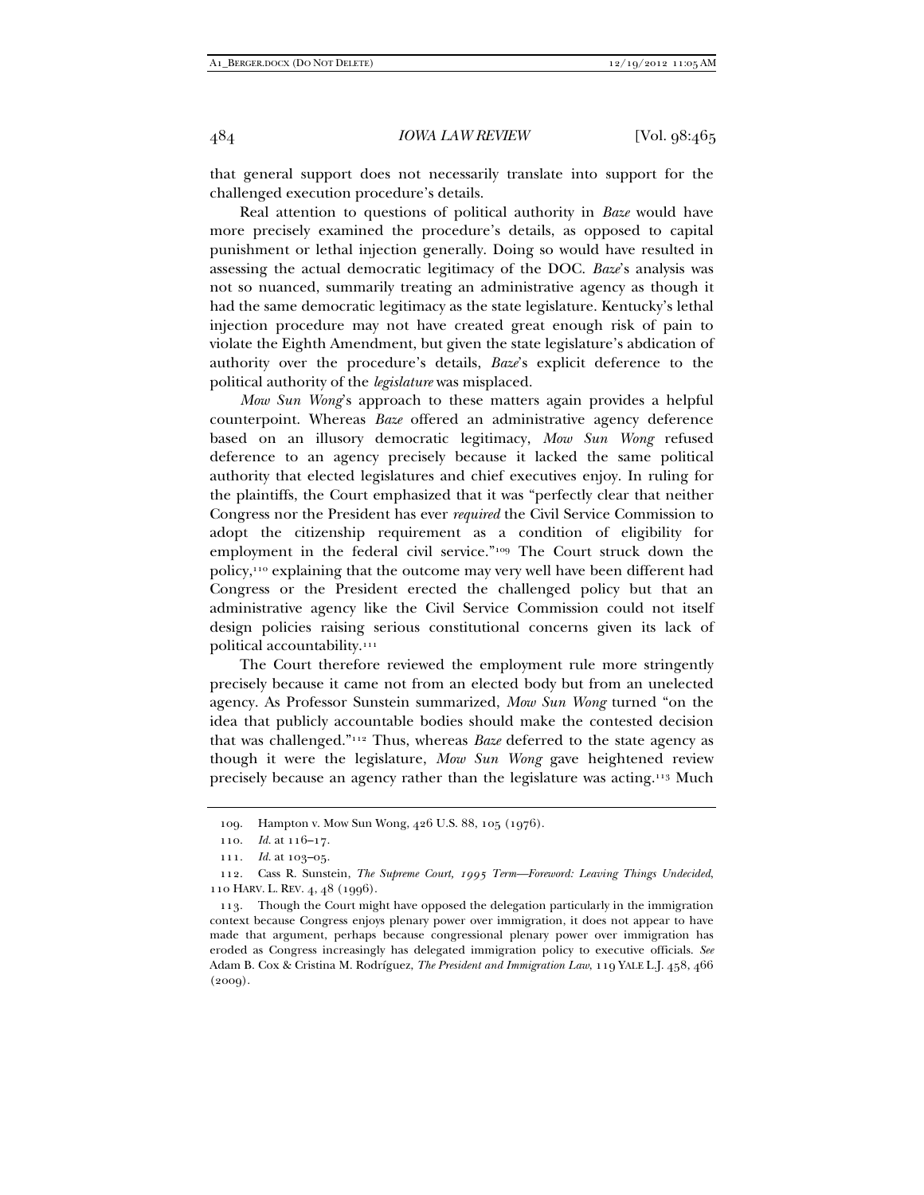that general support does not necessarily translate into support for the challenged execution procedure's details.

Real attention to questions of political authority in *Baze* would have more precisely examined the procedure's details, as opposed to capital punishment or lethal injection generally. Doing so would have resulted in assessing the actual democratic legitimacy of the DOC. *Baze*'s analysis was not so nuanced, summarily treating an administrative agency as though it had the same democratic legitimacy as the state legislature. Kentucky's lethal injection procedure may not have created great enough risk of pain to violate the Eighth Amendment, but given the state legislature's abdication of authority over the procedure's details, *Baze*'s explicit deference to the political authority of the *legislature* was misplaced.

*Mow Sun Wong*'s approach to these matters again provides a helpful counterpoint. Whereas *Baze* offered an administrative agency deference based on an illusory democratic legitimacy, *Mow Sun Wong* refused deference to an agency precisely because it lacked the same political authority that elected legislatures and chief executives enjoy. In ruling for the plaintiffs, the Court emphasized that it was "perfectly clear that neither Congress nor the President has ever *required* the Civil Service Commission to adopt the citizenship requirement as a condition of eligibility for employment in the federal civil service."[109] The Court struck down the policy,[110] explaining that the outcome may very well have been different had Congress or the President erected the challenged policy but that an administrative agency like the Civil Service Commission could not itself design policies raising serious constitutional concerns given its lack of political accountability.[111]

The Court therefore reviewed the employment rule more stringently precisely because it came not from an elected body but from an unelected agency. As Professor Sunstein summarized, *Mow Sun Wong* turned "on the idea that publicly accountable bodies should make the contested decision that was challenged."[112] Thus, whereas *Baze* deferred to the state agency as though it were the legislature, *Mow Sun Wong* gave heightened review precisely because an agency rather than the legislature was acting.[113] Much

---

109. Hampton v. Mow Sun Wong, 426 U.S. 88, 105 (1976).

110. *Id.* at 116–17.

111. *Id.* at 103–05.

112. Cass R. Sunstein, *The Supreme Court, 1995 Term—Foreword: Leaving Things Undecided*, 110 HARV. L. REV. 4, 48 (1996).

113. Though the Court might have opposed the delegation particularly in the immigration context because Congress enjoys plenary power over immigration, it does not appear to have made that argument, perhaps because congressional plenary power over immigration has eroded as Congress increasingly has delegated immigration policy to executive officials. *See* Adam B. Cox & Cristina M. Rodríguez, *The President and Immigration Law*, 119 YALE L.J. 458, 466 (2009).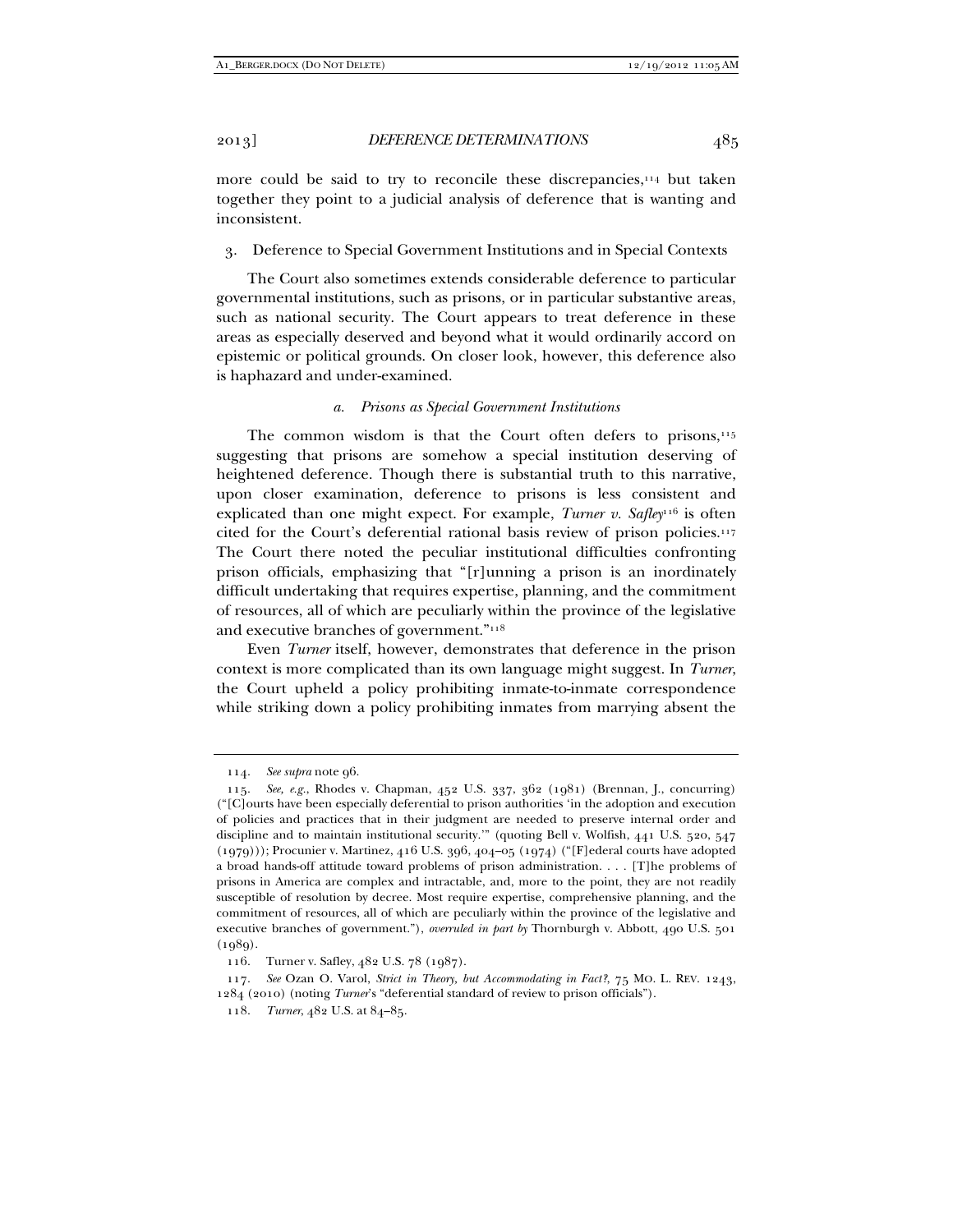more could be said to try to reconcile these discrepancies,[114] but taken together they point to a judicial analysis of deference that is wanting and inconsistent.

### 3. Deference to Special Government Institutions and in Special Contexts

The Court also sometimes extends considerable deference to particular governmental institutions, such as prisons, or in particular substantive areas, such as national security. The Court appears to treat deference in these areas as especially deserved and beyond what it would ordinarily accord on epistemic or political grounds. On closer look, however, this deference also is haphazard and under-examined.

#### *a. Prisons as Special Government Institutions*

The common wisdom is that the Court often defers to prisons,[115] suggesting that prisons are somehow a special institution deserving of heightened deference. Though there is substantial truth to this narrative, upon closer examination, deference to prisons is less consistent and explicated than one might expect. For example, *Turner v. Safley*[116] is often cited for the Court's deferential rational basis review of prison policies.[117] The Court there noted the peculiar institutional difficulties confronting prison officials, emphasizing that "[r]unning a prison is an inordinately difficult undertaking that requires expertise, planning, and the commitment of resources, all of which are peculiarly within the province of the legislative and executive branches of government."[118]

Even *Turner* itself, however, demonstrates that deference in the prison context is more complicated than its own language might suggest. In *Turner*, the Court upheld a policy prohibiting inmate-to-inmate correspondence while striking down a policy prohibiting inmates from marrying absent the

---

114. *See supra* note 96.

115. *See, e.g.*, Rhodes v. Chapman, 452 U.S. 337, 362 (1981) (Brennan, J., concurring) ("[C]ourts have been especially deferential to prison authorities 'in the adoption and execution of policies and practices that in their judgment are needed to preserve internal order and discipline and to maintain institutional security.'" (quoting Bell v. Wolfish, 441 U.S. 520, 547 (1979))); Procunier v. Martinez, 416 U.S. 396, 404–05 (1974) ("[F]ederal courts have adopted a broad hands-off attitude toward problems of prison administration. . . . [T]he problems of prisons in America are complex and intractable, and, more to the point, they are not readily susceptible of resolution by decree. Most require expertise, comprehensive planning, and the commitment of resources, all of which are peculiarly within the province of the legislative and executive branches of government."), *overruled in part by* Thornburgh v. Abbott, 490 U.S. 501 (1989).

116. Turner v. Safley, 482 U.S. 78 (1987).

117. *See* Ozan O. Varol, *Strict in Theory, but Accommodating in Fact?*, 75 MO. L. REV. 1243, 1284 (2010) (noting *Turner*'s "deferential standard of review to prison officials").

118. *Turner*, 482 U.S. at 84–85.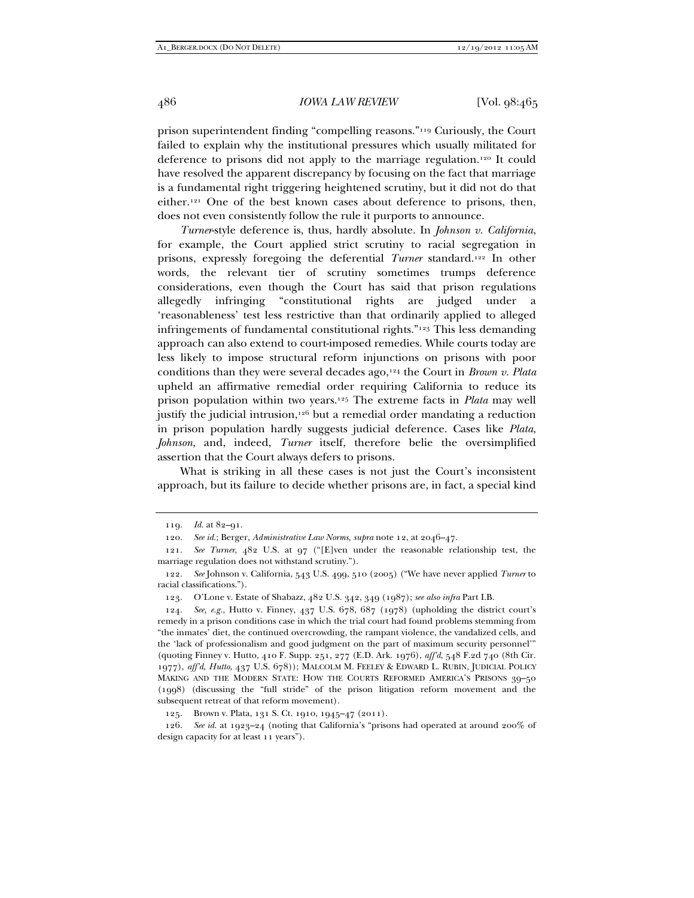prison superintendent finding "compelling reasons."[119] Curiously, the Court failed to explain why the institutional pressures which usually militated for deference to prisons did not apply to the marriage regulation.[120] It could have resolved the apparent discrepancy by focusing on the fact that marriage is a fundamental right triggering heightened scrutiny, but it did not do that either.[121] One of the best known cases about deference to prisons, then, does not even consistently follow the rule it purports to announce.

*Turner*-style deference is, thus, hardly absolute. In *Johnson v. California*, for example, the Court applied strict scrutiny to racial segregation in prisons, expressly foregoing the deferential *Turner* standard.[122] In other words, the relevant tier of scrutiny sometimes trumps deference considerations, even though the Court has said that prison regulations allegedly infringing "constitutional rights are judged under a 'reasonableness' test less restrictive than that ordinarily applied to alleged infringements of fundamental constitutional rights."[123] This less demanding approach can also extend to court-imposed remedies. While courts today are less likely to impose structural reform injunctions on prisons with poor conditions than they were several decades ago,[124] the Court in *Brown v. Plata* upheld an affirmative remedial order requiring California to reduce its prison population within two years.[125] The extreme facts in *Plata* may well justify the judicial intrusion,[126] but a remedial order mandating a reduction in prison population hardly suggests judicial deference. Cases like *Plata*, *Johnson*, and, indeed, *Turner* itself, therefore belie the oversimplified assertion that the Court always defers to prisons.

What is striking in all these cases is not just the Court's inconsistent approach, but its failure to decide whether prisons are, in fact, a special kind

---

119. *Id.* at 82–91.

120. *See id.*; Berger, *Administrative Law Norms*, *supra* note 12, at 2046–47.

121. *See Turner*, 482 U.S. at 97 ("[E]ven under the reasonable relationship test, the marriage regulation does not withstand scrutiny.").

122. *See* Johnson v. California, 543 U.S. 499, 510 (2005) ("We have never applied *Turner* to racial classifications.").

123. O'Lone v. Estate of Shabazz, 482 U.S. 342, 349 (1987); *see also infra* Part I.B.

124. *See, e.g.*, Hutto v. Finney, 437 U.S. 678, 687 (1978) (upholding the district court's remedy in a prison conditions case in which the trial court had found problems stemming from "the inmates' diet, the continued overcrowding, the rampant violence, the vandalized cells, and the 'lack of professionalism and good judgment on the part of maximum security personnel'" (quoting Finney v. Hutto, 410 F. Supp. 251, 277 (E.D. Ark. 1976), *aff'd*, 548 F.2d 740 (8th Cir. 1977), *aff'd*, *Hutto*, 437 U.S. 678)); MALCOLM M. FEELEY & EDWARD L. RUBIN, JUDICIAL POLICY MAKING AND THE MODERN STATE: HOW THE COURTS REFORMED AMERICA'S PRISONS 39–50 (1998) (discussing the "full stride" of the prison litigation reform movement and the subsequent retreat of that reform movement).

125. Brown v. Plata, 131 S. Ct. 1910, 1945–47 (2011).

126. *See id.* at 1923–24 (noting that California's "prisons had operated at around 200% of design capacity for at least 11 years").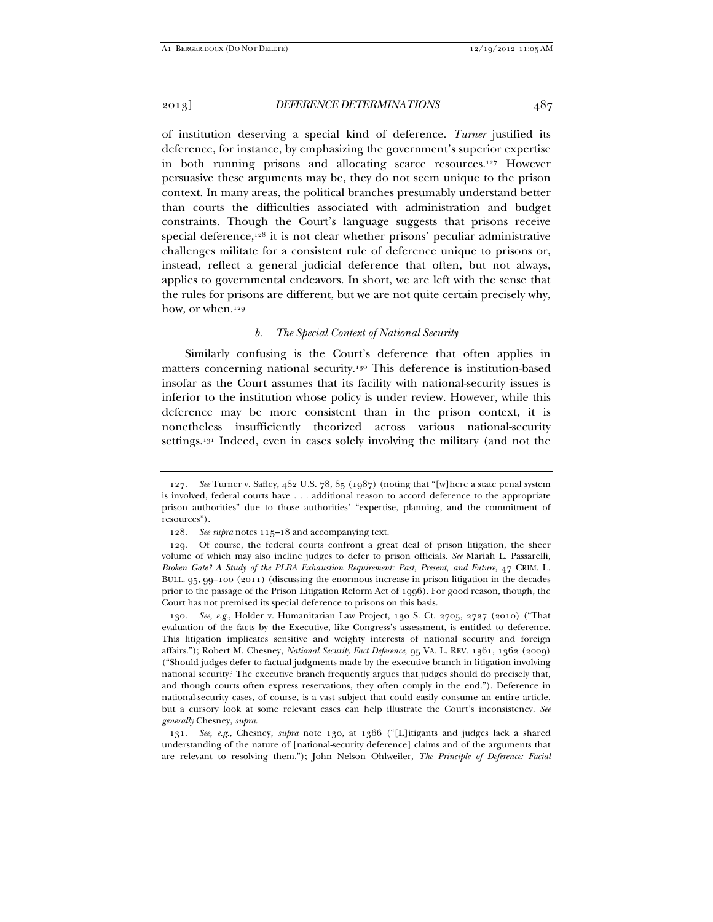of institution deserving a special kind of deference. *Turner* justified its deference, for instance, by emphasizing the government's superior expertise in both running prisons and allocating scarce resources.[127] However persuasive these arguments may be, they do not seem unique to the prison context. In many areas, the political branches presumably understand better than courts the difficulties associated with administration and budget constraints. Though the Court's language suggests that prisons receive special deference,[128] it is not clear whether prisons' peculiar administrative challenges militate for a consistent rule of deference unique to prisons or, instead, reflect a general judicial deference that often, but not always, applies to governmental endeavors. In short, we are left with the sense that the rules for prisons are different, but we are not quite certain precisely why, how, or when.[129]

#### *b. The Special Context of National Security*

Similarly confusing is the Court's deference that often applies in matters concerning national security.[130] This deference is institution-based insofar as the Court assumes that its facility with national-security issues is inferior to the institution whose policy is under review. However, while this deference may be more consistent than in the prison context, it is nonetheless insufficiently theorized across various national-security settings.[131] Indeed, even in cases solely involving the military (and not the

---

127. *See* Turner v. Safley, 482 U.S. 78, 85 (1987) (noting that "[w]here a state penal system is involved, federal courts have . . . additional reason to accord deference to the appropriate prison authorities" due to those authorities' "expertise, planning, and the commitment of resources").

128. *See supra* notes 115–18 and accompanying text.

129. Of course, the federal courts confront a great deal of prison litigation, the sheer volume of which may also incline judges to defer to prison officials. *See* Mariah L. Passarelli, *Broken Gate? A Study of the PLRA Exhaustion Requirement: Past, Present, and Future*, 47 CRIM. L. BULL. 95, 99–100 (2011) (discussing the enormous increase in prison litigation in the decades prior to the passage of the Prison Litigation Reform Act of 1996). For good reason, though, the Court has not premised its special deference to prisons on this basis.

130. *See, e.g.*, Holder v. Humanitarian Law Project, 130 S. Ct. 2705, 2727 (2010) ("That evaluation of the facts by the Executive, like Congress's assessment, is entitled to deference. This litigation implicates sensitive and weighty interests of national security and foreign affairs."); Robert M. Chesney, *National Security Fact Deference*, 95 VA. L. REV. 1361, 1362 (2009) ("Should judges defer to factual judgments made by the executive branch in litigation involving national security? The executive branch frequently argues that judges should do precisely that, and though courts often express reservations, they often comply in the end."). Deference in national-security cases, of course, is a vast subject that could easily consume an entire article, but a cursory look at some relevant cases can help illustrate the Court's inconsistency. *See generally* Chesney, *supra*.

131. *See, e.g.*, Chesney, *supra* note 130, at 1366 ("[L]itigants and judges lack a shared understanding of the nature of [national-security deference] claims and of the arguments that are relevant to resolving them."); John Nelson Ohlweiler, *The Principle of Deference: Facial*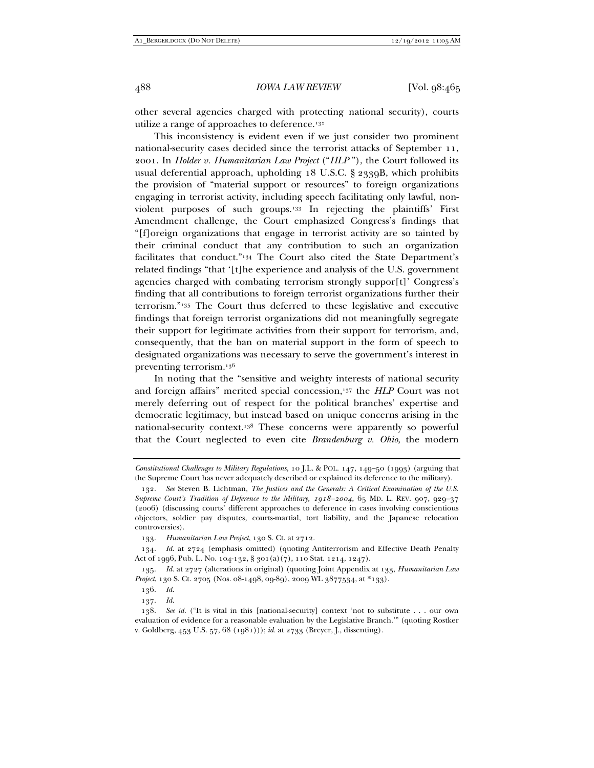other several agencies charged with protecting national security), courts utilize a range of approaches to deference.[132]

This inconsistency is evident even if we just consider two prominent national-security cases decided since the terrorist attacks of September 11, 2001. In *Holder v. Humanitarian Law Project* ("*HLP*"), the Court followed its usual deferential approach, upholding 18 U.S.C. § 2339B, which prohibits the provision of "material support or resources" to foreign organizations engaging in terrorist activity, including speech facilitating only lawful, non-violent purposes of such groups.[133] In rejecting the plaintiffs' First Amendment challenge, the Court emphasized Congress's findings that "[f]oreign organizations that engage in terrorist activity are so tainted by their criminal conduct that any contribution to such an organization facilitates that conduct."[134] The Court also cited the State Department's related findings "that '[t]he experience and analysis of the U.S. government agencies charged with combating terrorism strongly suppor[t]' Congress's finding that all contributions to foreign terrorist organizations further their terrorism."[135] The Court thus deferred to these legislative and executive findings that foreign terrorist organizations did not meaningfully segregate their support for legitimate activities from their support for terrorism, and, consequently, that the ban on material support in the form of speech to designated organizations was necessary to serve the government's interest in preventing terrorism.[136]

In noting that the "sensitive and weighty interests of national security and foreign affairs" merited special concession,[137] the *HLP* Court was not merely deferring out of respect for the political branches' expertise and democratic legitimacy, but instead based on unique concerns arising in the national-security context.[138] These concerns were apparently so powerful that the Court neglected to even cite *Brandenburg v. Ohio*, the modern

---

*Constitutional Challenges to Military Regulations*, 10 J.L. & POL. 147, 149–50 (1993) (arguing that the Supreme Court has never adequately described or explained its deference to the military).

132. *See* Steven B. Lichtman, *The Justices and the Generals: A Critical Examination of the U.S. Supreme Court's Tradition of Deference to the Military, 1918–2004*, 65 MD. L. REV. 907, 929–37 (2006) (discussing courts' different approaches to deference in cases involving conscientious objectors, soldier pay disputes, courts-martial, tort liability, and the Japanese relocation controversies).

133. *Humanitarian Law Project*, 130 S. Ct. at 2712.

134. *Id.* at 2724 (emphasis omitted) (quoting Antiterrorism and Effective Death Penalty Act of 1996, Pub. L. No. 104-132, § 301(a)(7), 110 Stat. 1214, 1247).

135. *Id.* at 2727 (alterations in original) (quoting Joint Appendix at 133, *Humanitarian Law Project*, 130 S. Ct. 2705 (Nos. 08-1498, 09-89), 2009 WL 3877534, at *133).

136. *Id.*

137. *Id.*

138. *See id.* ("It is vital in this [national-security] context 'not to substitute . . . our own evaluation of evidence for a reasonable evaluation by the Legislative Branch.'" (quoting Rostker v. Goldberg, 453 U.S. 57, 68 (1981))); *id.* at 2733 (Breyer, J., dissenting).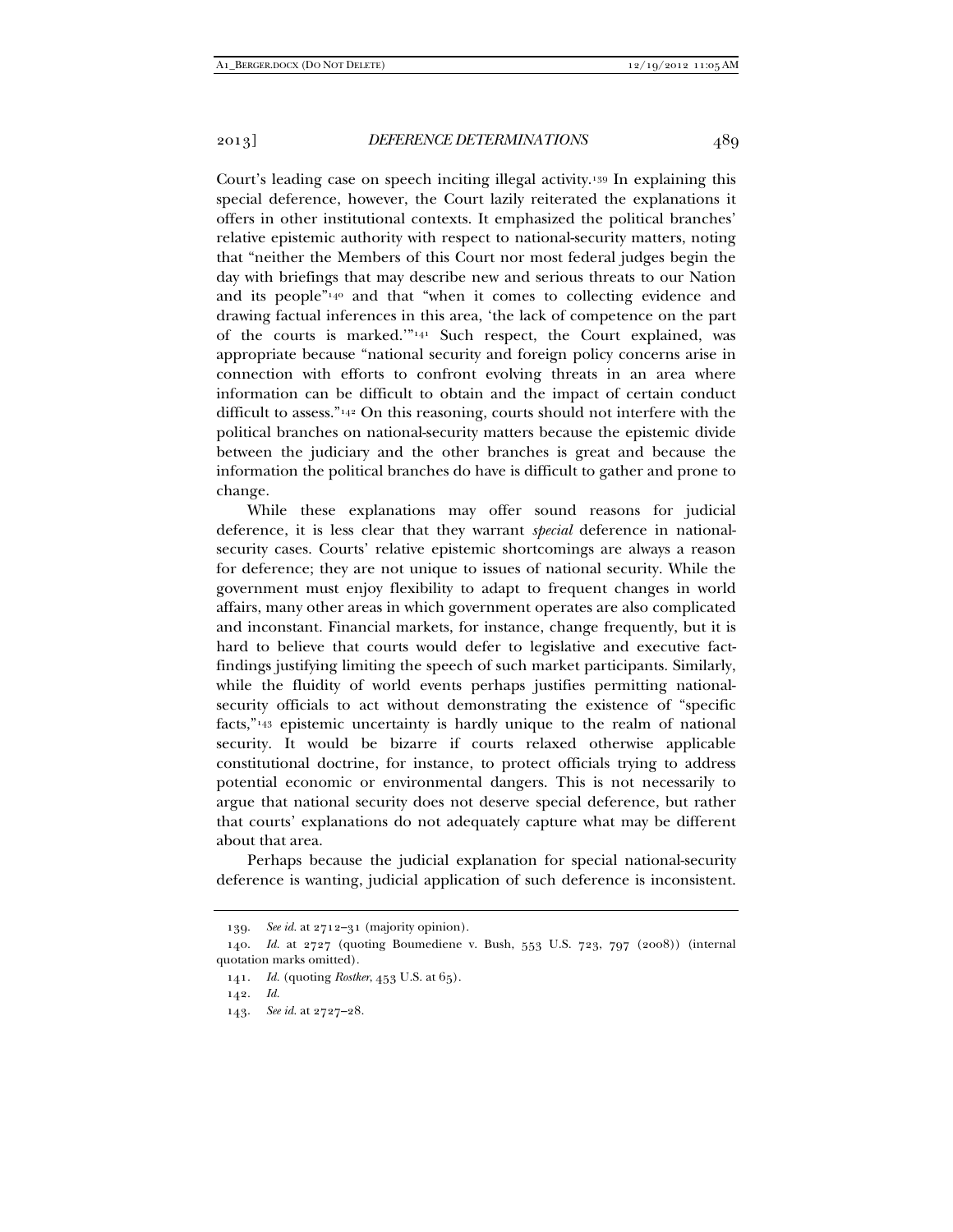Court's leading case on speech inciting illegal activity.[139] In explaining this special deference, however, the Court lazily reiterated the explanations it offers in other institutional contexts. It emphasized the political branches' relative epistemic authority with respect to national-security matters, noting that "neither the Members of this Court nor most federal judges begin the day with briefings that may describe new and serious threats to our Nation and its people"[140] and that "when it comes to collecting evidence and drawing factual inferences in this area, 'the lack of competence on the part of the courts is marked.'"[141] Such respect, the Court explained, was appropriate because "national security and foreign policy concerns arise in connection with efforts to confront evolving threats in an area where information can be difficult to obtain and the impact of certain conduct difficult to assess."[142] On this reasoning, courts should not interfere with the political branches on national-security matters because the epistemic divide between the judiciary and the other branches is great and because the information the political branches do have is difficult to gather and prone to change.

While these explanations may offer sound reasons for judicial deference, it is less clear that they warrant *special* deference in national-security cases. Courts' relative epistemic shortcomings are always a reason for deference; they are not unique to issues of national security. While the government must enjoy flexibility to adapt to frequent changes in world affairs, many other areas in which government operates are also complicated and inconstant. Financial markets, for instance, change frequently, but it is hard to believe that courts would defer to legislative and executive fact-findings justifying limiting the speech of such market participants. Similarly, while the fluidity of world events perhaps justifies permitting national-security officials to act without demonstrating the existence of "specific facts,"[143] epistemic uncertainty is hardly unique to the realm of national security. It would be bizarre if courts relaxed otherwise applicable constitutional doctrine, for instance, to protect officials trying to address potential economic or environmental dangers. This is not necessarily to argue that national security does not deserve special deference, but rather that courts' explanations do not adequately capture what may be different about that area.

Perhaps because the judicial explanation for special national-security deference is wanting, judicial application of such deference is inconsistent.

139. *See id.* at 2712–31 (majority opinion).

140. *Id.* at 2727 (quoting Boumediene v. Bush, 553 U.S. 723, 797 (2008)) (internal quotation marks omitted).

141. *Id.* (quoting *Rostker*, 453 U.S. at 65).

142. *Id.*

143. *See id.* at 2727–28.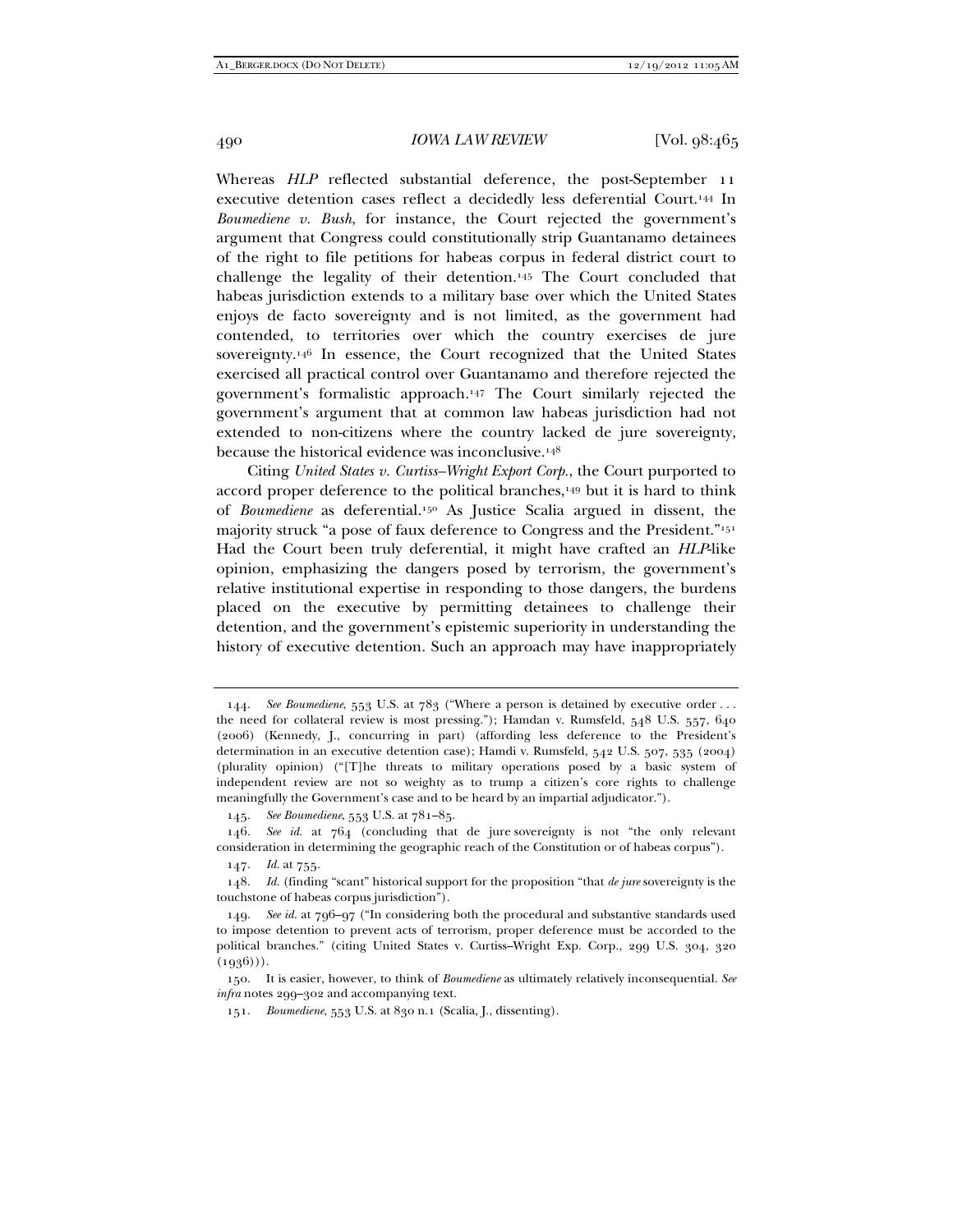Whereas *HLP* reflected substantial deference, the post-September 11 executive detention cases reflect a decidedly less deferential Court.[144] In *Boumediene v. Bush*, for instance, the Court rejected the government's argument that Congress could constitutionally strip Guantanamo detainees of the right to file petitions for habeas corpus in federal district court to challenge the legality of their detention.[145] The Court concluded that habeas jurisdiction extends to a military base over which the United States enjoys de facto sovereignty and is not limited, as the government had contended, to territories over which the country exercises de jure sovereignty.[146] In essence, the Court recognized that the United States exercised all practical control over Guantanamo and therefore rejected the government's formalistic approach.[147] The Court similarly rejected the government's argument that at common law habeas jurisdiction had not extended to non-citizens where the country lacked de jure sovereignty, because the historical evidence was inconclusive.[148]

Citing *United States v. Curtiss–Wright Export Corp.*, the Court purported to accord proper deference to the political branches,[149] but it is hard to think of *Boumediene* as deferential.[150] As Justice Scalia argued in dissent, the majority struck "a pose of faux deference to Congress and the President."[151] Had the Court been truly deferential, it might have crafted an *HLP*-like opinion, emphasizing the dangers posed by terrorism, the government's relative institutional expertise in responding to those dangers, the burdens placed on the executive by permitting detainees to challenge their detention, and the government's epistemic superiority in understanding the history of executive detention. Such an approach may have inappropriately

---

144. *See Boumediene*, 553 U.S. at 783 ("Where a person is detained by executive order . . . the need for collateral review is most pressing."); Hamdan v. Rumsfeld, 548 U.S. 557, 640 (2006) (Kennedy, J., concurring in part) (affording less deference to the President's determination in an executive detention case); Hamdi v. Rumsfeld, 542 U.S. 507, 535 (2004) (plurality opinion) ("[T]he threats to military operations posed by a basic system of independent review are not so weighty as to trump a citizen's core rights to challenge meaningfully the Government's case and to be heard by an impartial adjudicator.").

145. *See Boumediene*, 553 U.S. at 781–85.

146. *See id.* at 764 (concluding that de jure sovereignty is not "the only relevant consideration in determining the geographic reach of the Constitution or of habeas corpus").

147. *Id.* at 755.

148. *Id.* (finding "scant" historical support for the proposition "that *de jure* sovereignty is the touchstone of habeas corpus jurisdiction").

149. *See id.* at 796–97 ("In considering both the procedural and substantive standards used to impose detention to prevent acts of terrorism, proper deference must be accorded to the political branches." (citing United States v. Curtiss–Wright Exp. Corp., 299 U.S. 304, 320 (1936))).

150. It is easier, however, to think of *Boumediene* as ultimately relatively inconsequential. *See infra* notes 299–302 and accompanying text.

151. *Boumediene*, 553 U.S. at 830 n.1 (Scalia, J., dissenting).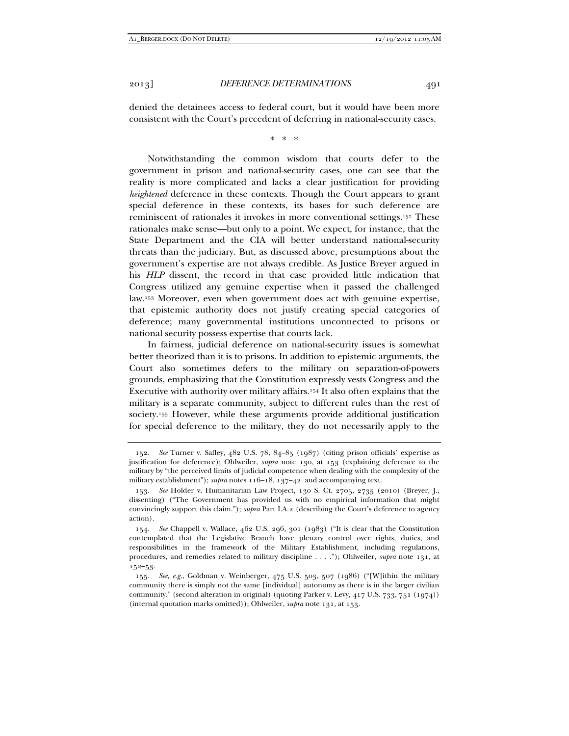denied the detainees access to federal court, but it would have been more consistent with the Court's precedent of deferring in national-security cases.

\* \* \*

Notwithstanding the common wisdom that courts defer to the government in prison and national-security cases, one can see that the reality is more complicated and lacks a clear justification for providing *heightened* deference in these contexts. Though the Court appears to grant special deference in these contexts, its bases for such deference are reminiscent of rationales it invokes in more conventional settings.[152] These rationales make sense—but only to a point. We expect, for instance, that the State Department and the CIA will better understand national-security threats than the judiciary. But, as discussed above, presumptions about the government's expertise are not always credible. As Justice Breyer argued in his *HLP* dissent, the record in that case provided little indication that Congress utilized any genuine expertise when it passed the challenged law.[153] Moreover, even when government does act with genuine expertise, that epistemic authority does not justify creating special categories of deference; many governmental institutions unconnected to prisons or national security possess expertise that courts lack.

In fairness, judicial deference on national-security issues is somewhat better theorized than it is to prisons. In addition to epistemic arguments, the Court also sometimes defers to the military on separation-of-powers grounds, emphasizing that the Constitution expressly vests Congress and the Executive with authority over military affairs.[154] It also often explains that the military is a separate community, subject to different rules than the rest of society.[155] However, while these arguments provide additional justification for special deference to the military, they do not necessarily apply to the

---

152. *See* Turner v. Safley, 482 U.S. 78, 84–85 (1987) (citing prison officials' expertise as justification for deference); Ohlweiler, *supra* note 130, at 153 (explaining deference to the military by "the perceived limits of judicial competence when dealing with the complexity of the military establishment"); *supra* notes 116–18, 137–42 and accompanying text.

153. *See* Holder v. Humanitarian Law Project, 130 S. Ct. 2705, 2735 (2010) (Breyer, J., dissenting) ("The Government has provided us with no empirical information that might convincingly support this claim."); *supra* Part I.A.2 (describing the Court's deference to agency action).

154. *See* Chappell v. Wallace, 462 U.S. 296, 301 (1983) ("It is clear that the Constitution contemplated that the Legislative Branch have plenary control over rights, duties, and responsibilities in the framework of the Military Establishment, including regulations, procedures, and remedies related to military discipline . . . ."); Ohlweiler, *supra* note 131, at 152–53.

155. *See, e.g.*, Goldman v. Weinberger, 475 U.S. 503, 507 (1986) ("[W]ithin the military community there is simply not the same [individual] autonomy as there is in the larger civilian community." (second alteration in original) (quoting Parker v. Levy, 417 U.S. 733, 751 (1974)) (internal quotation marks omitted)); Ohlweiler, *supra* note 131, at 153.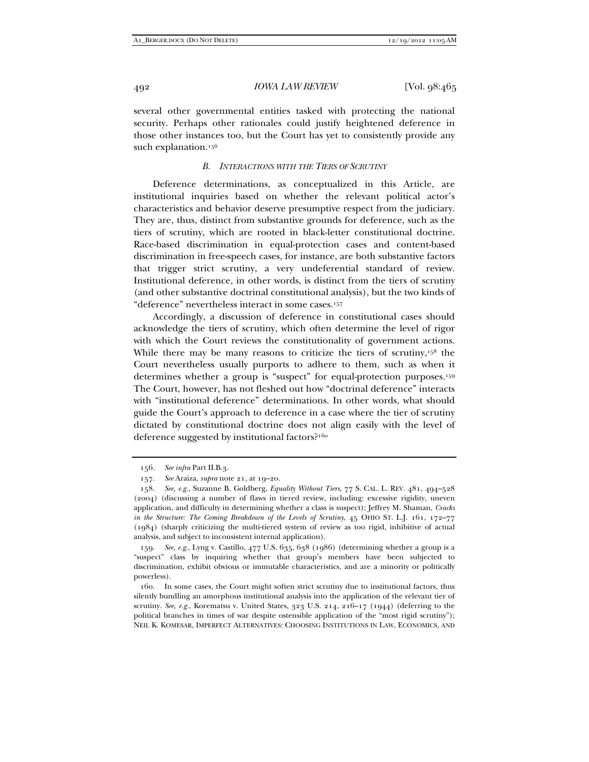several other governmental entities tasked with protecting the national security. Perhaps other rationales could justify heightened deference in those other instances too, but the Court has yet to consistently provide any such explanation.[156]

### *B. Interactions with the Tiers of Scrutiny*

Deference determinations, as conceptualized in this Article, are institutional inquiries based on whether the relevant political actor's characteristics and behavior deserve presumptive respect from the judiciary. They are, thus, distinct from substantive grounds for deference, such as the tiers of scrutiny, which are rooted in black-letter constitutional doctrine. Race-based discrimination in equal-protection cases and content-based discrimination in free-speech cases, for instance, are both substantive factors that trigger strict scrutiny, a very undeferential standard of review. Institutional deference, in other words, is distinct from the tiers of scrutiny (and other substantive doctrinal constitutional analysis), but the two kinds of "deference" nevertheless interact in some cases.[157]

Accordingly, a discussion of deference in constitutional cases should acknowledge the tiers of scrutiny, which often determine the level of rigor with which the Court reviews the constitutionality of government actions. While there may be many reasons to criticize the tiers of scrutiny,[158] the Court nevertheless usually purports to adhere to them, such as when it determines whether a group is "suspect" for equal-protection purposes.[159] The Court, however, has not fleshed out how "doctrinal deference" interacts with "institutional deference" determinations. In other words, what should guide the Court's approach to deference in a case where the tier of scrutiny dictated by constitutional doctrine does not align easily with the level of deference suggested by institutional factors?[160]

---

156. *See infra* Part II.B.3.

157. *See* Araiza, *supra* note 21, at 19–20.

158. *See, e.g.*, Suzanne B. Goldberg, *Equality Without Tiers*, 77 S. CAL. L. REV. 481, 494–528 (2004) (discussing a number of flaws in tiered review, including: excessive rigidity, uneven application, and difficulty in determining whether a class is suspect); Jeffrey M. Shaman, *Cracks in the Structure: The Coming Breakdown of the Levels of Scrutiny*, 45 OHIO ST. L.J. 161, 172–77 (1984) (sharply criticizing the multi-tiered system of review as too rigid, inhibitive of actual analysis, and subject to inconsistent internal application).

159. *See, e.g.*, Lyng v. Castillo, 477 U.S. 635, 638 (1986) (determining whether a group is a "suspect" class by inquiring whether that group's members have been subjected to discrimination, exhibit obvious or immutable characteristics, and are a minority or politically powerless).

160. In some cases, the Court might soften strict scrutiny due to institutional factors, thus silently bundling an amorphous institutional analysis into the application of the relevant tier of scrutiny. *See, e.g.*, Korematsu v. United States, 323 U.S. 214, 216–17 (1944) (deferring to the political branches in times of war despite ostensible application of the "most rigid scrutiny"); NEIL K. KOMESAR, IMPERFECT ALTERNATIVES: CHOOSING INSTITUTIONS IN LAW, ECONOMICS, AND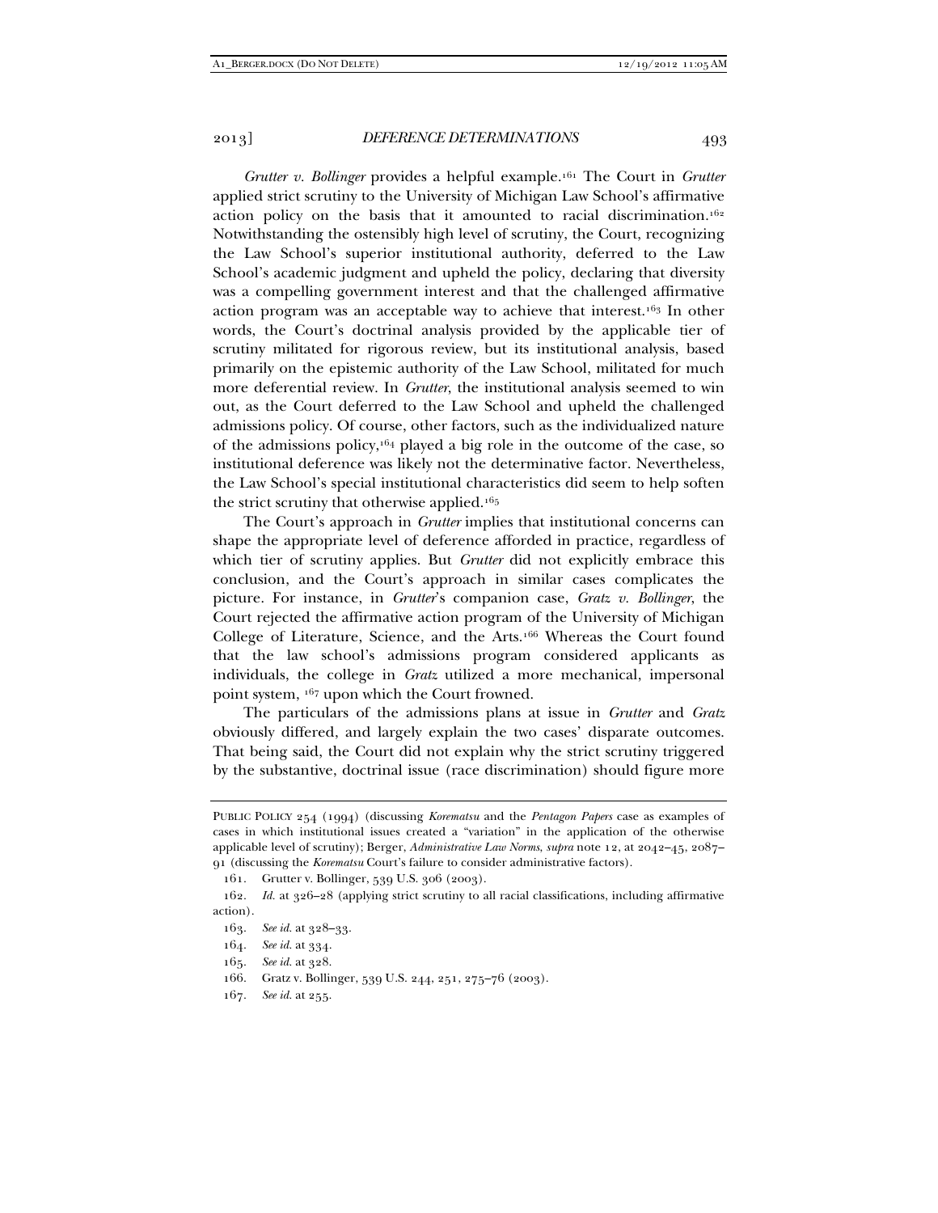*Grutter v. Bollinger* provides a helpful example.[161] The Court in *Grutter* applied strict scrutiny to the University of Michigan Law School's affirmative action policy on the basis that it amounted to racial discrimination.[162] Notwithstanding the ostensibly high level of scrutiny, the Court, recognizing the Law School's superior institutional authority, deferred to the Law School's academic judgment and upheld the policy, declaring that diversity was a compelling government interest and that the challenged affirmative action program was an acceptable way to achieve that interest.[163] In other words, the Court's doctrinal analysis provided by the applicable tier of scrutiny militated for rigorous review, but its institutional analysis, based primarily on the epistemic authority of the Law School, militated for much more deferential review. In *Grutter*, the institutional analysis seemed to win out, as the Court deferred to the Law School and upheld the challenged admissions policy. Of course, other factors, such as the individualized nature of the admissions policy,[164] played a big role in the outcome of the case, so institutional deference was likely not the determinative factor. Nevertheless, the Law School's special institutional characteristics did seem to help soften the strict scrutiny that otherwise applied.[165]

The Court's approach in *Grutter* implies that institutional concerns can shape the appropriate level of deference afforded in practice, regardless of which tier of scrutiny applies. But *Grutter* did not explicitly embrace this conclusion, and the Court's approach in similar cases complicates the picture. For instance, in *Grutter*'s companion case, *Gratz v. Bollinger*, the Court rejected the affirmative action program of the University of Michigan College of Literature, Science, and the Arts.[166] Whereas the Court found that the law school's admissions program considered applicants as individuals, the college in *Gratz* utilized a more mechanical, impersonal point system, [167] upon which the Court frowned.

The particulars of the admissions plans at issue in *Grutter* and *Gratz* obviously differed, and largely explain the two cases' disparate outcomes. That being said, the Court did not explain why the strict scrutiny triggered by the substantive, doctrinal issue (race discrimination) should figure more

---

PUBLIC POLICY 254 (1994) (discussing *Korematsu* and the *Pentagon Papers* case as examples of cases in which institutional issues created a "variation" in the application of the otherwise applicable level of scrutiny); Berger, *Administrative Law Norms*, *supra* note 12, at 2042–45, 2087–91 (discussing the *Korematsu* Court's failure to consider administrative factors).

161. Grutter v. Bollinger, 539 U.S. 306 (2003).

162. *Id.* at 326–28 (applying strict scrutiny to all racial classifications, including affirmative action).

163. *See id.* at 328–33.

164. *See id.* at 334.

165. *See id.* at 328.

166. Gratz v. Bollinger, 539 U.S. 244, 251, 275–76 (2003).

167. *See id.* at 255.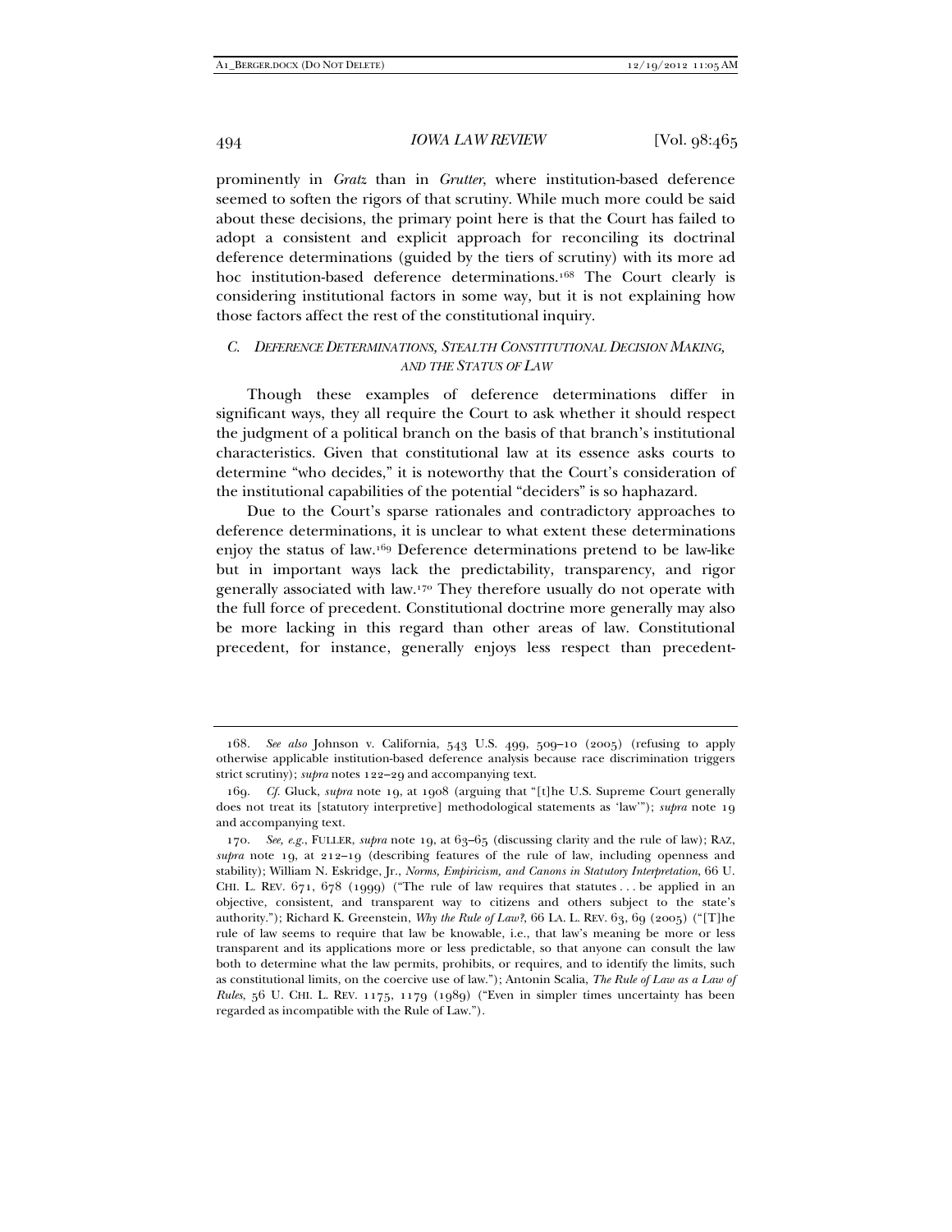prominently in *Gratz* than in *Grutter*, where institution-based deference seemed to soften the rigors of that scrutiny. While much more could be said about these decisions, the primary point here is that the Court has failed to adopt a consistent and explicit approach for reconciling its doctrinal deference determinations (guided by the tiers of scrutiny) with its more ad hoc institution-based deference determinations.[168] The Court clearly is considering institutional factors in some way, but it is not explaining how those factors affect the rest of the constitutional inquiry.

### C. *Deference Determinations, Stealth Constitutional Decision Making, and the Status of Law*

Though these examples of deference determinations differ in significant ways, they all require the Court to ask whether it should respect the judgment of a political branch on the basis of that branch's institutional characteristics. Given that constitutional law at its essence asks courts to determine "who decides," it is noteworthy that the Court's consideration of the institutional capabilities of the potential "deciders" is so haphazard.

Due to the Court's sparse rationales and contradictory approaches to deference determinations, it is unclear to what extent these determinations enjoy the status of law.[169] Deference determinations pretend to be law-like but in important ways lack the predictability, transparency, and rigor generally associated with law.[170] They therefore usually do not operate with the full force of precedent. Constitutional doctrine more generally may also be more lacking in this regard than other areas of law. Constitutional precedent, for instance, generally enjoys less respect than precedent-

---

168. *See also* Johnson v. California, 543 U.S. 499, 509–10 (2005) (refusing to apply otherwise applicable institution-based deference analysis because race discrimination triggers strict scrutiny); *supra* notes 122–29 and accompanying text.

169. *Cf.* Gluck, *supra* note 19, at 1908 (arguing that "[t]he U.S. Supreme Court generally does not treat its [statutory interpretive] methodological statements as 'law'"); *supra* note 19 and accompanying text.

170. *See, e.g.*, FULLER, *supra* note 19, at 63–65 (discussing clarity and the rule of law); RAZ, *supra* note 19, at 212–19 (describing features of the rule of law, including openness and stability); William N. Eskridge, Jr., *Norms, Empiricism, and Canons in Statutory Interpretation*, 66 U. CHI. L. REV. 671, 678 (1999) ("The rule of law requires that statutes . . . be applied in an objective, consistent, and transparent way to citizens and others subject to the state's authority."); Richard K. Greenstein, *Why the Rule of Law?*, 66 LA. L. REV. 63, 69 (2005) ("[T]he rule of law seems to require that law be knowable, i.e., that law's meaning be more or less transparent and its applications more or less predictable, so that anyone can consult the law both to determine what the law permits, prohibits, or requires, and to identify the limits, such as constitutional limits, on the coercive use of law."); Antonin Scalia, *The Rule of Law as a Law of Rules*, 56 U. CHI. L. REV. 1175, 1179 (1989) ("Even in simpler times uncertainty has been regarded as incompatible with the Rule of Law.").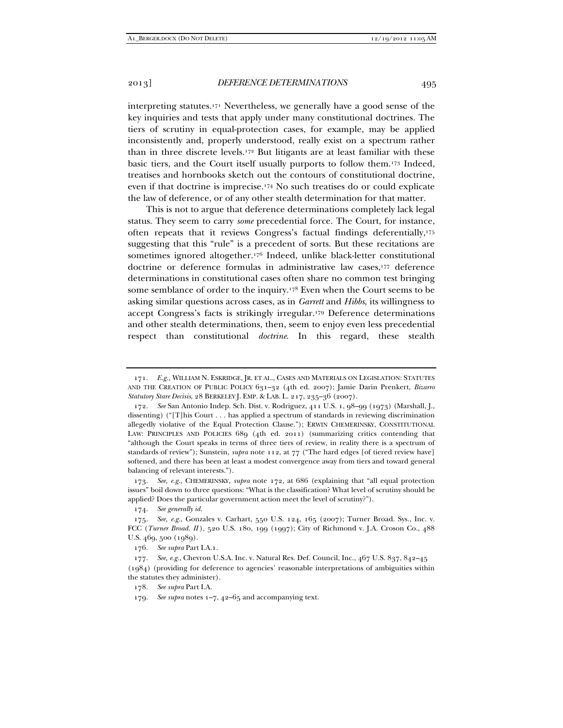interpreting statutes.[171] Nevertheless, we generally have a good sense of the key inquiries and tests that apply under many constitutional doctrines. The tiers of scrutiny in equal-protection cases, for example, may be applied inconsistently and, properly understood, really exist on a spectrum rather than in three discrete levels.[172] But litigants are at least familiar with these basic tiers, and the Court itself usually purports to follow them.[173] Indeed, treatises and hornbooks sketch out the contours of constitutional doctrine, even if that doctrine is imprecise.[174] No such treatises do or could explicate the law of deference, or of any other stealth determination for that matter.

This is not to argue that deference determinations completely lack legal status. They seem to carry *some* precedential force. The Court, for instance, often repeats that it reviews Congress's factual findings deferentially,[175] suggesting that this "rule" is a precedent of sorts. But these recitations are sometimes ignored altogether.[176] Indeed, unlike black-letter constitutional doctrine or deference formulas in administrative law cases,[177] deference determinations in constitutional cases often share no common test bringing some semblance of order to the inquiry.[178] Even when the Court seems to be asking similar questions across cases, as in *Garrett* and *Hibbs*, its willingness to accept Congress's facts is strikingly irregular.[179] Deference determinations and other stealth determinations, then, seem to enjoy even less precedential respect than constitutional *doctrine*. In this regard, these stealth

---

171. *E.g.*, WILLIAM N. ESKRIDGE, JR. ET AL., CASES AND MATERIALS ON LEGISLATION: STATUTES AND THE CREATION OF PUBLIC POLICY 631–32 (4th ed. 2007); Jamie Darin Prenkert, *Bizarro Statutory Stare Decisis*, 28 BERKELEY J. EMP. & LAB. L. 217, 235–36 (2007).

172. *See* San Antonio Indep. Sch. Dist. v. Rodriguez, 411 U.S. 1, 98–99 (1973) (Marshall, J., dissenting) ("[T]his Court . . . has applied a spectrum of standards in reviewing discrimination allegedly violative of the Equal Protection Clause."); ERWIN CHEMERINSKY, CONSTITUTIONAL LAW: PRINCIPLES AND POLICIES 689 (4th ed. 2011) (summarizing critics contending that "although the Court speaks in terms of three tiers of review, in reality there is a spectrum of standards of review"); Sunstein, *supra* note 112, at 77 ("The hard edges [of tiered review have] softened, and there has been at least a modest convergence away from tiers and toward general balancing of relevant interests.").

173. *See, e.g.*, CHEMERINSKY, *supra* note 172, at 686 (explaining that "all equal protection issues" boil down to three questions: "What is the classification? What level of scrutiny should be applied? Does the particular government action meet the level of scrutiny?").

174. *See generally id.*

175. *See, e.g.*, Gonzales v. Carhart, 550 U.S. 124, 165 (2007); Turner Broad. Sys., Inc. v. FCC (*Turner Broad. II*), 520 U.S. 180, 199 (1997); City of Richmond v. J.A. Croson Co., 488 U.S. 469, 500 (1989).

176. *See supra* Part I.A.1.

177. *See, e.g.*, Chevron U.S.A. Inc. v. Natural Res. Def. Council, Inc., 467 U.S. 837, 842–45 (1984) (providing for deference to agencies' reasonable interpretations of ambiguities within the statutes they administer).

178. *See supra* Part I.A.

179. *See supra* notes 1–7, 42–65 and accompanying text.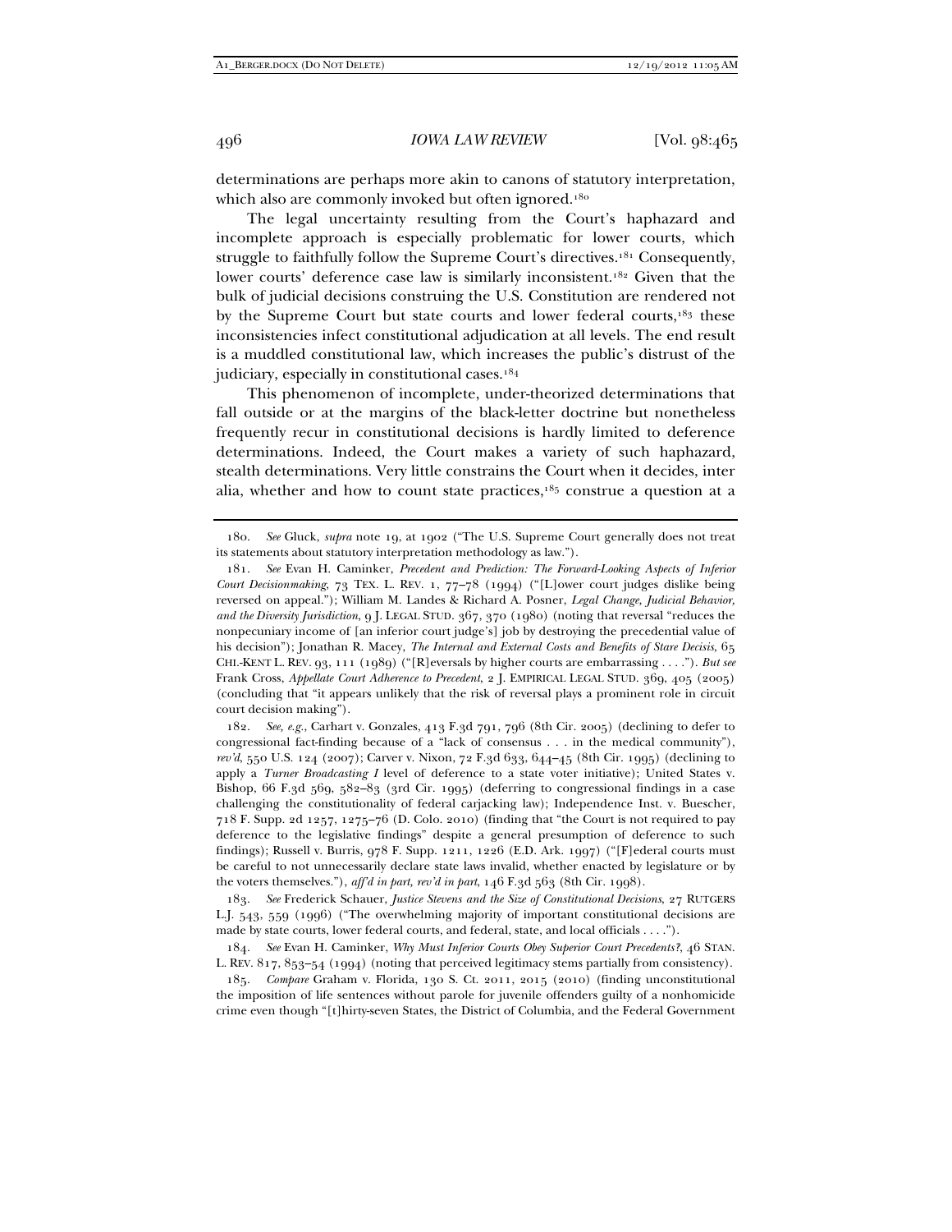determinations are perhaps more akin to canons of statutory interpretation, which also are commonly invoked but often ignored.[180]

The legal uncertainty resulting from the Court's haphazard and incomplete approach is especially problematic for lower courts, which struggle to faithfully follow the Supreme Court's directives.[181] Consequently, lower courts' deference case law is similarly inconsistent.[182] Given that the bulk of judicial decisions construing the U.S. Constitution are rendered not by the Supreme Court but state courts and lower federal courts,[183] these inconsistencies infect constitutional adjudication at all levels. The end result is a muddled constitutional law, which increases the public's distrust of the judiciary, especially in constitutional cases.[184]

This phenomenon of incomplete, under-theorized determinations that fall outside or at the margins of the black-letter doctrine but nonetheless frequently recur in constitutional decisions is hardly limited to deference determinations. Indeed, the Court makes a variety of such haphazard, stealth determinations. Very little constrains the Court when it decides, inter alia, whether and how to count state practices,[185] construe a question at a

---

180. *See* Gluck, *supra* note 19, at 1902 ("The U.S. Supreme Court generally does not treat its statements about statutory interpretation methodology as law.").

181. *See* Evan H. Caminker, *Precedent and Prediction: The Forward-Looking Aspects of Inferior Court Decisionmaking*, 73 TEX. L. REV. 1, 77–78 (1994) ("[L]ower court judges dislike being reversed on appeal."); William M. Landes & Richard A. Posner, *Legal Change, Judicial Behavior, and the Diversity Jurisdiction*, 9 J. LEGAL STUD. 367, 370 (1980) (noting that reversal "reduces the nonpecuniary income of [an inferior court judge's] job by destroying the precedential value of his decision"); Jonathan R. Macey, *The Internal and External Costs and Benefits of Stare Decisis*, 65 CHI.-KENT L. REV. 93, 111 (1989) ("[R]eversals by higher courts are embarrassing . . . ."). *But see* Frank Cross, *Appellate Court Adherence to Precedent*, 2 J. EMPIRICAL LEGAL STUD. 369, 405 (2005) (concluding that "it appears unlikely that the risk of reversal plays a prominent role in circuit court decision making").

182. *See, e.g.*, Carhart v. Gonzales, 413 F.3d 791, 796 (8th Cir. 2005) (declining to defer to congressional fact-finding because of a "lack of consensus . . . in the medical community"), *rev'd*, 550 U.S. 124 (2007); Carver v. Nixon, 72 F.3d 633, 644–45 (8th Cir. 1995) (declining to apply a *Turner Broadcasting I* level of deference to a state voter initiative); United States v. Bishop, 66 F.3d 569, 582–83 (3rd Cir. 1995) (deferring to congressional findings in a case challenging the constitutionality of federal carjacking law); Independence Inst. v. Buescher, 718 F. Supp. 2d 1257, 1275–76 (D. Colo. 2010) (finding that "the Court is not required to pay deference to the legislative findings" despite a general presumption of deference to such findings); Russell v. Burris, 978 F. Supp. 1211, 1226 (E.D. Ark. 1997) ("[F]ederal courts must be careful to not unnecessarily declare state laws invalid, whether enacted by legislature or by the voters themselves."), *aff'd in part, rev'd in part*, 146 F.3d 563 (8th Cir. 1998).

183. *See* Frederick Schauer, *Justice Stevens and the Size of Constitutional Decisions*, 27 RUTGERS L.J. 543, 559 (1996) ("The overwhelming majority of important constitutional decisions are made by state courts, lower federal courts, and federal, state, and local officials . . . .").

184. *See* Evan H. Caminker, *Why Must Inferior Courts Obey Superior Court Precedents?*, 46 STAN. L. REV. 817, 853–54 (1994) (noting that perceived legitimacy stems partially from consistency).

185. *Compare* Graham v. Florida, 130 S. Ct. 2011, 2015 (2010) (finding unconstitutional the imposition of life sentences without parole for juvenile offenders guilty of a nonhomicide crime even though "[t]hirty-seven States, the District of Columbia, and the Federal Government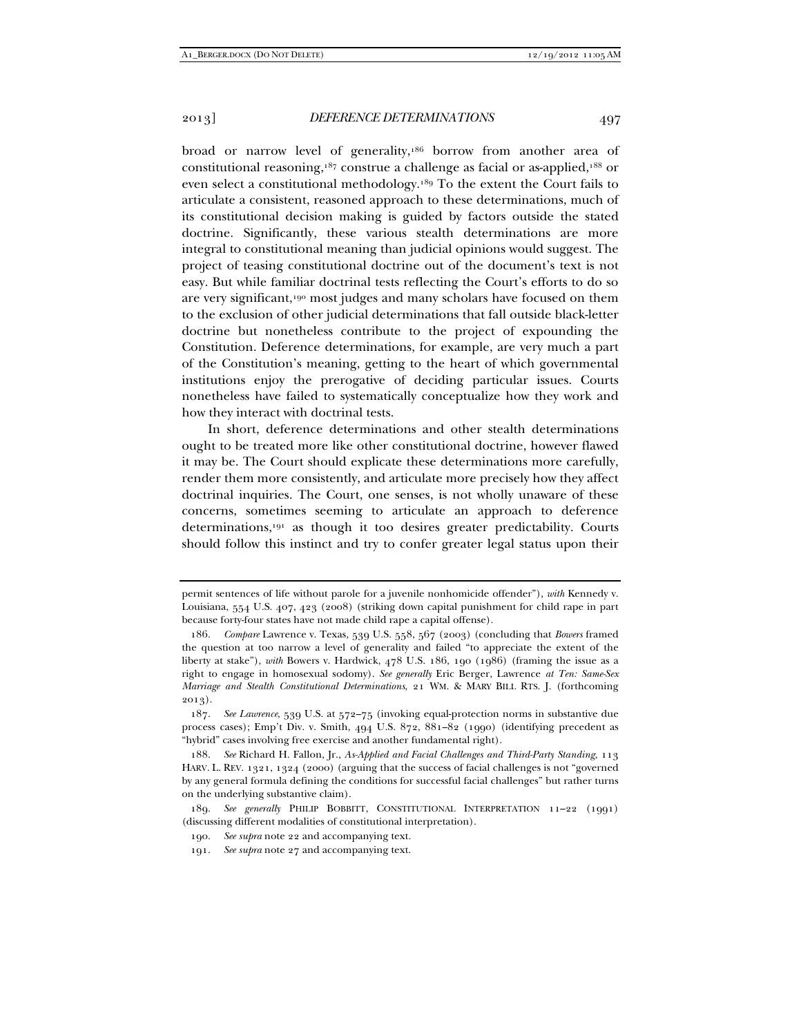broad or narrow level of generality,[186] borrow from another area of constitutional reasoning,[187] construe a challenge as facial or as-applied,[188] or even select a constitutional methodology.[189] To the extent the Court fails to articulate a consistent, reasoned approach to these determinations, much of its constitutional decision making is guided by factors outside the stated doctrine. Significantly, these various stealth determinations are more integral to constitutional meaning than judicial opinions would suggest. The project of teasing constitutional doctrine out of the document's text is not easy. But while familiar doctrinal tests reflecting the Court's efforts to do so are very significant,[190] most judges and many scholars have focused on them to the exclusion of other judicial determinations that fall outside black-letter doctrine but nonetheless contribute to the project of expounding the Constitution. Deference determinations, for example, are very much a part of the Constitution's meaning, getting to the heart of which governmental institutions enjoy the prerogative of deciding particular issues. Courts nonetheless have failed to systematically conceptualize how they work and how they interact with doctrinal tests.

In short, deference determinations and other stealth determinations ought to be treated more like other constitutional doctrine, however flawed it may be. The Court should explicate these determinations more carefully, render them more consistently, and articulate more precisely how they affect doctrinal inquiries. The Court, one senses, is not wholly unaware of these concerns, sometimes seeming to articulate an approach to deference determinations,[191] as though it too desires greater predictability. Courts should follow this instinct and try to confer greater legal status upon their

---

permit sentences of life without parole for a juvenile nonhomicide offender"), *with* Kennedy v. Louisiana, 554 U.S. 407, 423 (2008) (striking down capital punishment for child rape in part because forty-four states have not made child rape a capital offense).

186. *Compare* Lawrence v. Texas, 539 U.S. 558, 567 (2003) (concluding that *Bowers* framed the question at too narrow a level of generality and failed "to appreciate the extent of the liberty at stake"), *with* Bowers v. Hardwick, 478 U.S. 186, 190 (1986) (framing the issue as a right to engage in homosexual sodomy). *See generally* Eric Berger, Lawrence *at Ten: Same-Sex Marriage and Stealth Constitutional Determinations*, 21 WM. & MARY BILL RTS. J. (forthcoming 2013).

187. *See Lawrence*, 539 U.S. at 572–75 (invoking equal-protection norms in substantive due process cases); Emp't Div. v. Smith, 494 U.S. 872, 881–82 (1990) (identifying precedent as "hybrid" cases involving free exercise and another fundamental right).

188. *See* Richard H. Fallon, Jr., *As-Applied and Facial Challenges and Third-Party Standing*, 113 HARV. L. REV. 1321, 1324 (2000) (arguing that the success of facial challenges is not "governed by any general formula defining the conditions for successful facial challenges" but rather turns on the underlying substantive claim).

189. *See generally* PHILIP BOBBITT, CONSTITUTIONAL INTERPRETATION 11–22 (1991) (discussing different modalities of constitutional interpretation).

190. *See supra* note 22 and accompanying text.

191. *See supra* note 27 and accompanying text.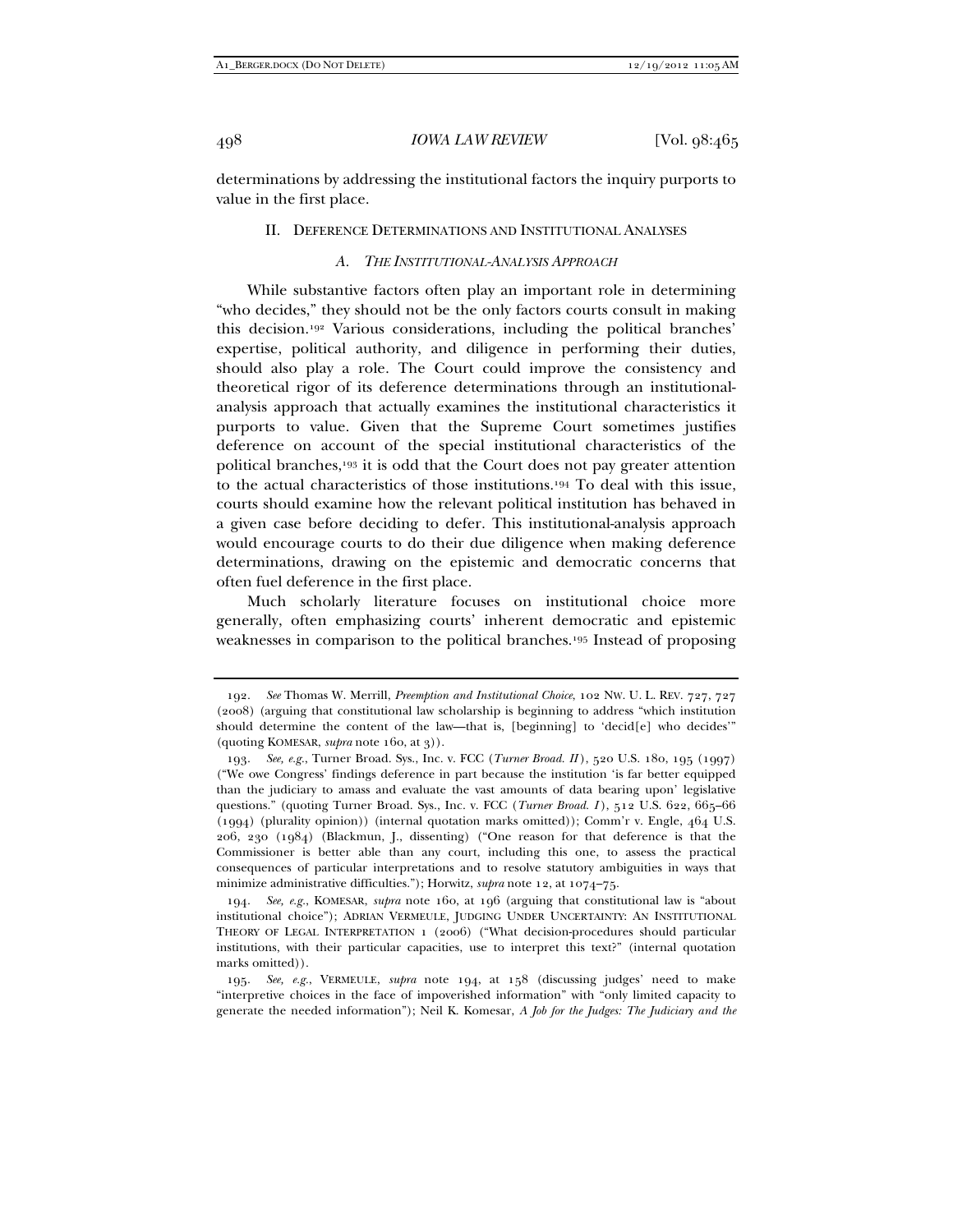determinations by addressing the institutional factors the inquiry purports to value in the first place.

## II. DEFERENCE DETERMINATIONS AND INSTITUTIONAL ANALYSES

### *A. THE INSTITUTIONAL-ANALYSIS APPROACH*

While substantive factors often play an important role in determining "who decides," they should not be the only factors courts consult in making this decision.[192] Various considerations, including the political branches' expertise, political authority, and diligence in performing their duties, should also play a role. The Court could improve the consistency and theoretical rigor of its deference determinations through an institutional-analysis approach that actually examines the institutional characteristics it purports to value. Given that the Supreme Court sometimes justifies deference on account of the special institutional characteristics of the political branches,[193] it is odd that the Court does not pay greater attention to the actual characteristics of those institutions.[194] To deal with this issue, courts should examine how the relevant political institution has behaved in a given case before deciding to defer. This institutional-analysis approach would encourage courts to do their due diligence when making deference determinations, drawing on the epistemic and democratic concerns that often fuel deference in the first place.

Much scholarly literature focuses on institutional choice more generally, often emphasizing courts' inherent democratic and epistemic weaknesses in comparison to the political branches.[195] Instead of proposing

---

192. *See* Thomas W. Merrill, *Preemption and Institutional Choice*, 102 NW. U. L. REV. 727, 727 (2008) (arguing that constitutional law scholarship is beginning to address "which institution should determine the content of the law—that is, [beginning] to 'decid[e] who decides'" (quoting KOMESAR, *supra* note 160, at 3)).

193. *See, e.g.*, Turner Broad. Sys., Inc. v. FCC (*Turner Broad. II*), 520 U.S. 180, 195 (1997) ("We owe Congress' findings deference in part because the institution 'is far better equipped than the judiciary to amass and evaluate the vast amounts of data bearing upon' legislative questions." (quoting Turner Broad. Sys., Inc. v. FCC (*Turner Broad. I*), 512 U.S. 622, 665–66 (1994) (plurality opinion)) (internal quotation marks omitted)); Comm'r v. Engle, 464 U.S. 206, 230 (1984) (Blackmun, J., dissenting) ("One reason for that deference is that the Commissioner is better able than any court, including this one, to assess the practical consequences of particular interpretations and to resolve statutory ambiguities in ways that minimize administrative difficulties."); Horwitz, *supra* note 12, at 1074–75.

194. *See, e.g.*, KOMESAR, *supra* note 160, at 196 (arguing that constitutional law is "about institutional choice"); ADRIAN VERMEULE, JUDGING UNDER UNCERTAINTY: AN INSTITUTIONAL THEORY OF LEGAL INTERPRETATION 1 (2006) ("What decision-procedures should particular institutions, with their particular capacities, use to interpret this text?" (internal quotation marks omitted)).

195. *See, e.g.*, VERMEULE, *supra* note 194, at 158 (discussing judges' need to make "interpretive choices in the face of impoverished information" with "only limited capacity to generate the needed information"); Neil K. Komesar, *A Job for the Judges: The Judiciary and the*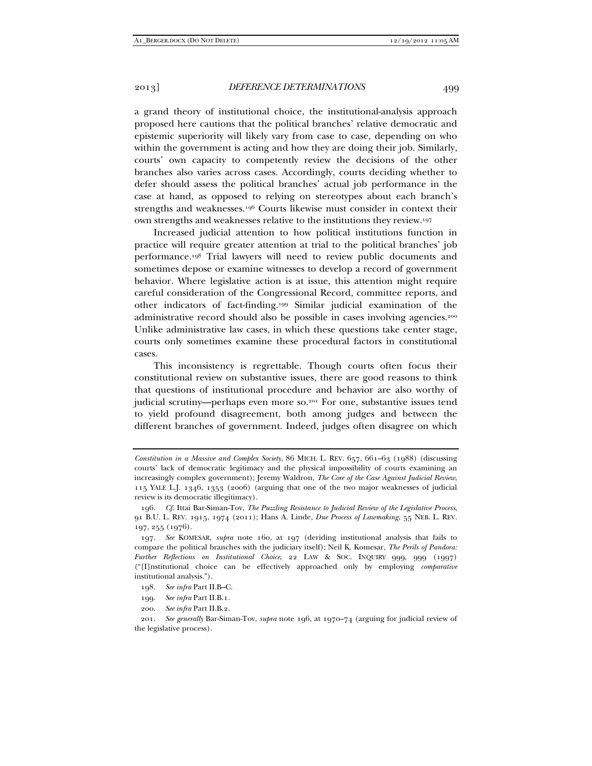a grand theory of institutional choice, the institutional-analysis approach proposed here cautions that the political branches' relative democratic and epistemic superiority will likely vary from case to case, depending on who within the government is acting and how they are doing their job. Similarly, courts' own capacity to competently review the decisions of the other branches also varies across cases. Accordingly, courts deciding whether to defer should assess the political branches' actual job performance in the case at hand, as opposed to relying on stereotypes about each branch's strengths and weaknesses.[196] Courts likewise must consider in context their own strengths and weaknesses relative to the institutions they review.[197]

Increased judicial attention to how political institutions function in practice will require greater attention at trial to the political branches' job performance.[198] Trial lawyers will need to review public documents and sometimes depose or examine witnesses to develop a record of government behavior. Where legislative action is at issue, this attention might require careful consideration of the Congressional Record, committee reports, and other indicators of fact-finding.[199] Similar judicial examination of the administrative record should also be possible in cases involving agencies.[200] Unlike administrative law cases, in which these questions take center stage, courts only sometimes examine these procedural factors in constitutional cases.

This inconsistency is regrettable. Though courts often focus their constitutional review on substantive issues, there are good reasons to think that questions of institutional procedure and behavior are also worthy of judicial scrutiny—perhaps even more so.[201] For one, substantive issues tend to yield profound disagreement, both among judges and between the different branches of government. Indeed, judges often disagree on which

---

*Constitution in a Massive and Complex Society*, 86 MICH. L. REV. 657, 661–63 (1988) (discussing courts' lack of democratic legitimacy and the physical impossibility of courts examining an increasingly complex government); Jeremy Waldron, *The Core of the Case Against Judicial Review*, 115 YALE L.J. 1346, 1353 (2006) (arguing that one of the two major weaknesses of judicial review is its democratic illegitimacy).

196. *Cf.* Ittai Bar-Siman-Tov, *The Puzzling Resistance to Judicial Review of the Legislative Process*, 91 B.U. L. REV. 1915, 1974 (2011); Hans A. Linde, *Due Process of Lawmaking*, 55 NEB. L. REV. 197, 255 (1976).

197. *See* KOMESAR, *supra* note 160, at 197 (deriding institutional analysis that fails to compare the political branches with the judiciary itself); Neil K. Komesar, *The Perils of Pandora: Further Reflections on Institutional Choice*, 22 LAW & SOC. INQUIRY 999, 999 (1997) ("[I]nstitutional choice can be effectively approached only by employing *comparative* institutional analysis.").

198. *See infra* Part II.B–C.

199. *See infra* Part II.B.1.

200. *See infra* Part II.B.2.

201. *See generally* Bar-Siman-Tov, *supra* note 196, at 1970–74 (arguing for judicial review of the legislative process).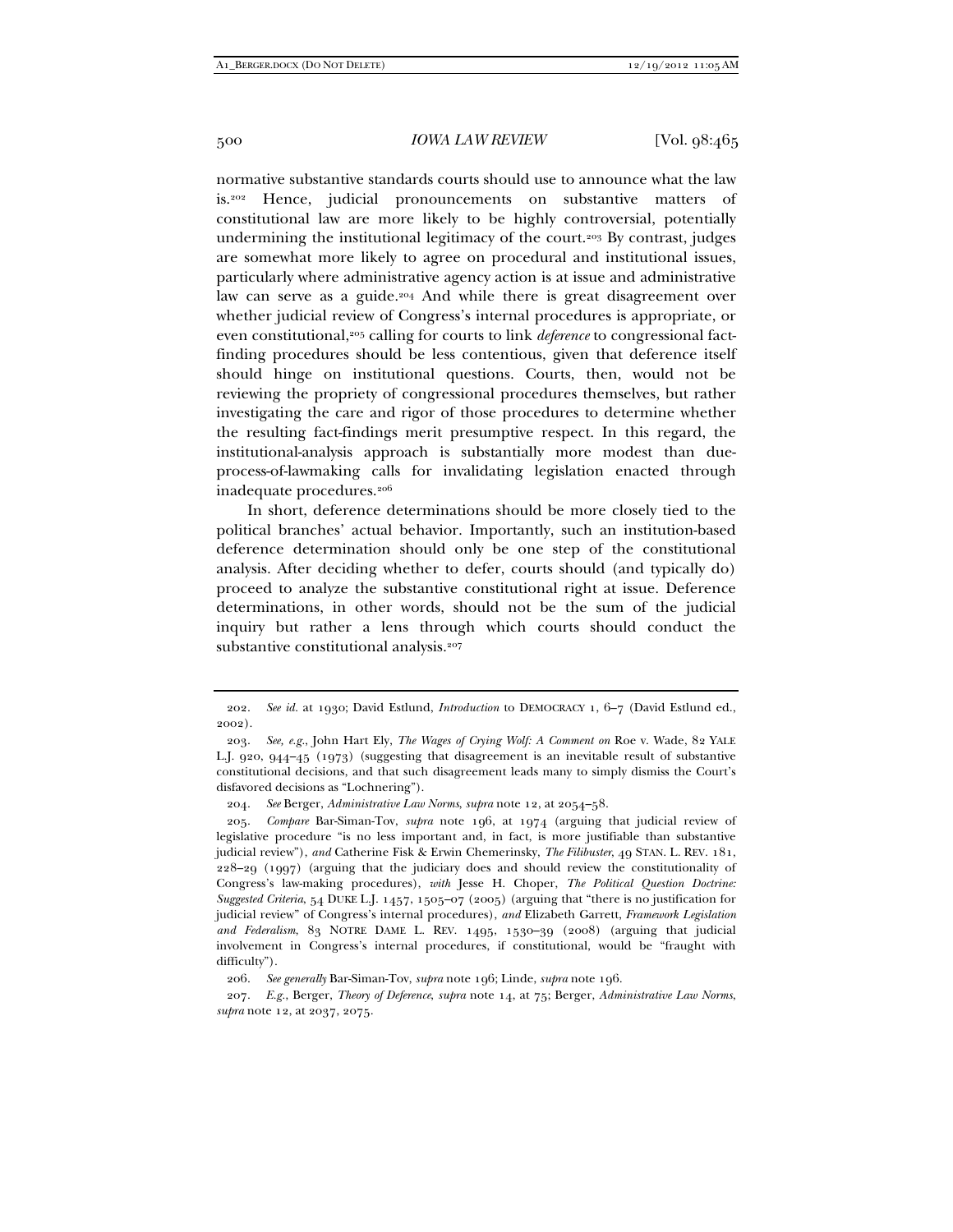normative substantive standards courts should use to announce what the law is.[202] Hence, judicial pronouncements on substantive matters of constitutional law are more likely to be highly controversial, potentially undermining the institutional legitimacy of the court.[203] By contrast, judges are somewhat more likely to agree on procedural and institutional issues, particularly where administrative agency action is at issue and administrative law can serve as a guide.[204] And while there is great disagreement over whether judicial review of Congress's internal procedures is appropriate, or even constitutional,[205] calling for courts to link *deference* to congressional fact-finding procedures should be less contentious, given that deference itself should hinge on institutional questions. Courts, then, would not be reviewing the propriety of congressional procedures themselves, but rather investigating the care and rigor of those procedures to determine whether the resulting fact-findings merit presumptive respect. In this regard, the institutional-analysis approach is substantially more modest than due-process-of-lawmaking calls for invalidating legislation enacted through inadequate procedures.[206]

In short, deference determinations should be more closely tied to the political branches' actual behavior. Importantly, such an institution-based deference determination should only be one step of the constitutional analysis. After deciding whether to defer, courts should (and typically do) proceed to analyze the substantive constitutional right at issue. Deference determinations, in other words, should not be the sum of the judicial inquiry but rather a lens through which courts should conduct the substantive constitutional analysis.[207]

---

202. *See id.* at 1930; David Estlund, *Introduction* to DEMOCRACY 1, 6–7 (David Estlund ed., 2002).

203. *See, e.g.*, John Hart Ely, *The Wages of Crying Wolf: A Comment on* Roe v. Wade, 82 YALE L.J. 920, 944–45 (1973) (suggesting that disagreement is an inevitable result of substantive constitutional decisions, and that such disagreement leads many to simply dismiss the Court's disfavored decisions as "Lochnering").

204. *See* Berger, *Administrative Law Norms*, *supra* note 12, at 2054–58.

205. *Compare* Bar-Siman-Tov, *supra* note 196, at 1974 (arguing that judicial review of legislative procedure "is no less important and, in fact, is more justifiable than substantive judicial review"), *and* Catherine Fisk & Erwin Chemerinsky, *The Filibuster*, 49 STAN. L. REV. 181, 228–29 (1997) (arguing that the judiciary does and should review the constitutionality of Congress's law-making procedures), *with* Jesse H. Choper, *The Political Question Doctrine: Suggested Criteria*, 54 DUKE L.J. 1457, 1505–07 (2005) (arguing that "there is no justification for judicial review" of Congress's internal procedures), *and* Elizabeth Garrett, *Framework Legislation and Federalism*, 83 NOTRE DAME L. REV. 1495, 1530–39 (2008) (arguing that judicial involvement in Congress's internal procedures, if constitutional, would be "fraught with difficulty").

206. *See generally* Bar-Siman-Tov, *supra* note 196; Linde, *supra* note 196.

207. *E.g.*, Berger, *Theory of Deference*, *supra* note 14, at 75; Berger, *Administrative Law Norms*, *supra* note 12, at 2037, 2075.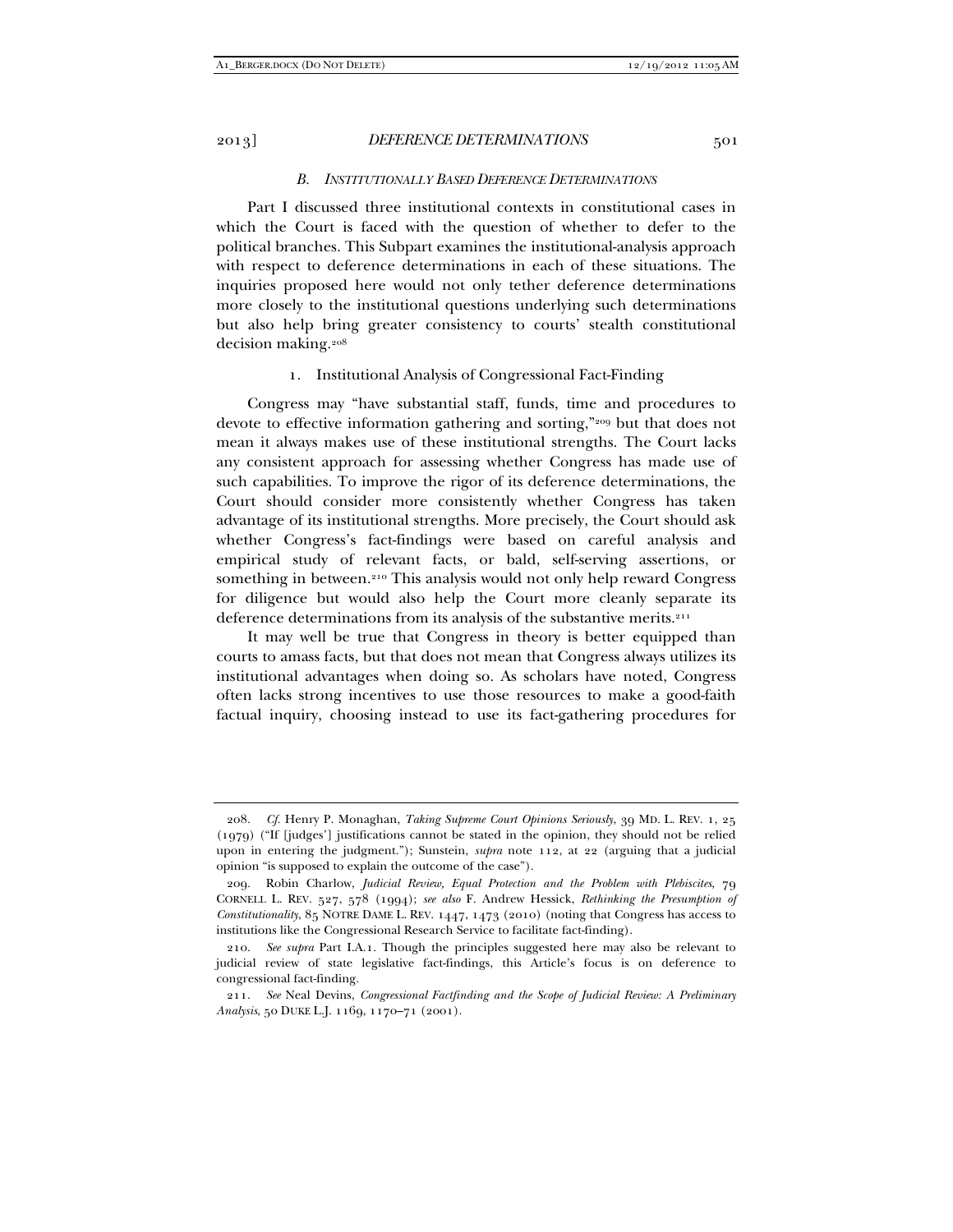### *B. INSTITUTIONALLY BASED DEFERENCE DETERMINATIONS*

Part I discussed three institutional contexts in constitutional cases in which the Court is faced with the question of whether to defer to the political branches. This Subpart examines the institutional-analysis approach with respect to deference determinations in each of these situations. The inquiries proposed here would not only tether deference determinations more closely to the institutional questions underlying such determinations but also help bring greater consistency to courts' stealth constitutional decision making.[208]

#### 1. Institutional Analysis of Congressional Fact-Finding

Congress may "have substantial staff, funds, time and procedures to devote to effective information gathering and sorting,"[209] but that does not mean it always makes use of these institutional strengths. The Court lacks any consistent approach for assessing whether Congress has made use of such capabilities. To improve the rigor of its deference determinations, the Court should consider more consistently whether Congress has taken advantage of its institutional strengths. More precisely, the Court should ask whether Congress's fact-findings were based on careful analysis and empirical study of relevant facts, or bald, self-serving assertions, or something in between.[210] This analysis would not only help reward Congress for diligence but would also help the Court more cleanly separate its deference determinations from its analysis of the substantive merits.[211]

It may well be true that Congress in theory is better equipped than courts to amass facts, but that does not mean that Congress always utilizes its institutional advantages when doing so. As scholars have noted, Congress often lacks strong incentives to use those resources to make a good-faith factual inquiry, choosing instead to use its fact-gathering procedures for

---

208. *Cf.* Henry P. Monaghan, *Taking Supreme Court Opinions Seriously*, 39 MD. L. REV. 1, 25 (1979) ("If [judges'] justifications cannot be stated in the opinion, they should not be relied upon in entering the judgment."); Sunstein, *supra* note 112, at 22 (arguing that a judicial opinion "is supposed to explain the outcome of the case").

209. Robin Charlow, *Judicial Review, Equal Protection and the Problem with Plebiscites*, 79 CORNELL L. REV. 527, 578 (1994); *see also* F. Andrew Hessick, *Rethinking the Presumption of Constitutionality*, 85 NOTRE DAME L. REV. 1447, 1473 (2010) (noting that Congress has access to institutions like the Congressional Research Service to facilitate fact-finding).

210. *See supra* Part I.A.1. Though the principles suggested here may also be relevant to judicial review of state legislative fact-findings, this Article's focus is on deference to congressional fact-finding.

211. *See* Neal Devins, *Congressional Factfinding and the Scope of Judicial Review: A Preliminary Analysis*, 50 DUKE L.J. 1169, 1170–71 (2001).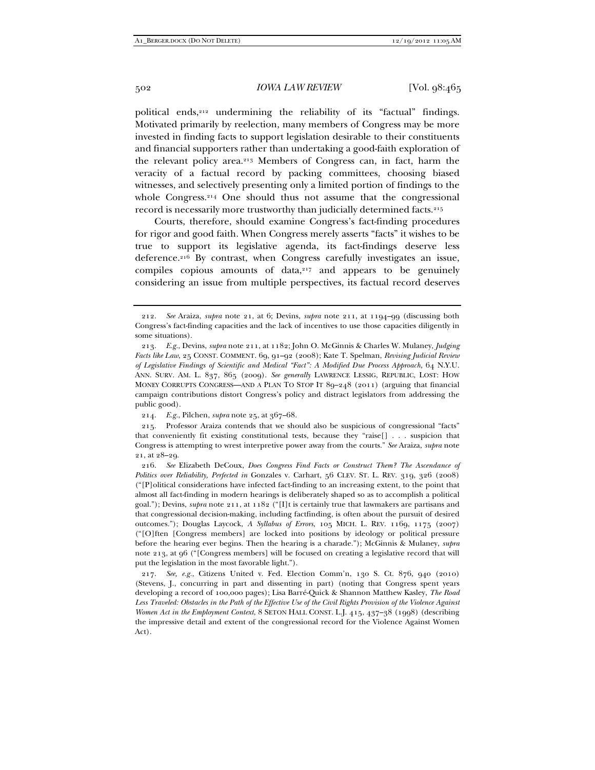political ends,[212] undermining the reliability of its "factual" findings. Motivated primarily by reelection, many members of Congress may be more invested in finding facts to support legislation desirable to their constituents and financial supporters rather than undertaking a good-faith exploration of the relevant policy area.[213] Members of Congress can, in fact, harm the veracity of a factual record by packing committees, choosing biased witnesses, and selectively presenting only a limited portion of findings to the whole Congress.[214] One should thus not assume that the congressional record is necessarily more trustworthy than judicially determined facts.[215]

Courts, therefore, should examine Congress's fact-finding procedures for rigor and good faith. When Congress merely asserts "facts" it wishes to be true to support its legislative agenda, its fact-findings deserve less deference.[216] By contrast, when Congress carefully investigates an issue, compiles copious amounts of data,[217] and appears to be genuinely considering an issue from multiple perspectives, its factual record deserves

---

212. *See* Araiza, *supra* note 21, at 6; Devins, *supra* note 211, at 1194–99 (discussing both Congress's fact-finding capacities and the lack of incentives to use those capacities diligently in some situations).

213. *E.g.*, Devins, *supra* note 211, at 1182; John O. McGinnis & Charles W. Mulaney, *Judging Facts like Law*, 25 CONST. COMMENT. 69, 91–92 (2008); Kate T. Spelman, *Revising Judicial Review of Legislative Findings of Scientific and Medical "Fact": A Modified Due Process Approach*, 64 N.Y.U. ANN. SURV. AM. L. 837, 865 (2009). *See generally* LAWRENCE LESSIG, REPUBLIC, LOST: HOW MONEY CORRUPTS CONGRESS—AND A PLAN TO STOP IT 89–248 (2011) (arguing that financial campaign contributions distort Congress's policy and distract legislators from addressing the public good).

214. *E.g.*, Pilchen, *supra* note 25, at 367–68.

215. Professor Araiza contends that we should also be suspicious of congressional "facts" that conveniently fit existing constitutional tests, because they "raise[] . . . suspicion that Congress is attempting to wrest interpretive power away from the courts." *See* Araiza, *supra* note 21, at 28–29.

216. *See* Elizabeth DeCoux, *Does Congress Find Facts or Construct Them? The Ascendance of Politics over Reliability, Perfected in* Gonzales v. Carhart, 56 CLEV. ST. L. REV. 319, 326 (2008) ("[P]olitical considerations have infected fact-finding to an increasing extent, to the point that almost all fact-finding in modern hearings is deliberately shaped so as to accomplish a political goal."); Devins, *supra* note 211, at 1182 ("[I]t is certainly true that lawmakers are partisans and that congressional decision-making, including factfinding, is often about the pursuit of desired outcomes."); Douglas Laycock, *A Syllabus of Errors*, 105 MICH. L. REV. 1169, 1175 (2007) ("[O]ften [Congress members] are locked into positions by ideology or political pressure before the hearing ever begins. Then the hearing is a charade."); McGinnis & Mulaney, *supra* note 213, at 96 ("[Congress members] will be focused on creating a legislative record that will put the legislation in the most favorable light.").

217. *See, e.g.*, Citizens United v. Fed. Election Comm'n, 130 S. Ct. 876, 940 (2010) (Stevens, J., concurring in part and dissenting in part) (noting that Congress spent years developing a record of 100,000 pages); Lisa Barré-Quick & Shannon Matthew Kasley, *The Road Less Traveled: Obstacles in the Path of the Effective Use of the Civil Rights Provision of the Violence Against Women Act in the Employment Context*, 8 SETON HALL CONST. L.J. 415, 437–38 (1998) (describing the impressive detail and extent of the congressional record for the Violence Against Women Act).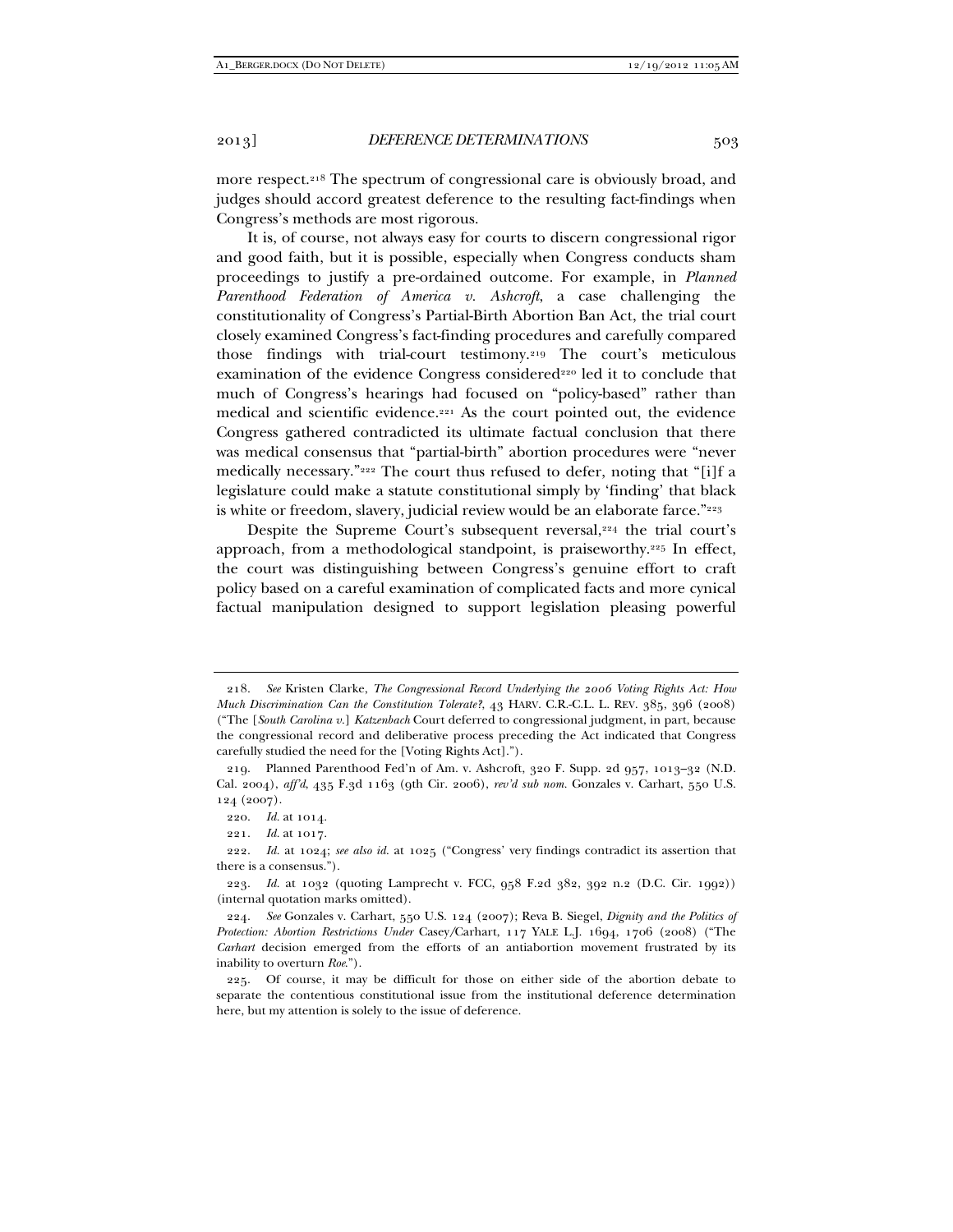more respect.[218] The spectrum of congressional care is obviously broad, and judges should accord greatest deference to the resulting fact-findings when Congress's methods are most rigorous.

It is, of course, not always easy for courts to discern congressional rigor and good faith, but it is possible, especially when Congress conducts sham proceedings to justify a pre-ordained outcome. For example, in *Planned Parenthood Federation of America v. Ashcroft*, a case challenging the constitutionality of Congress's Partial-Birth Abortion Ban Act, the trial court closely examined Congress's fact-finding procedures and carefully compared those findings with trial-court testimony.[219] The court's meticulous examination of the evidence Congress considered[220] led it to conclude that much of Congress's hearings had focused on "policy-based" rather than medical and scientific evidence.[221] As the court pointed out, the evidence Congress gathered contradicted its ultimate factual conclusion that there was medical consensus that "partial-birth" abortion procedures were "never medically necessary."[222] The court thus refused to defer, noting that "[i]f a legislature could make a statute constitutional simply by 'finding' that black is white or freedom, slavery, judicial review would be an elaborate farce."[223]

Despite the Supreme Court's subsequent reversal,[224] the trial court's approach, from a methodological standpoint, is praiseworthy.[225] In effect, the court was distinguishing between Congress's genuine effort to craft policy based on a careful examination of complicated facts and more cynical factual manipulation designed to support legislation pleasing powerful

---

218. *See* Kristen Clarke, *The Congressional Record Underlying the 2006 Voting Rights Act: How Much Discrimination Can the Constitution Tolerate?*, 43 HARV. C.R.-C.L. L. REV. 385, 396 (2008) ("The [*South Carolina v.*] *Katzenbach* Court deferred to congressional judgment, in part, because the congressional record and deliberative process preceding the Act indicated that Congress carefully studied the need for the [Voting Rights Act].").

219. Planned Parenthood Fed'n of Am. v. Ashcroft, 320 F. Supp. 2d 957, 1013–32 (N.D. Cal. 2004), *aff'd*, 435 F.3d 1163 (9th Cir. 2006), *rev'd sub nom.* Gonzales v. Carhart, 550 U.S. 124 (2007).

220. *Id.* at 1014.

221. *Id.* at 1017.

222. *Id.* at 1024; *see also id.* at 1025 ("Congress' very findings contradict its assertion that there is a consensus.").

223. *Id.* at 1032 (quoting Lamprecht v. FCC, 958 F.2d 382, 392 n.2 (D.C. Cir. 1992)) (internal quotation marks omitted).

224. *See* Gonzales v. Carhart, 550 U.S. 124 (2007); Reva B. Siegel, *Dignity and the Politics of Protection: Abortion Restrictions Under* Casey/Carhart, 117 YALE L.J. 1694, 1706 (2008) ("The *Carhart* decision emerged from the efforts of an antiabortion movement frustrated by its inability to overturn *Roe*.").

225. Of course, it may be difficult for those on either side of the abortion debate to separate the contentious constitutional issue from the institutional deference determination here, but my attention is solely to the issue of deference.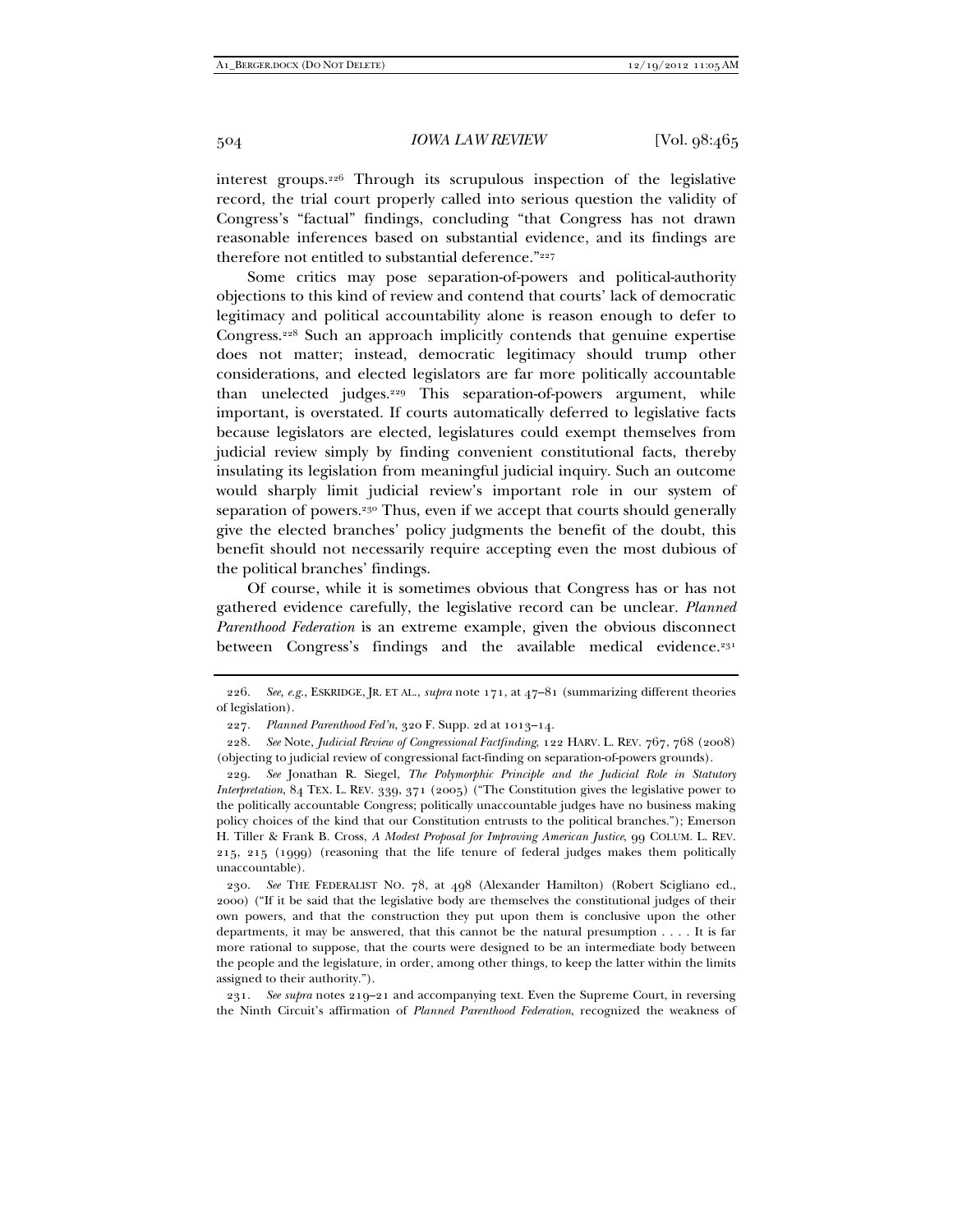interest groups.[226] Through its scrupulous inspection of the legislative record, the trial court properly called into serious question the validity of Congress's "factual" findings, concluding "that Congress has not drawn reasonable inferences based on substantial evidence, and its findings are therefore not entitled to substantial deference."[227]

Some critics may pose separation-of-powers and political-authority objections to this kind of review and contend that courts' lack of democratic legitimacy and political accountability alone is reason enough to defer to Congress.[228] Such an approach implicitly contends that genuine expertise does not matter; instead, democratic legitimacy should trump other considerations, and elected legislators are far more politically accountable than unelected judges.[229] This separation-of-powers argument, while important, is overstated. If courts automatically deferred to legislative facts because legislators are elected, legislatures could exempt themselves from judicial review simply by finding convenient constitutional facts, thereby insulating its legislation from meaningful judicial inquiry. Such an outcome would sharply limit judicial review's important role in our system of separation of powers.[230] Thus, even if we accept that courts should generally give the elected branches' policy judgments the benefit of the doubt, this benefit should not necessarily require accepting even the most dubious of the political branches' findings.

Of course, while it is sometimes obvious that Congress has or has not gathered evidence carefully, the legislative record can be unclear. *Planned Parenthood Federation* is an extreme example, given the obvious disconnect between Congress's findings and the available medical evidence.[231]

---

226. *See, e.g.*, ESKRIDGE, JR. ET AL., *supra* note 171, at 47–81 (summarizing different theories of legislation).

227. *Planned Parenthood Fed'n*, 320 F. Supp. 2d at 1013–14.

228. *See* Note, *Judicial Review of Congressional Factfinding*, 122 HARV. L. REV. 767, 768 (2008) (objecting to judicial review of congressional fact-finding on separation-of-powers grounds).

229. *See* Jonathan R. Siegel, *The Polymorphic Principle and the Judicial Role in Statutory Interpretation*, 84 TEX. L. REV. 339, 371 (2005) ("The Constitution gives the legislative power to the politically accountable Congress; politically unaccountable judges have no business making policy choices of the kind that our Constitution entrusts to the political branches."); Emerson H. Tiller & Frank B. Cross, *A Modest Proposal for Improving American Justice*, 99 COLUM. L. REV. 215, 215 (1999) (reasoning that the life tenure of federal judges makes them politically unaccountable).

230. *See* THE FEDERALIST NO. 78, at 498 (Alexander Hamilton) (Robert Scigliano ed., 2000) ("If it be said that the legislative body are themselves the constitutional judges of their own powers, and that the construction they put upon them is conclusive upon the other departments, it may be answered, that this cannot be the natural presumption . . . . It is far more rational to suppose, that the courts were designed to be an intermediate body between the people and the legislature, in order, among other things, to keep the latter within the limits assigned to their authority.").

231. *See supra* notes 219–21 and accompanying text. Even the Supreme Court, in reversing the Ninth Circuit's affirmation of *Planned Parenthood Federation*, recognized the weakness of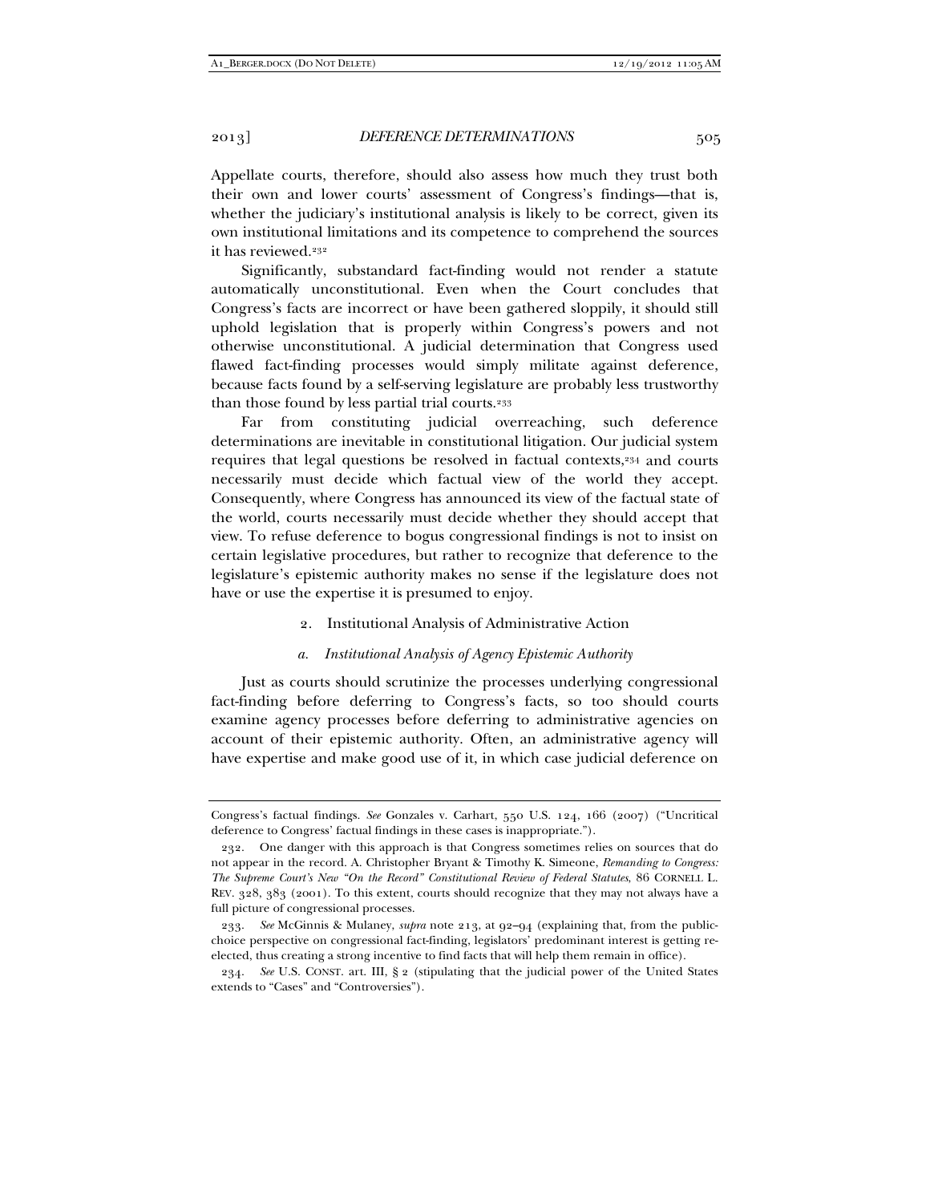Appellate courts, therefore, should also assess how much they trust both their own and lower courts' assessment of Congress's findings—that is, whether the judiciary's institutional analysis is likely to be correct, given its own institutional limitations and its competence to comprehend the sources it has reviewed.[232]

Significantly, substandard fact-finding would not render a statute automatically unconstitutional. Even when the Court concludes that Congress's facts are incorrect or have been gathered sloppily, it should still uphold legislation that is properly within Congress's powers and not otherwise unconstitutional. A judicial determination that Congress used flawed fact-finding processes would simply militate against deference, because facts found by a self-serving legislature are probably less trustworthy than those found by less partial trial courts.[233]

Far from constituting judicial overreaching, such deference determinations are inevitable in constitutional litigation. Our judicial system requires that legal questions be resolved in factual contexts,[234] and courts necessarily must decide which factual view of the world they accept. Consequently, where Congress has announced its view of the factual state of the world, courts necessarily must decide whether they should accept that view. To refuse deference to bogus congressional findings is not to insist on certain legislative procedures, but rather to recognize that deference to the legislature's epistemic authority makes no sense if the legislature does not have or use the expertise it is presumed to enjoy.

### 2. Institutional Analysis of Administrative Action

#### *a. Institutional Analysis of Agency Epistemic Authority*

Just as courts should scrutinize the processes underlying congressional fact-finding before deferring to Congress's facts, so too should courts examine agency processes before deferring to administrative agencies on account of their epistemic authority. Often, an administrative agency will have expertise and make good use of it, in which case judicial deference on

---

Congress's factual findings. *See* Gonzales v. Carhart, 550 U.S. 124, 166 (2007) ("Uncritical deference to Congress' factual findings in these cases is inappropriate.").

232. One danger with this approach is that Congress sometimes relies on sources that do not appear in the record. A. Christopher Bryant & Timothy K. Simeone, *Remanding to Congress: The Supreme Court's New "On the Record" Constitutional Review of Federal Statutes*, 86 CORNELL L. REV. 328, 383 (2001). To this extent, courts should recognize that they may not always have a full picture of congressional processes.

233. *See* McGinnis & Mulaney, *supra* note 213, at 92–94 (explaining that, from the public-choice perspective on congressional fact-finding, legislators' predominant interest is getting re-elected, thus creating a strong incentive to find facts that will help them remain in office).

234. *See* U.S. CONST. art. III, § 2 (stipulating that the judicial power of the United States extends to "Cases" and "Controversies").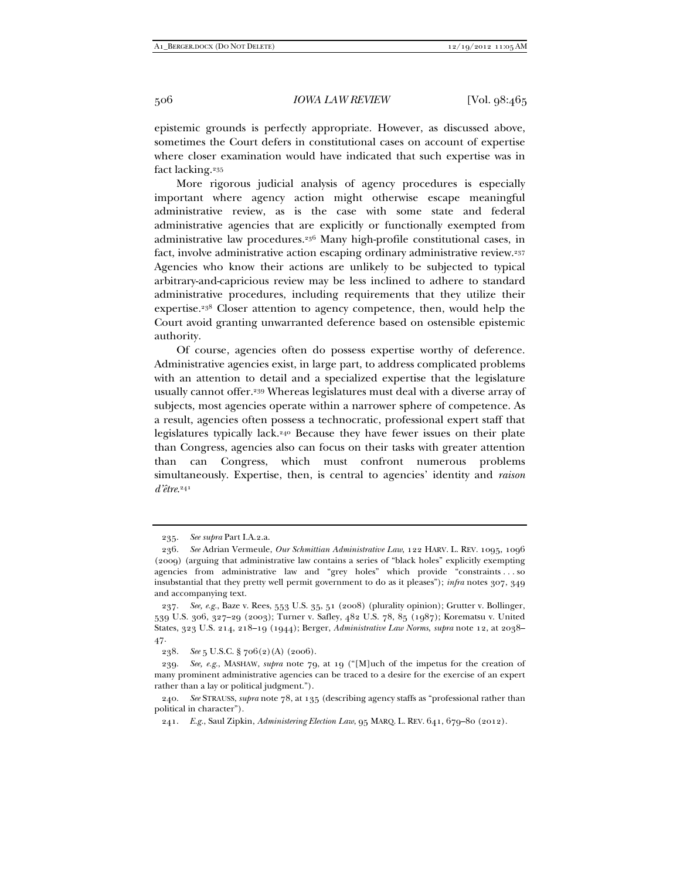epistemic grounds is perfectly appropriate. However, as discussed above, sometimes the Court defers in constitutional cases on account of expertise where closer examination would have indicated that such expertise was in fact lacking.[235]

More rigorous judicial analysis of agency procedures is especially important where agency action might otherwise escape meaningful administrative review, as is the case with some state and federal administrative agencies that are explicitly or functionally exempted from administrative law procedures.[236] Many high-profile constitutional cases, in fact, involve administrative action escaping ordinary administrative review.[237] Agencies who know their actions are unlikely to be subjected to typical arbitrary-and-capricious review may be less inclined to adhere to standard administrative procedures, including requirements that they utilize their expertise.[238] Closer attention to agency competence, then, would help the Court avoid granting unwarranted deference based on ostensible epistemic authority.

Of course, agencies often do possess expertise worthy of deference. Administrative agencies exist, in large part, to address complicated problems with an attention to detail and a specialized expertise that the legislature usually cannot offer.[239] Whereas legislatures must deal with a diverse array of subjects, most agencies operate within a narrower sphere of competence. As a result, agencies often possess a technocratic, professional expert staff that legislatures typically lack.[240] Because they have fewer issues on their plate than Congress, agencies also can focus on their tasks with greater attention than can Congress, which must confront numerous problems simultaneously. Expertise, then, is central to agencies' identity and *raison d'être*.[241]

---

235. *See supra* Part I.A.2.a.

236. *See* Adrian Vermeule, *Our Schmittian Administrative Law*, 122 HARV. L. REV. 1095, 1096 (2009) (arguing that administrative law contains a series of "black holes" explicitly exempting agencies from administrative law and "grey holes" which provide "constraints . . . so insubstantial that they pretty well permit government to do as it pleases"); *infra* notes 307, 349 and accompanying text.

237. *See, e.g.*, Baze v. Rees, 553 U.S. 35, 51 (2008) (plurality opinion); Grutter v. Bollinger, 539 U.S. 306, 327–29 (2003); Turner v. Safley, 482 U.S. 78, 85 (1987); Korematsu v. United States, 323 U.S. 214, 218–19 (1944); Berger, *Administrative Law Norms*, *supra* note 12, at 2038–47.

238. *See* 5 U.S.C. § 706(2)(A) (2006).

239. *See, e.g.*, MASHAW, *supra* note 79, at 19 ("[M]uch of the impetus for the creation of many prominent administrative agencies can be traced to a desire for the exercise of an expert rather than a lay or political judgment.").

240. *See* STRAUSS, *supra* note 78, at 135 (describing agency staffs as "professional rather than political in character").

241. *E.g.*, Saul Zipkin, *Administering Election Law*, 95 MARQ. L. REV. 641, 679–80 (2012).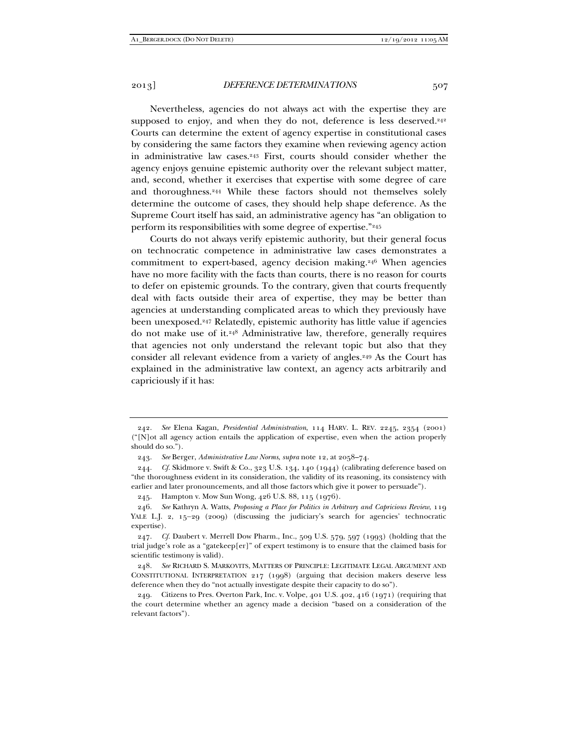Nevertheless, agencies do not always act with the expertise they are supposed to enjoy, and when they do not, deference is less deserved.[242] Courts can determine the extent of agency expertise in constitutional cases by considering the same factors they examine when reviewing agency action in administrative law cases.[243] First, courts should consider whether the agency enjoys genuine epistemic authority over the relevant subject matter, and, second, whether it exercises that expertise with some degree of care and thoroughness.[244] While these factors should not themselves solely determine the outcome of cases, they should help shape deference. As the Supreme Court itself has said, an administrative agency has "an obligation to perform its responsibilities with some degree of expertise."[245]

Courts do not always verify epistemic authority, but their general focus on technocratic competence in administrative law cases demonstrates a commitment to expert-based, agency decision making.[246] When agencies have no more facility with the facts than courts, there is no reason for courts to defer on epistemic grounds. To the contrary, given that courts frequently deal with facts outside their area of expertise, they may be better than agencies at understanding complicated areas to which they previously have been unexposed.[247] Relatedly, epistemic authority has little value if agencies do not make use of it.[248] Administrative law, therefore, generally requires that agencies not only understand the relevant topic but also that they consider all relevant evidence from a variety of angles.[249] As the Court has explained in the administrative law context, an agency acts arbitrarily and capriciously if it has:

---

242. *See* Elena Kagan, *Presidential Administration*, 114 HARV. L. REV. 2245, 2354 (2001) ("[N]ot all agency action entails the application of expertise, even when the action properly should do so.").

243. *See* Berger, *Administrative Law Norms*, *supra* note 12, at 2058–74.

244. *Cf.* Skidmore v. Swift & Co., 323 U.S. 134, 140 (1944) (calibrating deference based on "the thoroughness evident in its consideration, the validity of its reasoning, its consistency with earlier and later pronouncements, and all those factors which give it power to persuade").

245. Hampton v. Mow Sun Wong, 426 U.S. 88, 115 (1976).

246. *See* Kathryn A. Watts, *Proposing a Place for Politics in Arbitrary and Capricious Review*, 119 YALE L.J. 2, 15–29 (2009) (discussing the judiciary's search for agencies' technocratic expertise).

247. *Cf.* Daubert v. Merrell Dow Pharm., Inc., 509 U.S. 579, 597 (1993) (holding that the trial judge's role as a "gatekeep[er]" of expert testimony is to ensure that the claimed basis for scientific testimony is valid).

248. *See* RICHARD S. MARKOVITS, MATTERS OF PRINCIPLE: LEGITIMATE LEGAL ARGUMENT AND CONSTITUTIONAL INTERPRETATION 217 (1998) (arguing that decision makers deserve less deference when they do "not actually investigate despite their capacity to do so").

249. Citizens to Pres. Overton Park, Inc. v. Volpe, 401 U.S. 402, 416 (1971) (requiring that the court determine whether an agency made a decision "based on a consideration of the relevant factors").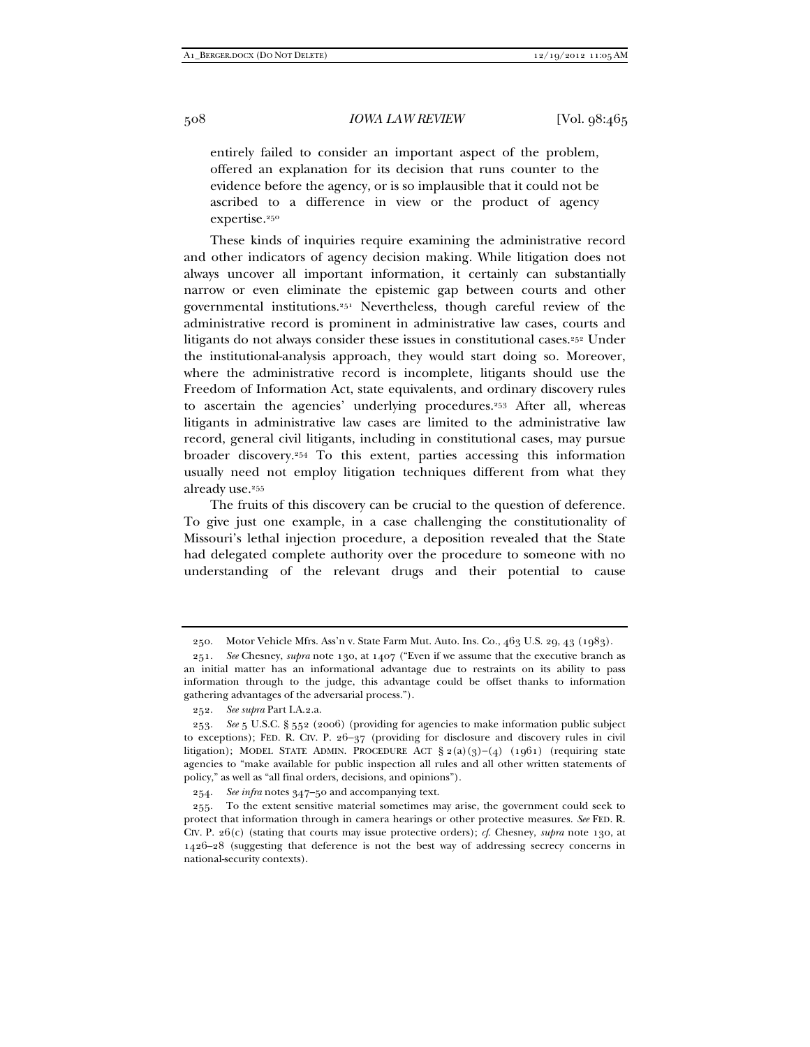> entirely failed to consider an important aspect of the problem, offered an explanation for its decision that runs counter to the evidence before the agency, or is so implausible that it could not be ascribed to a difference in view or the product of agency expertise.[250]

These kinds of inquiries require examining the administrative record and other indicators of agency decision making. While litigation does not always uncover all important information, it certainly can substantially narrow or even eliminate the epistemic gap between courts and other governmental institutions.[251] Nevertheless, though careful review of the administrative record is prominent in administrative law cases, courts and litigants do not always consider these issues in constitutional cases.[252] Under the institutional-analysis approach, they would start doing so. Moreover, where the administrative record is incomplete, litigants should use the Freedom of Information Act, state equivalents, and ordinary discovery rules to ascertain the agencies' underlying procedures.[253] After all, whereas litigants in administrative law cases are limited to the administrative law record, general civil litigants, including in constitutional cases, may pursue broader discovery.[254] To this extent, parties accessing this information usually need not employ litigation techniques different from what they already use.[255]

The fruits of this discovery can be crucial to the question of deference. To give just one example, in a case challenging the constitutionality of Missouri's lethal injection procedure, a deposition revealed that the State had delegated complete authority over the procedure to someone with no understanding of the relevant drugs and their potential to cause

---

250. Motor Vehicle Mfrs. Ass'n v. State Farm Mut. Auto. Ins. Co., 463 U.S. 29, 43 (1983).

251. *See* Chesney, *supra* note 130, at 1407 ("Even if we assume that the executive branch as an initial matter has an informational advantage due to restraints on its ability to pass information through to the judge, this advantage could be offset thanks to information gathering advantages of the adversarial process.").

252. *See supra* Part I.A.2.a.

253. *See* 5 U.S.C. § 552 (2006) (providing for agencies to make information public subject to exceptions); FED. R. CIV. P. 26–37 (providing for disclosure and discovery rules in civil litigation); MODEL STATE ADMIN. PROCEDURE ACT § 2(a)(3)–(4) (1961) (requiring state agencies to "make available for public inspection all rules and all other written statements of policy," as well as "all final orders, decisions, and opinions").

254. *See infra* notes 347–50 and accompanying text.

255. To the extent sensitive material sometimes may arise, the government could seek to protect that information through in camera hearings or other protective measures. *See* FED. R. CIV. P. 26(c) (stating that courts may issue protective orders); *cf.* Chesney, *supra* note 130, at 1426–28 (suggesting that deference is not the best way of addressing secrecy concerns in national-security contexts).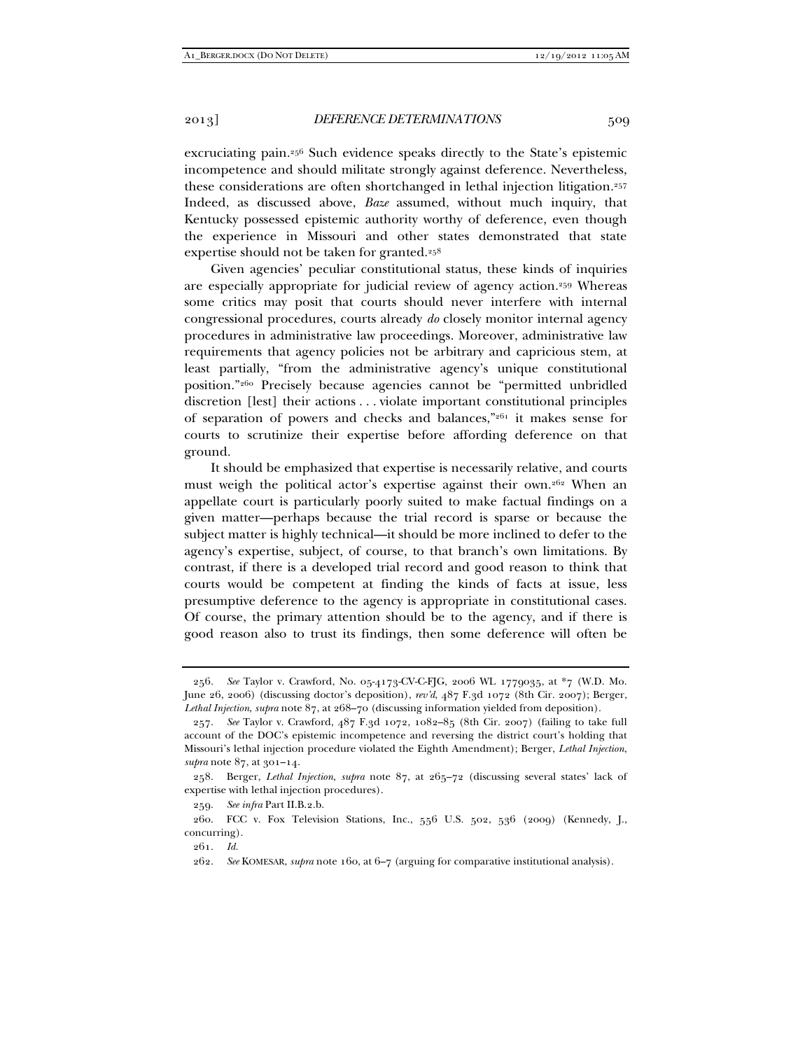excruciating pain.[256] Such evidence speaks directly to the State's epistemic incompetence and should militate strongly against deference. Nevertheless, these considerations are often shortchanged in lethal injection litigation.[257] Indeed, as discussed above, *Baze* assumed, without much inquiry, that Kentucky possessed epistemic authority worthy of deference, even though the experience in Missouri and other states demonstrated that state expertise should not be taken for granted.[258]

Given agencies' peculiar constitutional status, these kinds of inquiries are especially appropriate for judicial review of agency action.[259] Whereas some critics may posit that courts should never interfere with internal congressional procedures, courts already *do* closely monitor internal agency procedures in administrative law proceedings. Moreover, administrative law requirements that agency policies not be arbitrary and capricious stem, at least partially, "from the administrative agency's unique constitutional position."[260] Precisely because agencies cannot be "permitted unbridled discretion [lest] their actions . . . violate important constitutional principles of separation of powers and checks and balances,"[261] it makes sense for courts to scrutinize their expertise before affording deference on that ground.

It should be emphasized that expertise is necessarily relative, and courts must weigh the political actor's expertise against their own.[262] When an appellate court is particularly poorly suited to make factual findings on a given matter—perhaps because the trial record is sparse or because the subject matter is highly technical—it should be more inclined to defer to the agency's expertise, subject, of course, to that branch's own limitations. By contrast, if there is a developed trial record and good reason to think that courts would be competent at finding the kinds of facts at issue, less presumptive deference to the agency is appropriate in constitutional cases. Of course, the primary attention should be to the agency, and if there is good reason also to trust its findings, then some deference will often be

---

256. *See* Taylor v. Crawford, No. 05-4173-CV-C-FJG, 2006 WL 1779035, at *7 (W.D. Mo. June 26, 2006) (discussing doctor's deposition), *rev'd*, 487 F.3d 1072 (8th Cir. 2007); Berger, *Lethal Injection*, *supra* note 87, at 268–70 (discussing information yielded from deposition).

257. *See* Taylor v. Crawford, 487 F.3d 1072, 1082–85 (8th Cir. 2007) (failing to take full account of the DOC's epistemic incompetence and reversing the district court's holding that Missouri's lethal injection procedure violated the Eighth Amendment); Berger, *Lethal Injection*, *supra* note 87, at 301–14.

258. Berger, *Lethal Injection*, *supra* note 87, at 265–72 (discussing several states' lack of expertise with lethal injection procedures).

259. *See infra* Part II.B.2.b.

260. FCC v. Fox Television Stations, Inc., 556 U.S. 502, 536 (2009) (Kennedy, J., concurring).

261. *Id.*

262. *See* KOMESAR, *supra* note 160, at 6–7 (arguing for comparative institutional analysis).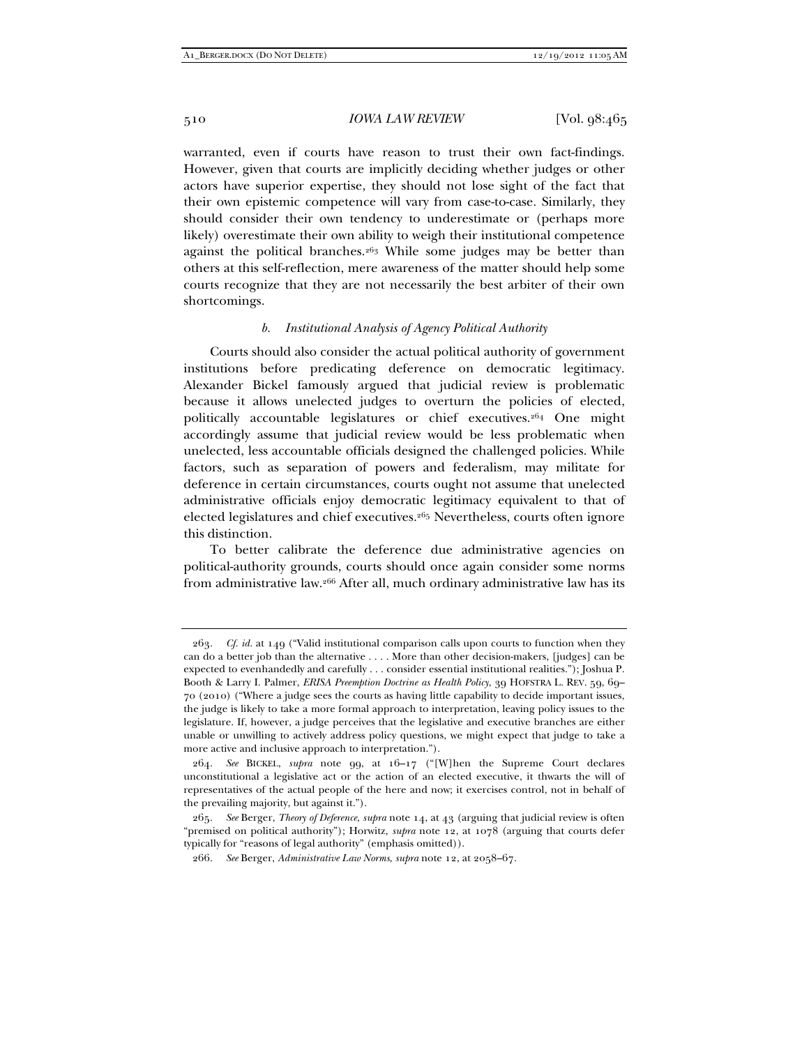warranted, even if courts have reason to trust their own fact-findings. However, given that courts are implicitly deciding whether judges or other actors have superior expertise, they should not lose sight of the fact that their own epistemic competence will vary from case-to-case. Similarly, they should consider their own tendency to underestimate or (perhaps more likely) overestimate their own ability to weigh their institutional competence against the political branches.[263] While some judges may be better than others at this self-reflection, mere awareness of the matter should help some courts recognize that they are not necessarily the best arbiter of their own shortcomings.

### *b. Institutional Analysis of Agency Political Authority*

Courts should also consider the actual political authority of government institutions before predicating deference on democratic legitimacy. Alexander Bickel famously argued that judicial review is problematic because it allows unelected judges to overturn the policies of elected, politically accountable legislatures or chief executives.[264] One might accordingly assume that judicial review would be less problematic when unelected, less accountable officials designed the challenged policies. While factors, such as separation of powers and federalism, may militate for deference in certain circumstances, courts ought not assume that unelected administrative officials enjoy democratic legitimacy equivalent to that of elected legislatures and chief executives.[265] Nevertheless, courts often ignore this distinction.

To better calibrate the deference due administrative agencies on political-authority grounds, courts should once again consider some norms from administrative law.[266] After all, much ordinary administrative law has its

---

263. *Cf. id.* at 149 ("Valid institutional comparison calls upon courts to function when they can do a better job than the alternative . . . . More than other decision-makers, [judges] can be expected to evenhandedly and carefully . . . consider essential institutional realities."); Joshua P. Booth & Larry I. Palmer, *ERISA Preemption Doctrine as Health Policy*, 39 HOFSTRA L. REV. 59, 69–70 (2010) ("Where a judge sees the courts as having little capability to decide important issues, the judge is likely to take a more formal approach to interpretation, leaving policy issues to the legislature. If, however, a judge perceives that the legislative and executive branches are either unable or unwilling to actively address policy questions, we might expect that judge to take a more active and inclusive approach to interpretation.").

264. *See* BICKEL, *supra* note 99, at 16–17 ("[W]hen the Supreme Court declares unconstitutional a legislative act or the action of an elected executive, it thwarts the will of representatives of the actual people of the here and now; it exercises control, not in behalf of the prevailing majority, but against it.").

265. *See* Berger, *Theory of Deference*, *supra* note 14, at 43 (arguing that judicial review is often "premised on political authority"); Horwitz, *supra* note 12, at 1078 (arguing that courts defer typically for "reasons of legal authority" (emphasis omitted)).

266. *See* Berger, *Administrative Law Norms*, *supra* note 12, at 2058–67.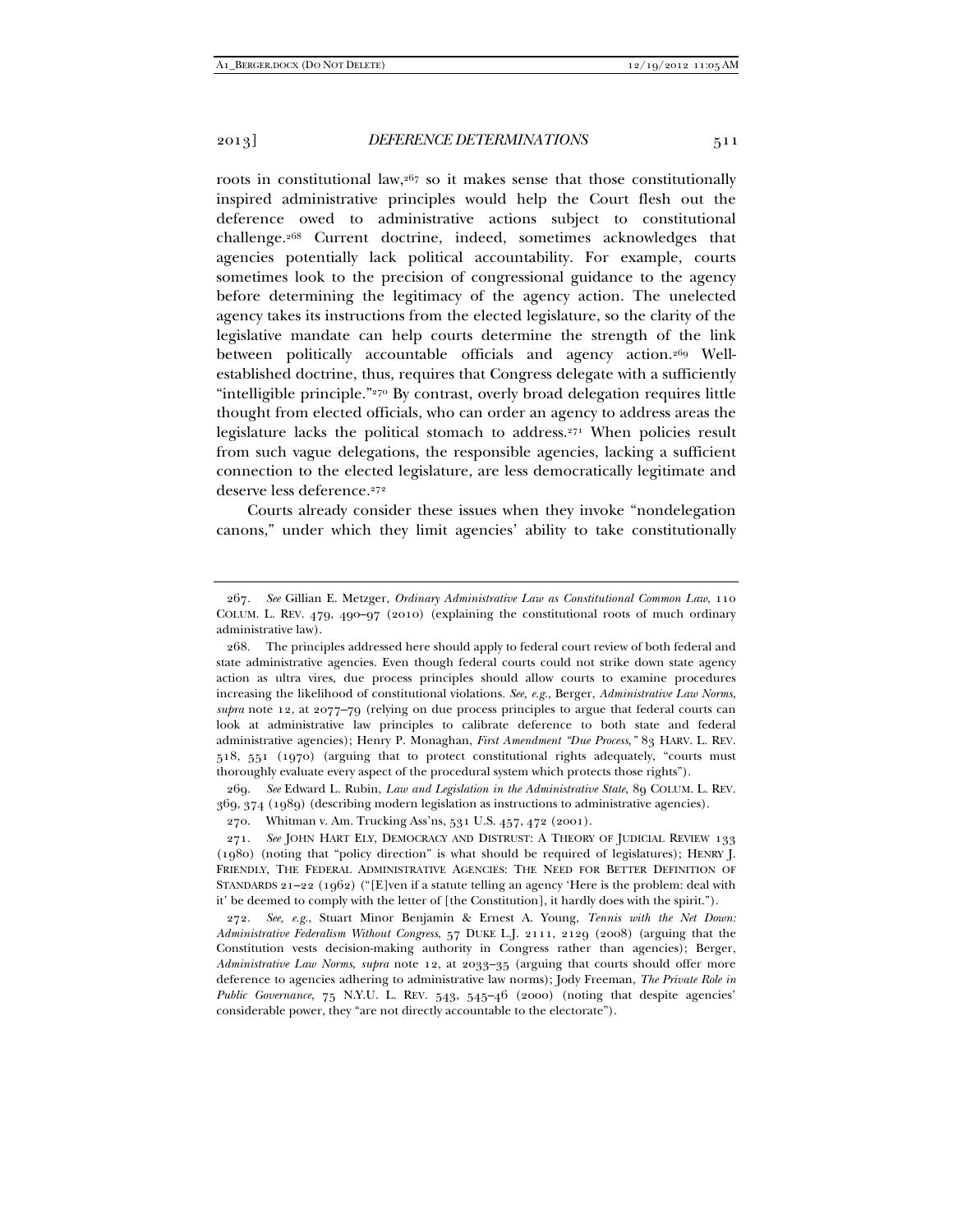roots in constitutional law,[267] so it makes sense that those constitutionally inspired administrative principles would help the Court flesh out the deference owed to administrative actions subject to constitutional challenge.[268] Current doctrine, indeed, sometimes acknowledges that agencies potentially lack political accountability. For example, courts sometimes look to the precision of congressional guidance to the agency before determining the legitimacy of the agency action. The unelected agency takes its instructions from the elected legislature, so the clarity of the legislative mandate can help courts determine the strength of the link between politically accountable officials and agency action.[269] Well-established doctrine, thus, requires that Congress delegate with a sufficiently "intelligible principle."[270] By contrast, overly broad delegation requires little thought from elected officials, who can order an agency to address areas the legislature lacks the political stomach to address.[271] When policies result from such vague delegations, the responsible agencies, lacking a sufficient connection to the elected legislature, are less democratically legitimate and deserve less deference.[272]

Courts already consider these issues when they invoke "nondelegation canons," under which they limit agencies' ability to take constitutionally

---

267. *See* Gillian E. Metzger, *Ordinary Administrative Law as Constitutional Common Law*, 110 COLUM. L. REV. 479, 490–97 (2010) (explaining the constitutional roots of much ordinary administrative law).

268. The principles addressed here should apply to federal court review of both federal and state administrative agencies. Even though federal courts could not strike down state agency action as ultra vires, due process principles should allow courts to examine procedures increasing the likelihood of constitutional violations. *See, e.g.*, Berger, *Administrative Law Norms*, *supra* note 12, at 2077–79 (relying on due process principles to argue that federal courts can look at administrative law principles to calibrate deference to both state and federal administrative agencies); Henry P. Monaghan, *First Amendment "Due Process*,*"* 83 HARV. L. REV. 518, 551 (1970) (arguing that to protect constitutional rights adequately, "courts must thoroughly evaluate every aspect of the procedural system which protects those rights").

269. *See* Edward L. Rubin, *Law and Legislation in the Administrative State*, 89 COLUM. L. REV. 369, 374 (1989) (describing modern legislation as instructions to administrative agencies).

270. Whitman v. Am. Trucking Ass'ns, 531 U.S. 457, 472 (2001).

271. *See* JOHN HART ELY, DEMOCRACY AND DISTRUST: A THEORY OF JUDICIAL REVIEW 133 (1980) (noting that "policy direction" is what should be required of legislatures); HENRY J. FRIENDLY, THE FEDERAL ADMINISTRATIVE AGENCIES: THE NEED FOR BETTER DEFINITION OF STANDARDS 21–22 (1962) ("[E]ven if a statute telling an agency 'Here is the problem: deal with it' be deemed to comply with the letter of [the Constitution], it hardly does with the spirit.").

272. *See, e.g.*, Stuart Minor Benjamin & Ernest A. Young, *Tennis with the Net Down: Administrative Federalism Without Congress*, 57 DUKE L.J. 2111, 2129 (2008) (arguing that the Constitution vests decision-making authority in Congress rather than agencies); Berger, *Administrative Law Norms*, *supra* note 12, at 2033–35 (arguing that courts should offer more deference to agencies adhering to administrative law norms); Jody Freeman, *The Private Role in Public Governance*, 75 N.Y.U. L. REV. 543, 545–46 (2000) (noting that despite agencies' considerable power, they "are not directly accountable to the electorate").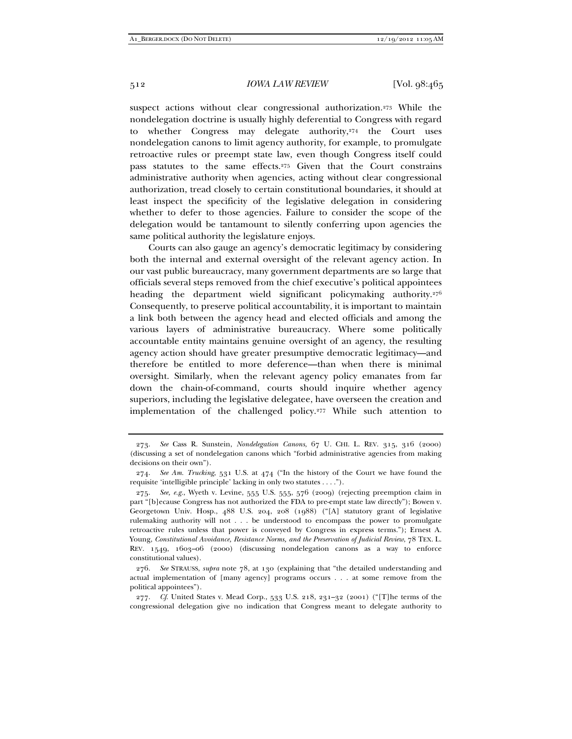suspect actions without clear congressional authorization.[273] While the nondelegation doctrine is usually highly deferential to Congress with regard to whether Congress may delegate authority,[274] the Court uses nondelegation canons to limit agency authority, for example, to promulgate retroactive rules or preempt state law, even though Congress itself could pass statutes to the same effects.[275] Given that the Court constrains administrative authority when agencies, acting without clear congressional authorization, tread closely to certain constitutional boundaries, it should at least inspect the specificity of the legislative delegation in considering whether to defer to those agencies. Failure to consider the scope of the delegation would be tantamount to silently conferring upon agencies the same political authority the legislature enjoys.

Courts can also gauge an agency's democratic legitimacy by considering both the internal and external oversight of the relevant agency action. In our vast public bureaucracy, many government departments are so large that officials several steps removed from the chief executive's political appointees heading the department wield significant policymaking authority.[276] Consequently, to preserve political accountability, it is important to maintain a link both between the agency head and elected officials and among the various layers of administrative bureaucracy. Where some politically accountable entity maintains genuine oversight of an agency, the resulting agency action should have greater presumptive democratic legitimacy—and therefore be entitled to more deference—than when there is minimal oversight. Similarly, when the relevant agency policy emanates from far down the chain-of-command, courts should inquire whether agency superiors, including the legislative delegatee, have overseen the creation and implementation of the challenged policy.[277] While such attention to

---

273. *See* Cass R. Sunstein, *Nondelegation Canons*, 67 U. CHI. L. REV. 315, 316 (2000) (discussing a set of nondelegation canons which "forbid administrative agencies from making decisions on their own").

274. *See Am. Trucking*, 531 U.S. at 474 ("In the history of the Court we have found the requisite 'intelligible principle' lacking in only two statutes . . . .").

275. *See, e.g.*, Wyeth v. Levine, 555 U.S. 555, 576 (2009) (rejecting preemption claim in part "[b]ecause Congress has not authorized the FDA to pre-empt state law directly"); Bowen v. Georgetown Univ. Hosp., 488 U.S. 204, 208 (1988) ("[A] statutory grant of legislative rulemaking authority will not . . . be understood to encompass the power to promulgate retroactive rules unless that power is conveyed by Congress in express terms."); Ernest A. Young, *Constitutional Avoidance, Resistance Norms, and the Preservation of Judicial Review*, 78 TEX. L. REV. 1549, 1603–06 (2000) (discussing nondelegation canons as a way to enforce constitutional values).

276. *See* STRAUSS, *supra* note 78, at 130 (explaining that "the detailed understanding and actual implementation of [many agency] programs occurs . . . at some remove from the political appointees").

277. *Cf.* United States v. Mead Corp., 533 U.S. 218, 231–32 (2001) ("[T]he terms of the congressional delegation give no indication that Congress meant to delegate authority to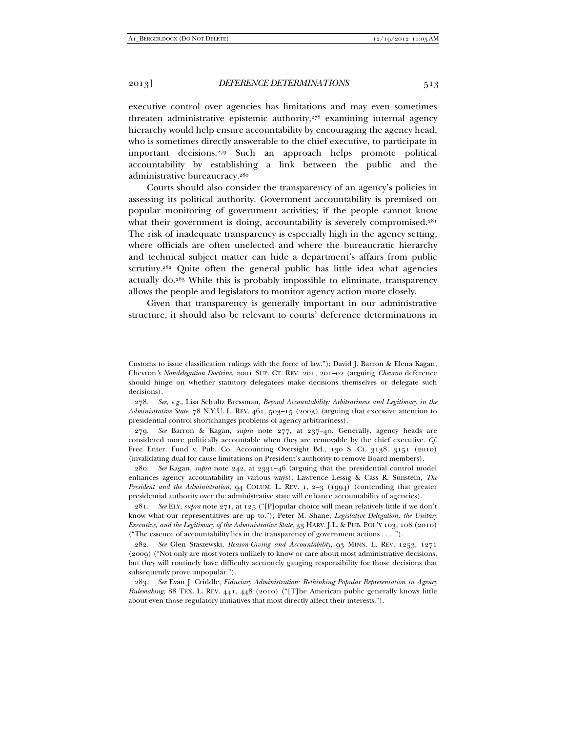executive control over agencies has limitations and may even sometimes threaten administrative epistemic authority,[278] examining internal agency hierarchy would help ensure accountability by encouraging the agency head, who is sometimes directly answerable to the chief executive, to participate in important decisions.[279] Such an approach helps promote political accountability by establishing a link between the public and the administrative bureaucracy.[280]

Courts should also consider the transparency of an agency's policies in assessing its political authority. Government accountability is premised on popular monitoring of government activities; if the people cannot know what their government is doing, accountability is severely compromised.[281] The risk of inadequate transparency is especially high in the agency setting, where officials are often unelected and where the bureaucratic hierarchy and technical subject matter can hide a department's affairs from public scrutiny.[282] Quite often the general public has little idea what agencies actually do.[283] While this is probably impossible to eliminate, transparency allows the people and legislators to monitor agency action more closely.

Given that transparency is generally important in our administrative structure, it should also be relevant to courts' deference determinations in

---

Customs to issue classification rulings with the force of law."); David J. Barron & Elena Kagan, *Chevron's Nondelegation Doctrine*, 2001 SUP. CT. REV. 201, 201–02 (arguing *Chevron* deference should hinge on whether statutory delegatees make decisions themselves or delegate such decisions).

278. *See, e.g.*, Lisa Schultz Bressman, *Beyond Accountability: Arbitrariness and Legitimacy in the Administrative State*, 78 N.Y.U. L. REV. 461, 503–15 (2003) (arguing that excessive attention to presidential control shortchanges problems of agency arbitrariness).

279. *See* Barron & Kagan, *supra* note 277, at 237–40. Generally, agency heads are considered more politically accountable when they are removable by the chief executive. *Cf.* Free Enter. Fund v. Pub. Co. Accounting Oversight Bd., 130 S. Ct. 3138, 3151 (2010) (invalidating dual for-cause limitations on President's authority to remove Board members).

280. *See* Kagan, *supra* note 242, at 2331–46 (arguing that the presidential control model enhances agency accountability in various ways); Lawrence Lessig & Cass R. Sunstein, *The President and the Administration*, 94 COLUM. L. REV. 1, 2–3 (1994) (contending that greater presidential authority over the administrative state will enhance accountability of agencies).

281. *See* ELY, *supra* note 271, at 125 ("[P]opular choice will mean relatively little if we don't know what our representatives are up to."); Peter M. Shane, *Legislative Delegation, the Unitary Executive, and the Legitimacy of the Administrative State*, 33 HARV. J.L. & PUB. POL'Y 103, 108 (2010) ("The essence of accountability lies in the transparency of government actions . . . .").

282. *See* Glen Staszewski, *Reason-Giving and Accountability*, 93 MINN. L. REV. 1253, 1271 (2009) ("Not only are most voters unlikely to know or care about most administrative decisions, but they will routinely have difficulty accurately gauging responsibility for those decisions that subsequently prove unpopular.").

283. *See* Evan J. Criddle, *Fiduciary Administration: Rethinking Popular Representation in Agency Rulemaking*, 88 TEX. L. REV. 441, 448 (2010) ("[T]he American public generally knows little about even those regulatory initiatives that most directly affect their interests.").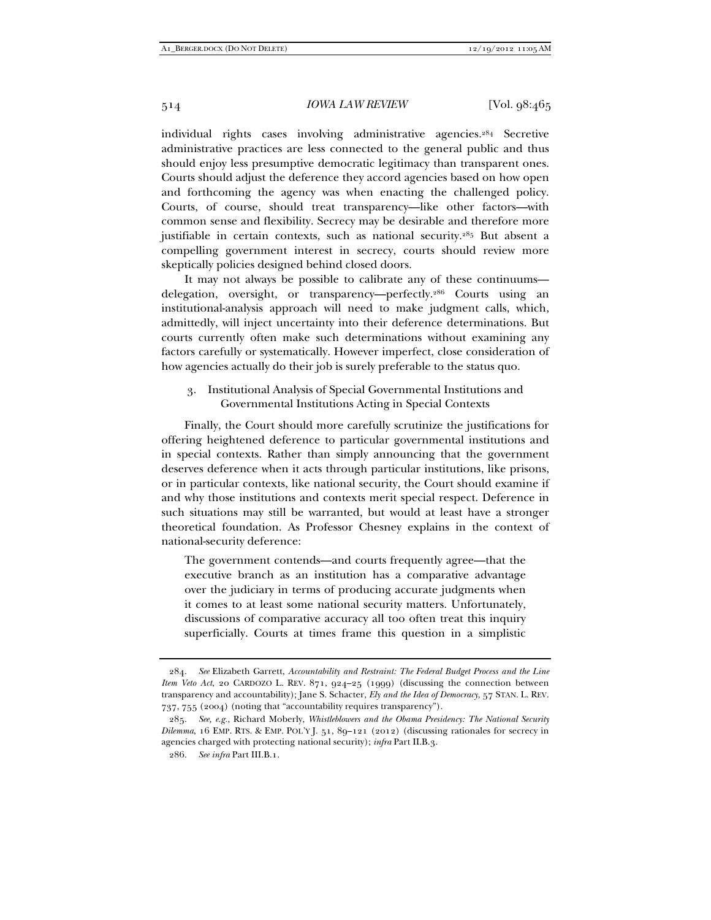individual rights cases involving administrative agencies.[284] Secretive administrative practices are less connected to the general public and thus should enjoy less presumptive democratic legitimacy than transparent ones. Courts should adjust the deference they accord agencies based on how open and forthcoming the agency was when enacting the challenged policy. Courts, of course, should treat transparency—like other factors—with common sense and flexibility. Secrecy may be desirable and therefore more justifiable in certain contexts, such as national security.[285] But absent a compelling government interest in secrecy, courts should review more skeptically policies designed behind closed doors.

It may not always be possible to calibrate any of these continuums—delegation, oversight, or transparency—perfectly.[286] Courts using an institutional-analysis approach will need to make judgment calls, which, admittedly, will inject uncertainty into their deference determinations. But courts currently often make such determinations without examining any factors carefully or systematically. However imperfect, close consideration of how agencies actually do their job is surely preferable to the status quo.

### 3. Institutional Analysis of Special Governmental Institutions and Governmental Institutions Acting in Special Contexts

Finally, the Court should more carefully scrutinize the justifications for offering heightened deference to particular governmental institutions and in special contexts. Rather than simply announcing that the government deserves deference when it acts through particular institutions, like prisons, or in particular contexts, like national security, the Court should examine if and why those institutions and contexts merit special respect. Deference in such situations may still be warranted, but would at least have a stronger theoretical foundation. As Professor Chesney explains in the context of national-security deference:

> The government contends—and courts frequently agree—that the executive branch as an institution has a comparative advantage over the judiciary in terms of producing accurate judgments when it comes to at least some national security matters. Unfortunately, discussions of comparative accuracy all too often treat this inquiry superficially. Courts at times frame this question in a simplistic

---

284. *See* Elizabeth Garrett, *Accountability and Restraint: The Federal Budget Process and the Line Item Veto Act*, 20 CARDOZO L. REV. 871, 924–25 (1999) (discussing the connection between transparency and accountability); Jane S. Schacter, *Ely and the Idea of Democracy*, 57 STAN. L. REV. 737, 755 (2004) (noting that "accountability requires transparency").

285. *See, e.g.*, Richard Moberly, *Whistleblowers and the Obama Presidency: The National Security Dilemma*, 16 EMP. RTS. & EMP. POL'Y J. 51, 89–121 (2012) (discussing rationales for secrecy in agencies charged with protecting national security); *infra* Part II.B.3.

286. *See infra* Part III.B.1.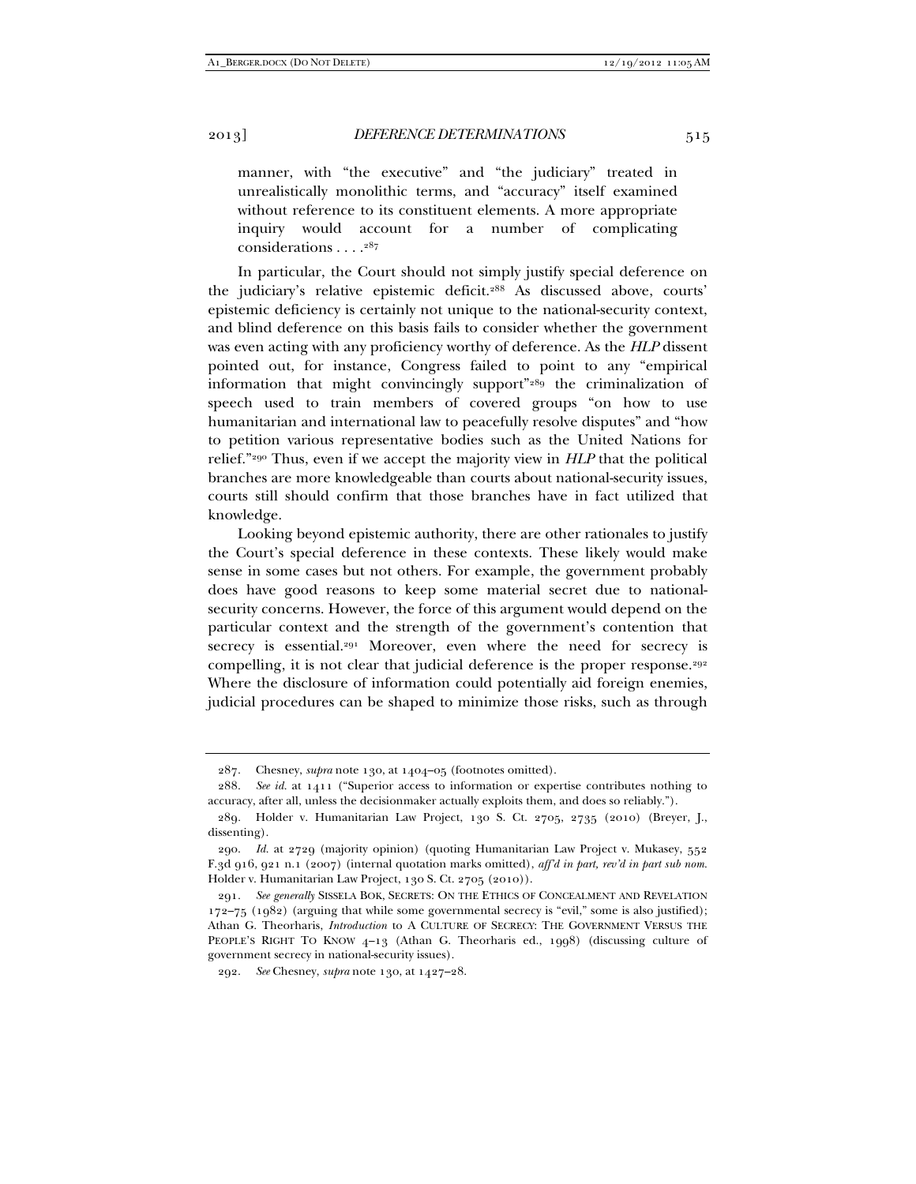manner, with "the executive" and "the judiciary" treated in unrealistically monolithic terms, and "accuracy" itself examined without reference to its constituent elements. A more appropriate inquiry would account for a number of complicating considerations . . . .[287]

In particular, the Court should not simply justify special deference on the judiciary's relative epistemic deficit.[288] As discussed above, courts' epistemic deficiency is certainly not unique to the national-security context, and blind deference on this basis fails to consider whether the government was even acting with any proficiency worthy of deference. As the *HLP* dissent pointed out, for instance, Congress failed to point to any "empirical information that might convincingly support"[289] the criminalization of speech used to train members of covered groups "on how to use humanitarian and international law to peacefully resolve disputes" and "how to petition various representative bodies such as the United Nations for relief."[290] Thus, even if we accept the majority view in *HLP* that the political branches are more knowledgeable than courts about national-security issues, courts still should confirm that those branches have in fact utilized that knowledge.

Looking beyond epistemic authority, there are other rationales to justify the Court's special deference in these contexts. These likely would make sense in some cases but not others. For example, the government probably does have good reasons to keep some material secret due to national-security concerns. However, the force of this argument would depend on the particular context and the strength of the government's contention that secrecy is essential.[291] Moreover, even where the need for secrecy is compelling, it is not clear that judicial deference is the proper response.[292] Where the disclosure of information could potentially aid foreign enemies, judicial procedures can be shaped to minimize those risks, such as through

---

287. Chesney, *supra* note 130, at 1404–05 (footnotes omitted).

288. *See id.* at 1411 ("Superior access to information or expertise contributes nothing to accuracy, after all, unless the decisionmaker actually exploits them, and does so reliably.").

289. Holder v. Humanitarian Law Project, 130 S. Ct. 2705, 2735 (2010) (Breyer, J., dissenting).

290. *Id.* at 2729 (majority opinion) (quoting Humanitarian Law Project v. Mukasey, 552 F.3d 916, 921 n.1 (2007) (internal quotation marks omitted), *aff'd in part, rev'd in part sub nom.* Holder v. Humanitarian Law Project, 130 S. Ct. 2705 (2010)).

291. *See generally* SISSELA BOK, SECRETS: ON THE ETHICS OF CONCEALMENT AND REVELATION 172–75 (1982) (arguing that while some governmental secrecy is "evil," some is also justified); Athan G. Theorharis, *Introduction* to A CULTURE OF SECRECY: THE GOVERNMENT VERSUS THE PEOPLE'S RIGHT TO KNOW 4–13 (Athan G. Theorharis ed., 1998) (discussing culture of government secrecy in national-security issues).

292. *See* Chesney, *supra* note 130, at 1427–28.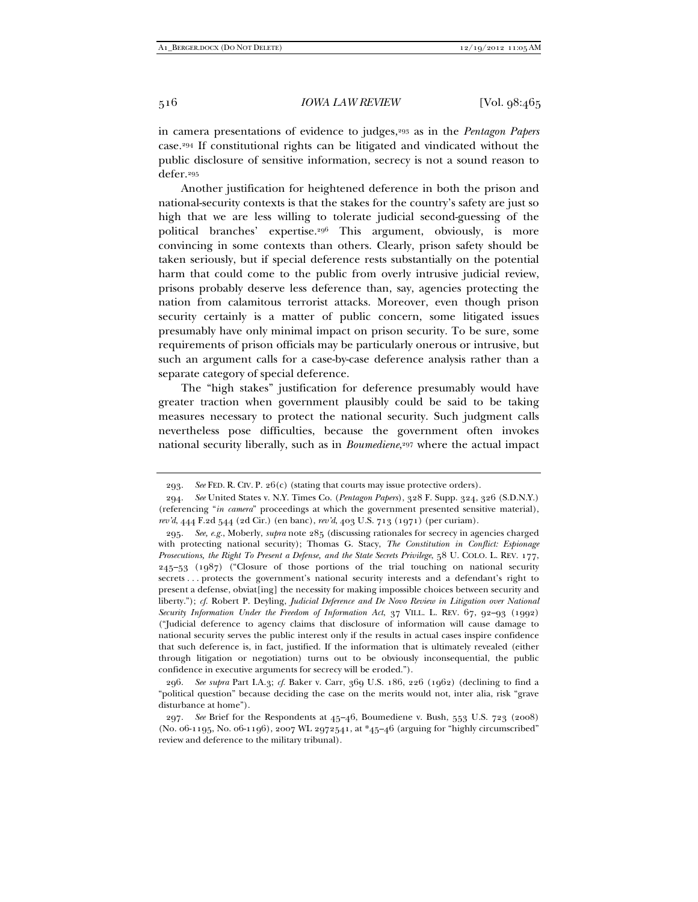in camera presentations of evidence to judges,[293] as in the *Pentagon Papers* case.[294] If constitutional rights can be litigated and vindicated without the public disclosure of sensitive information, secrecy is not a sound reason to defer.[295]

Another justification for heightened deference in both the prison and national-security contexts is that the stakes for the country's safety are just so high that we are less willing to tolerate judicial second-guessing of the political branches' expertise.[296] This argument, obviously, is more convincing in some contexts than others. Clearly, prison safety should be taken seriously, but if special deference rests substantially on the potential harm that could come to the public from overly intrusive judicial review, prisons probably deserve less deference than, say, agencies protecting the nation from calamitous terrorist attacks. Moreover, even though prison security certainly is a matter of public concern, some litigated issues presumably have only minimal impact on prison security. To be sure, some requirements of prison officials may be particularly onerous or intrusive, but such an argument calls for a case-by-case deference analysis rather than a separate category of special deference.

The "high stakes" justification for deference presumably would have greater traction when government plausibly could be said to be taking measures necessary to protect the national security. Such judgment calls nevertheless pose difficulties, because the government often invokes national security liberally, such as in *Boumediene*,[297] where the actual impact

---

293. *See* FED. R. CIV. P. 26(c) (stating that courts may issue protective orders).

294. *See* United States v. N.Y. Times Co. (*Pentagon Papers*), 328 F. Supp. 324, 326 (S.D.N.Y.) (referencing "*in camera*" proceedings at which the government presented sensitive material), *rev'd*, 444 F.2d 544 (2d Cir.) (en banc), *rev'd*, 403 U.S. 713 (1971) (per curiam).

295. *See, e.g.*, Moberly, *supra* note 285 (discussing rationales for secrecy in agencies charged with protecting national security); Thomas G. Stacy, *The Constitution in Conflict: Espionage Prosecutions, the Right To Present a Defense, and the State Secrets Privilege*, 58 U. COLO. L. REV. 177, 245–53 (1987) ("Closure of those portions of the trial touching on national security secrets . . . protects the government's national security interests and a defendant's right to present a defense, obviat[ing] the necessity for making impossible choices between security and liberty."); *cf.* Robert P. Deyling, *Judicial Deference and De Novo Review in Litigation over National Security Information Under the Freedom of Information Act*, 37 VILL. L. REV. 67, 92–93 (1992) ("Judicial deference to agency claims that disclosure of information will cause damage to national security serves the public interest only if the results in actual cases inspire confidence that such deference is, in fact, justified. If the information that is ultimately revealed (either through litigation or negotiation) turns out to be obviously inconsequential, the public confidence in executive arguments for secrecy will be eroded.").

296. *See supra* Part I.A.3; *cf.* Baker v. Carr, 369 U.S. 186, 226 (1962) (declining to find a "political question" because deciding the case on the merits would not, inter alia, risk "grave disturbance at home").

297. *See* Brief for the Respondents at 45–46, Boumediene v. Bush, 553 U.S. 723 (2008) (No. 06-1195, No. 06-1196), 2007 WL 2972541, at *45–46 (arguing for "highly circumscribed" review and deference to the military tribunal).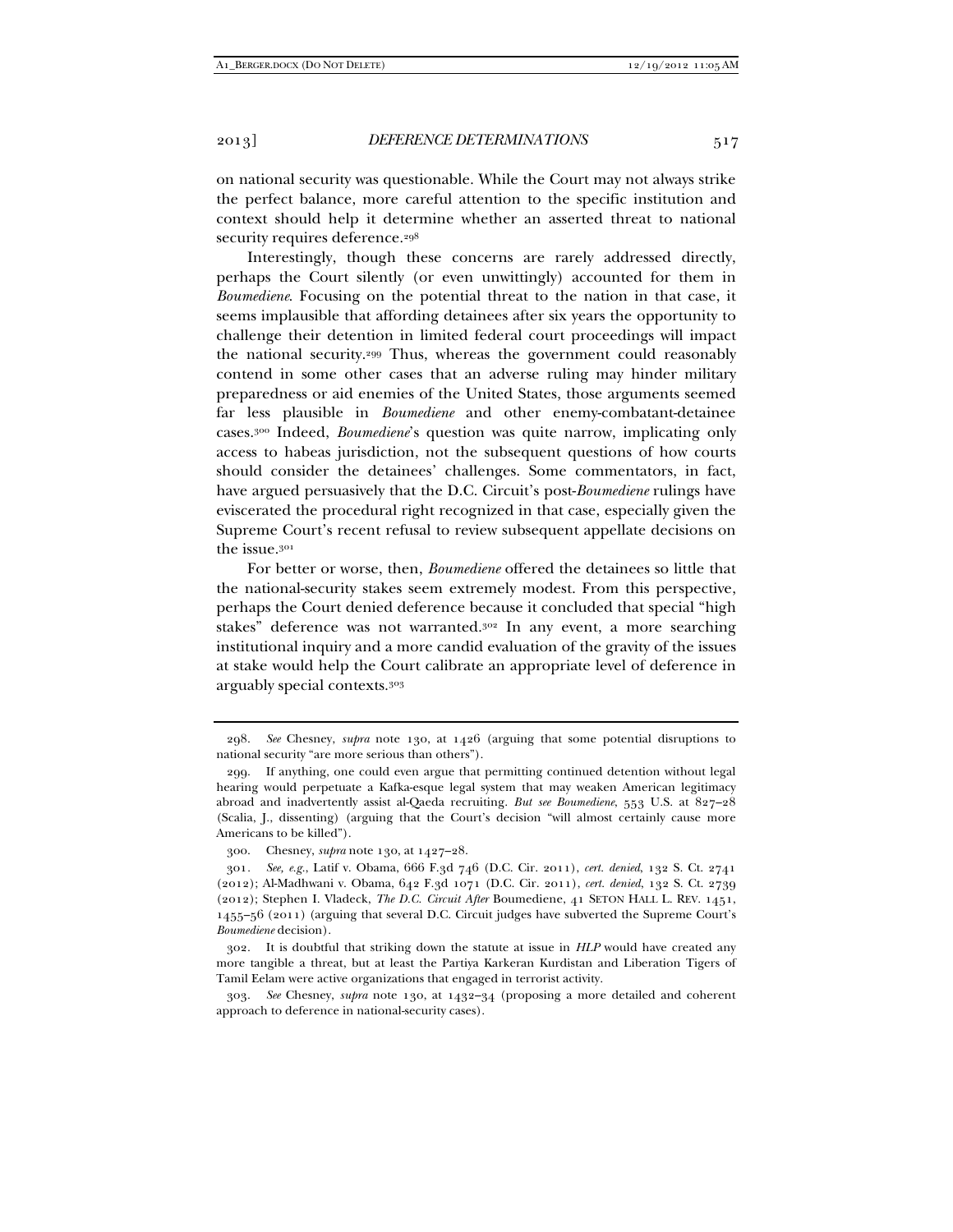on national security was questionable. While the Court may not always strike the perfect balance, more careful attention to the specific institution and context should help it determine whether an asserted threat to national security requires deference.[298]

Interestingly, though these concerns are rarely addressed directly, perhaps the Court silently (or even unwittingly) accounted for them in *Boumediene*. Focusing on the potential threat to the nation in that case, it seems implausible that affording detainees after six years the opportunity to challenge their detention in limited federal court proceedings will impact the national security.[299] Thus, whereas the government could reasonably contend in some other cases that an adverse ruling may hinder military preparedness or aid enemies of the United States, those arguments seemed far less plausible in *Boumediene* and other enemy-combatant-detainee cases.[300] Indeed, *Boumediene*'s question was quite narrow, implicating only access to habeas jurisdiction, not the subsequent questions of how courts should consider the detainees' challenges. Some commentators, in fact, have argued persuasively that the D.C. Circuit's post-*Boumediene* rulings have eviscerated the procedural right recognized in that case, especially given the Supreme Court's recent refusal to review subsequent appellate decisions on the issue.[301]

For better or worse, then, *Boumediene* offered the detainees so little that the national-security stakes seem extremely modest. From this perspective, perhaps the Court denied deference because it concluded that special "high stakes" deference was not warranted.[302] In any event, a more searching institutional inquiry and a more candid evaluation of the gravity of the issues at stake would help the Court calibrate an appropriate level of deference in arguably special contexts.[303]

---

298. *See* Chesney, *supra* note 130, at 1426 (arguing that some potential disruptions to national security "are more serious than others").

299. If anything, one could even argue that permitting continued detention without legal hearing would perpetuate a Kafka-esque legal system that may weaken American legitimacy abroad and inadvertently assist al-Qaeda recruiting. *But see Boumediene*, 553 U.S. at 827–28 (Scalia, J., dissenting) (arguing that the Court's decision "will almost certainly cause more Americans to be killed").

300. Chesney, *supra* note 130, at 1427–28.

301. *See, e.g.*, Latif v. Obama, 666 F.3d 746 (D.C. Cir. 2011), *cert. denied*, 132 S. Ct. 2741 (2012); Al-Madhwani v. Obama, 642 F.3d 1071 (D.C. Cir. 2011), *cert. denied*, 132 S. Ct. 2739 (2012); Stephen I. Vladeck, *The D.C. Circuit After* Boumediene, 41 SETON HALL L. REV. 1451, 1455–56 (2011) (arguing that several D.C. Circuit judges have subverted the Supreme Court's *Boumediene* decision).

302. It is doubtful that striking down the statute at issue in *HLP* would have created any more tangible a threat, but at least the Partiya Karkeran Kurdistan and Liberation Tigers of Tamil Eelam were active organizations that engaged in terrorist activity.

303. *See* Chesney, *supra* note 130, at 1432–34 (proposing a more detailed and coherent approach to deference in national-security cases).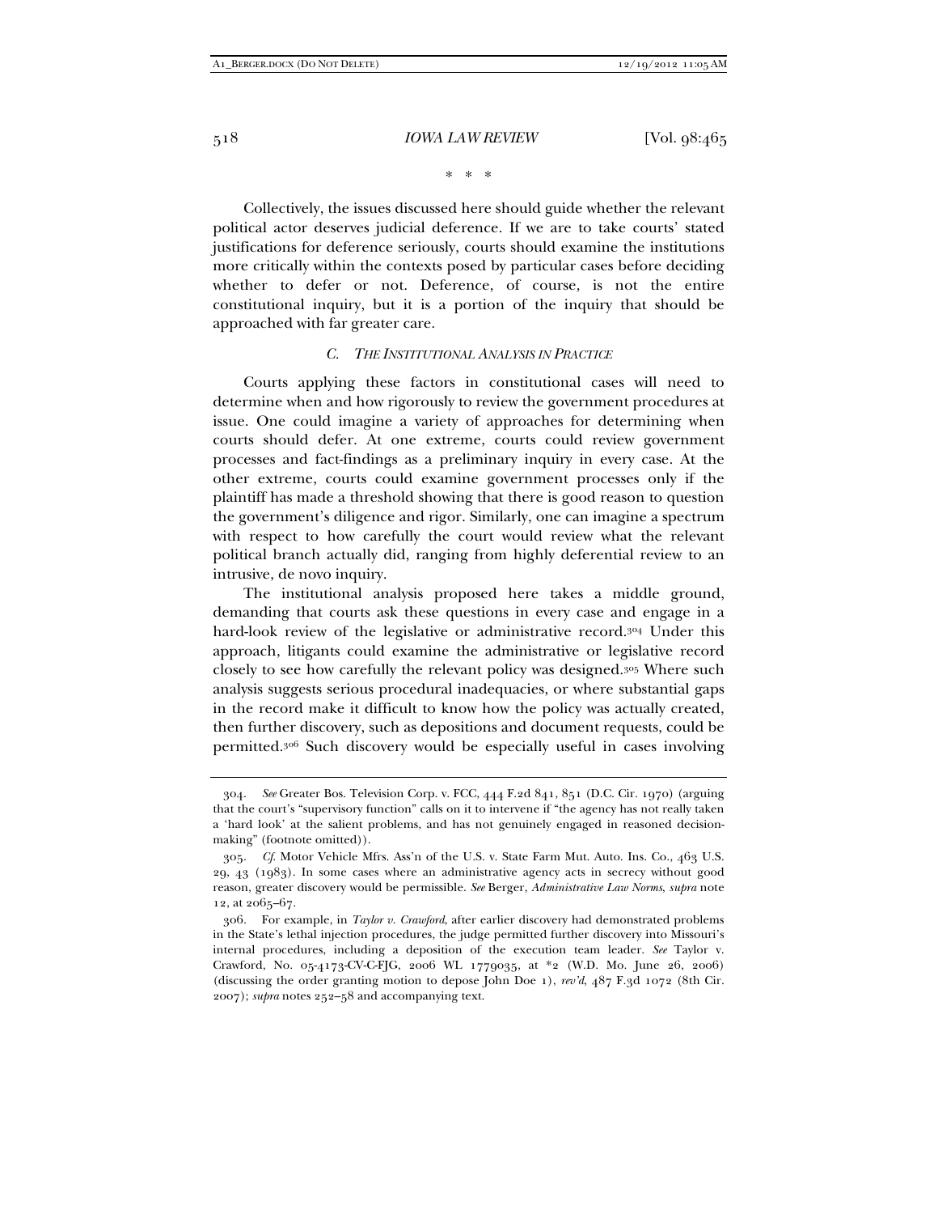\* \* \*

Collectively, the issues discussed here should guide whether the relevant political actor deserves judicial deference. If we are to take courts' stated justifications for deference seriously, courts should examine the institutions more critically within the contexts posed by particular cases before deciding whether to defer or not. Deference, of course, is not the entire constitutional inquiry, but it is a portion of the inquiry that should be approached with far greater care.

### *C. The Institutional Analysis in Practice*

Courts applying these factors in constitutional cases will need to determine when and how rigorously to review the government procedures at issue. One could imagine a variety of approaches for determining when courts should defer. At one extreme, courts could review government processes and fact-findings as a preliminary inquiry in every case. At the other extreme, courts could examine government processes only if the plaintiff has made a threshold showing that there is good reason to question the government's diligence and rigor. Similarly, one can imagine a spectrum with respect to how carefully the court would review what the relevant political branch actually did, ranging from highly deferential review to an intrusive, de novo inquiry.

The institutional analysis proposed here takes a middle ground, demanding that courts ask these questions in every case and engage in a hard-look review of the legislative or administrative record.[304] Under this approach, litigants could examine the administrative or legislative record closely to see how carefully the relevant policy was designed.[305] Where such analysis suggests serious procedural inadequacies, or where substantial gaps in the record make it difficult to know how the policy was actually created, then further discovery, such as depositions and document requests, could be permitted.[306] Such discovery would be especially useful in cases involving

---

304. *See* Greater Bos. Television Corp. v. FCC, 444 F.2d 841, 851 (D.C. Cir. 1970) (arguing that the court's "supervisory function" calls on it to intervene if "the agency has not really taken a 'hard look' at the salient problems, and has not genuinely engaged in reasoned decision-making" (footnote omitted)).

305. *Cf.* Motor Vehicle Mfrs. Ass'n of the U.S. v. State Farm Mut. Auto. Ins. Co., 463 U.S. 29, 43 (1983). In some cases where an administrative agency acts in secrecy without good reason, greater discovery would be permissible. *See* Berger, *Administrative Law Norms*, *supra* note 12, at 2065–67.

306. For example, in *Taylor v. Crawford*, after earlier discovery had demonstrated problems in the State's lethal injection procedures, the judge permitted further discovery into Missouri's internal procedures, including a deposition of the execution team leader. *See* Taylor v. Crawford, No. 05-4173-CV-C-FJG, 2006 WL 1779035, at \*2 (W.D. Mo. June 26, 2006) (discussing the order granting motion to depose John Doe 1), *rev'd*, 487 F.3d 1072 (8th Cir. 2007); *supra* notes 252–58 and accompanying text.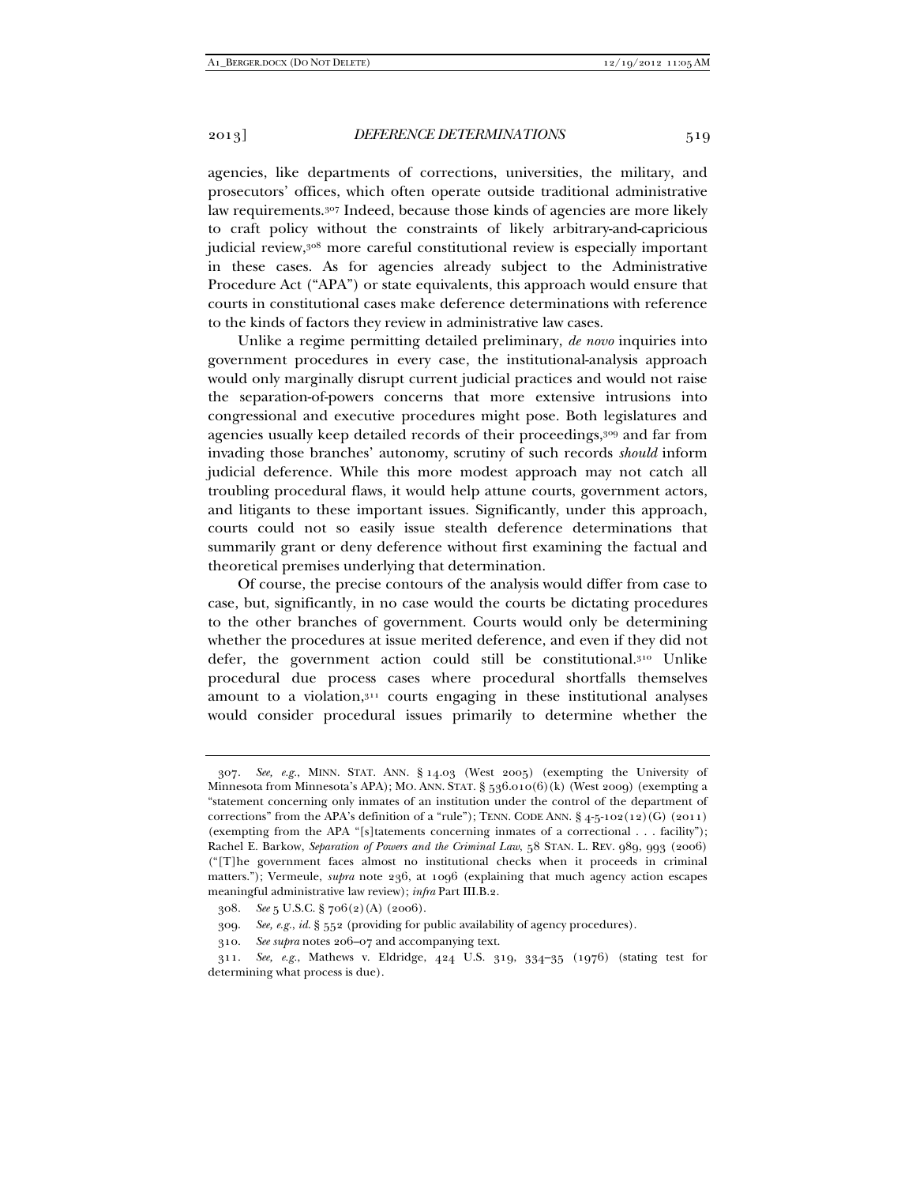agencies, like departments of corrections, universities, the military, and prosecutors' offices, which often operate outside traditional administrative law requirements.[307] Indeed, because those kinds of agencies are more likely to craft policy without the constraints of likely arbitrary-and-capricious judicial review,[308] more careful constitutional review is especially important in these cases. As for agencies already subject to the Administrative Procedure Act ("APA") or state equivalents, this approach would ensure that courts in constitutional cases make deference determinations with reference to the kinds of factors they review in administrative law cases.

Unlike a regime permitting detailed preliminary, *de novo* inquiries into government procedures in every case, the institutional-analysis approach would only marginally disrupt current judicial practices and would not raise the separation-of-powers concerns that more extensive intrusions into congressional and executive procedures might pose. Both legislatures and agencies usually keep detailed records of their proceedings,[309] and far from invading those branches' autonomy, scrutiny of such records *should* inform judicial deference. While this more modest approach may not catch all troubling procedural flaws, it would help attune courts, government actors, and litigants to these important issues. Significantly, under this approach, courts could not so easily issue stealth deference determinations that summarily grant or deny deference without first examining the factual and theoretical premises underlying that determination.

Of course, the precise contours of the analysis would differ from case to case, but, significantly, in no case would the courts be dictating procedures to the other branches of government. Courts would only be determining whether the procedures at issue merited deference, and even if they did not defer, the government action could still be constitutional.[310] Unlike procedural due process cases where procedural shortfalls themselves amount to a violation,[311] courts engaging in these institutional analyses would consider procedural issues primarily to determine whether the

---

307. *See, e.g.*, MINN. STAT. ANN. § 14.03 (West 2005) (exempting the University of Minnesota from Minnesota's APA); MO. ANN. STAT. § 536.010(6)(k) (West 2009) (exempting a "statement concerning only inmates of an institution under the control of the department of corrections" from the APA's definition of a "rule"); TENN. CODE ANN. § 4-5-102(12)(G) (2011) (exempting from the APA "[s]tatements concerning inmates of a correctional . . . facility"); Rachel E. Barkow, *Separation of Powers and the Criminal Law*, 58 STAN. L. REV. 989, 993 (2006) ("[T]he government faces almost no institutional checks when it proceeds in criminal matters."); Vermeule, *supra* note 236, at 1096 (explaining that much agency action escapes meaningful administrative law review); *infra* Part III.B.2.

308. *See* 5 U.S.C. § 706(2)(A) (2006).

309. *See, e.g.*, *id.* § 552 (providing for public availability of agency procedures).

310. *See supra* notes 206–07 and accompanying text.

311. *See, e.g.*, Mathews v. Eldridge, 424 U.S. 319, 334–35 (1976) (stating test for determining what process is due).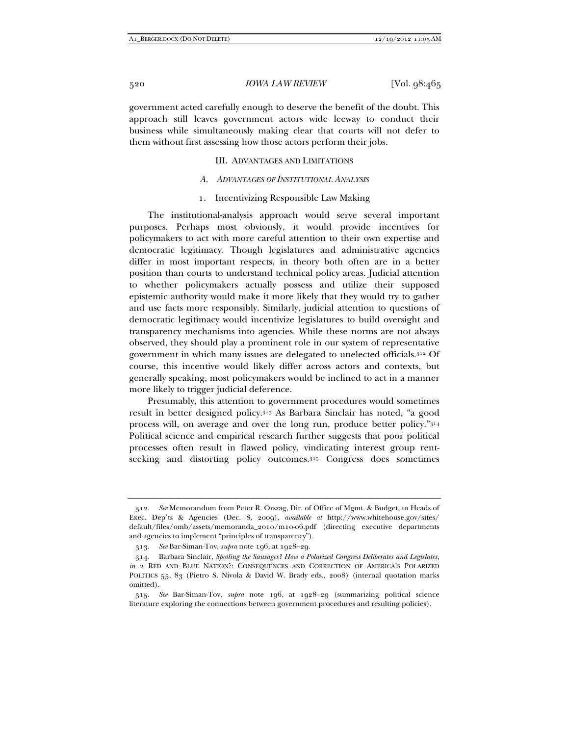government acted carefully enough to deserve the benefit of the doubt. This approach still leaves government actors wide leeway to conduct their business while simultaneously making clear that courts will not defer to them without first assessing how those actors perform their jobs.

## III. ADVANTAGES AND LIMITATIONS

### A. *ADVANTAGES OF INSTITUTIONAL ANALYSIS*

#### 1. Incentivizing Responsible Law Making

The institutional-analysis approach would serve several important purposes. Perhaps most obviously, it would provide incentives for policymakers to act with more careful attention to their own expertise and democratic legitimacy. Though legislatures and administrative agencies differ in most important respects, in theory both often are in a better position than courts to understand technical policy areas. Judicial attention to whether policymakers actually possess and utilize their supposed epistemic authority would make it more likely that they would try to gather and use facts more responsibly. Similarly, judicial attention to questions of democratic legitimacy would incentivize legislatures to build oversight and transparency mechanisms into agencies. While these norms are not always observed, they should play a prominent role in our system of representative government in which many issues are delegated to unelected officials.[312] Of course, this incentive would likely differ across actors and contexts, but generally speaking, most policymakers would be inclined to act in a manner more likely to trigger judicial deference.

Presumably, this attention to government procedures would sometimes result in better designed policy.[313] As Barbara Sinclair has noted, "a good process will, on average and over the long run, produce better policy."[314] Political science and empirical research further suggests that poor political processes often result in flawed policy, vindicating interest group rent-seeking and distorting policy outcomes.[315] Congress does sometimes

---

312. *See* Memorandum from Peter R. Orszag, Dir. of Office of Mgmt. & Budget, to Heads of Exec. Dep'ts & Agencies (Dec. 8, 2009), *available at* http://www.whitehouse.gov/sites/default/files/omb/assets/memoranda_2010/m10-06.pdf (directing executive departments and agencies to implement "principles of transparency").

313. *See* Bar-Siman-Tov, *supra* note 196, at 1928–29.

314. Barbara Sinclair, *Spoiling the Sausages? How a Polarized Congress Deliberates and Legislates*, *in* 2 RED AND BLUE NATION?: CONSEQUENCES AND CORRECTION OF AMERICA'S POLARIZED POLITICS 55, 83 (Pietro S. Nivola & David W. Brady eds., 2008) (internal quotation marks omitted).

315. *See* Bar-Siman-Tov, *supra* note 196, at 1928–29 (summarizing political science literature exploring the connections between government procedures and resulting policies).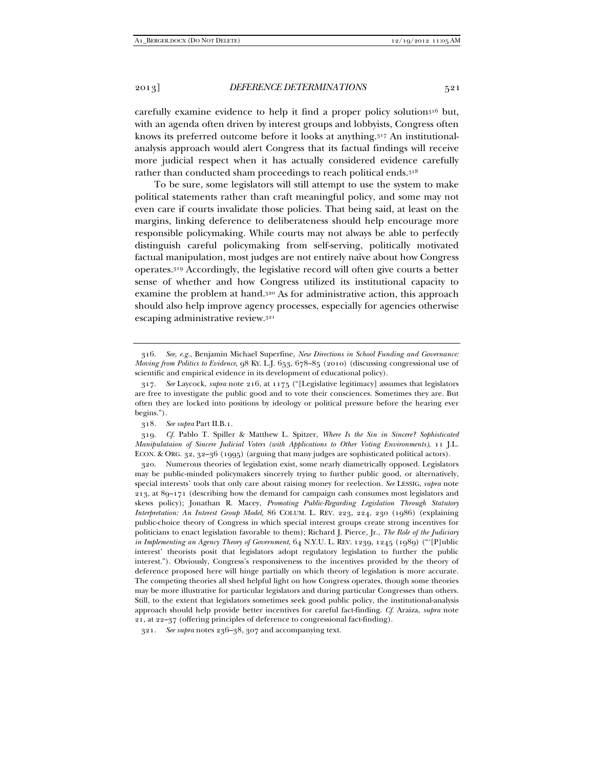carefully examine evidence to help it find a proper policy solution[316] but, with an agenda often driven by interest groups and lobbyists, Congress often knows its preferred outcome before it looks at anything.[317] An institutional-analysis approach would alert Congress that its factual findings will receive more judicial respect when it has actually considered evidence carefully rather than conducted sham proceedings to reach political ends.[318]

To be sure, some legislators will still attempt to use the system to make political statements rather than craft meaningful policy, and some may not even care if courts invalidate those policies. That being said, at least on the margins, linking deference to deliberateness should help encourage more responsible policymaking. While courts may not always be able to perfectly distinguish careful policymaking from self-serving, politically motivated factual manipulation, most judges are not entirely naïve about how Congress operates.[319] Accordingly, the legislative record will often give courts a better sense of whether and how Congress utilized its institutional capacity to examine the problem at hand.[320] As for administrative action, this approach should also help improve agency processes, especially for agencies otherwise escaping administrative review.[321]

---

316. *See, e.g.*, Benjamin Michael Superfine, *New Directions in School Funding and Governance: Moving from Politics to Evidence*, 98 KY. L.J. 653, 678–85 (2010) (discussing congressional use of scientific and empirical evidence in its development of educational policy).

317. *See* Laycock, *supra* note 216, at 1175 ("[Legislative legitimacy] assumes that legislators are free to investigate the public good and to vote their consciences. Sometimes they are. But often they are locked into positions by ideology or political pressure before the hearing ever begins.").

318. *See supra* Part II.B.1.

319. *Cf.* Pablo T. Spiller & Matthew L. Spitzer, *Where Is the Sin in Sincere? Sophisticated Manipulataion of Sincere Judicial Voters (with Applications to Other Voting Environments)*, 11 J.L. ECON. & ORG. 32, 32–36 (1995) (arguing that many judges are sophisticated political actors).

320. Numerous theories of legislation exist, some nearly diametrically opposed. Legislators may be public-minded policymakers sincerely trying to further public good, or alternatively, special interests' tools that only care about raising money for reelection. *See* LESSIG, *supra* note 213, at 89–171 (describing how the demand for campaign cash consumes most legislators and skews policy); Jonathan R. Macey, *Promoting Public-Regarding Legislation Through Statutory Interpretation: An Interest Group Model*, 86 COLUM. L. REV. 223, 224, 230 (1986) (explaining public-choice theory of Congress in which special interest groups create strong incentives for politicians to enact legislation favorable to them); Richard J. Pierce, Jr., *The Role of the Judiciary in Implementing an Agency Theory of Government*, 64 N.Y.U. L. REV. 1239, 1245 (1989) ("'[P]ublic interest' theorists posit that legislators adopt regulatory legislation to further the public interest."). Obviously, Congress's responsiveness to the incentives provided by the theory of deference proposed here will hinge partially on which theory of legislation is more accurate. The competing theories all shed helpful light on how Congress operates, though some theories may be more illustrative for particular legislators and during particular Congresses than others. Still, to the extent that legislators sometimes seek good public policy, the institutional-analysis approach should help provide better incentives for careful fact-finding. *Cf.* Araiza, *supra* note 21, at 22–37 (offering principles of deference to congressional fact-finding).

321. *See supra* notes 236–38, 307 and accompanying text.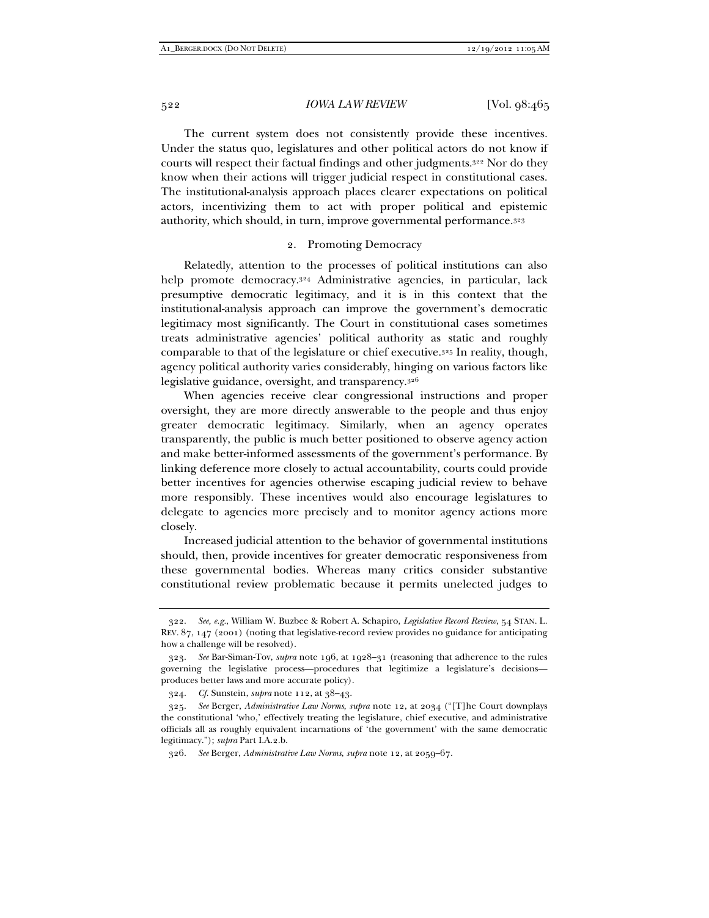The current system does not consistently provide these incentives. Under the status quo, legislatures and other political actors do not know if courts will respect their factual findings and other judgments.[322] Nor do they know when their actions will trigger judicial respect in constitutional cases. The institutional-analysis approach places clearer expectations on political actors, incentivizing them to act with proper political and epistemic authority, which should, in turn, improve governmental performance.[323]

### 2. Promoting Democracy

Relatedly, attention to the processes of political institutions can also help promote democracy.[324] Administrative agencies, in particular, lack presumptive democratic legitimacy, and it is in this context that the institutional-analysis approach can improve the government's democratic legitimacy most significantly. The Court in constitutional cases sometimes treats administrative agencies' political authority as static and roughly comparable to that of the legislature or chief executive.[325] In reality, though, agency political authority varies considerably, hinging on various factors like legislative guidance, oversight, and transparency.[326]

When agencies receive clear congressional instructions and proper oversight, they are more directly answerable to the people and thus enjoy greater democratic legitimacy. Similarly, when an agency operates transparently, the public is much better positioned to observe agency action and make better-informed assessments of the government's performance. By linking deference more closely to actual accountability, courts could provide better incentives for agencies otherwise escaping judicial review to behave more responsibly. These incentives would also encourage legislatures to delegate to agencies more precisely and to monitor agency actions more closely.

Increased judicial attention to the behavior of governmental institutions should, then, provide incentives for greater democratic responsiveness from these governmental bodies. Whereas many critics consider substantive constitutional review problematic because it permits unelected judges to

---

322. *See, e.g.*, William W. Buzbee & Robert A. Schapiro, *Legislative Record Review*, 54 STAN. L. REV. 87, 147 (2001) (noting that legislative-record review provides no guidance for anticipating how a challenge will be resolved).

323. *See* Bar-Siman-Tov, *supra* note 196, at 1928–31 (reasoning that adherence to the rules governing the legislative process—procedures that legitimize a legislature's decisions—produces better laws and more accurate policy).

324. *Cf.* Sunstein, *supra* note 112, at 38–43.

325. *See* Berger, *Administrative Law Norms*, *supra* note 12, at 2034 ("[T]he Court downplays the constitutional 'who,' effectively treating the legislature, chief executive, and administrative officials all as roughly equivalent incarnations of 'the government' with the same democratic legitimacy."); *supra* Part I.A.2.b.

326. *See* Berger, *Administrative Law Norms*, *supra* note 12, at 2059–67.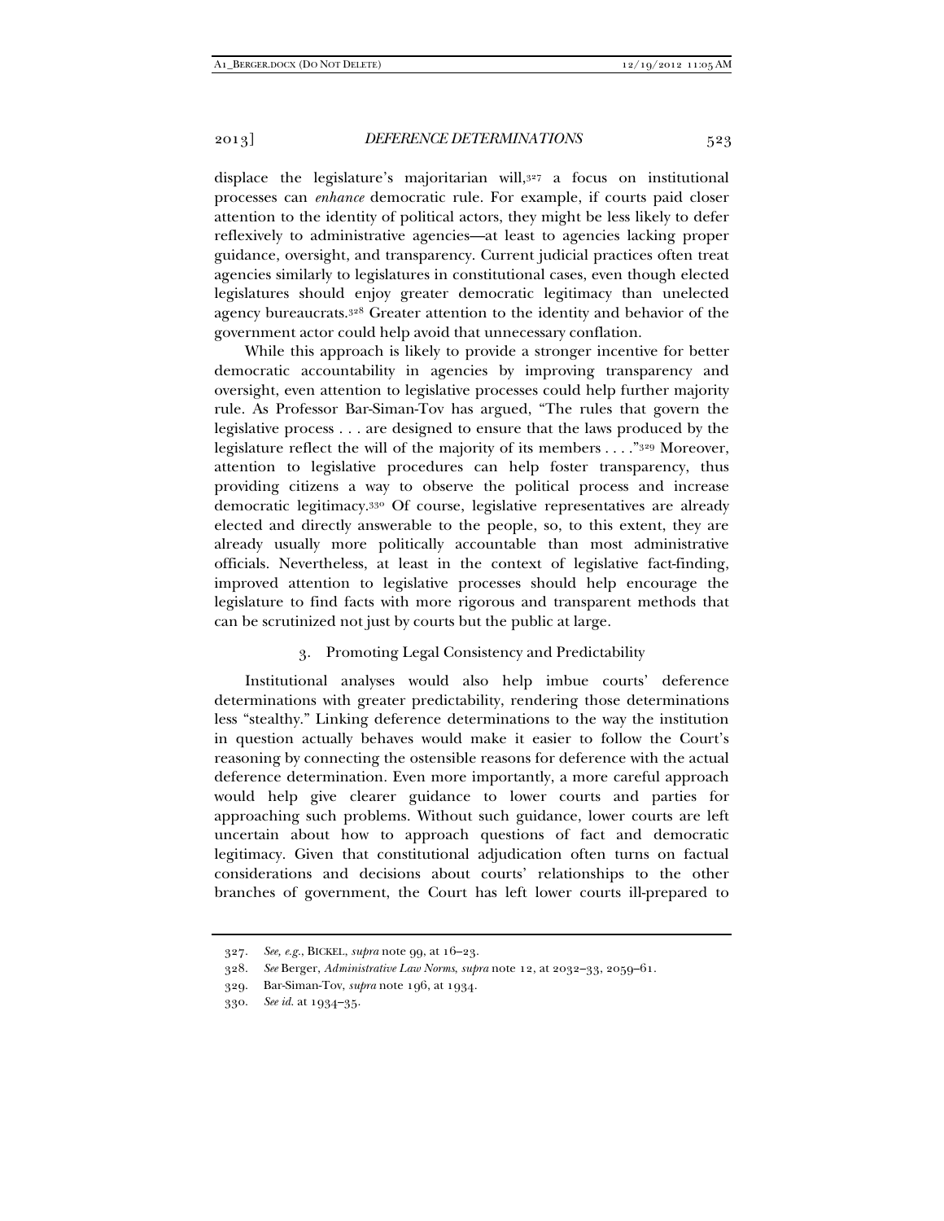displace the legislature's majoritarian will,[327] a focus on institutional processes can *enhance* democratic rule. For example, if courts paid closer attention to the identity of political actors, they might be less likely to defer reflexively to administrative agencies—at least to agencies lacking proper guidance, oversight, and transparency. Current judicial practices often treat agencies similarly to legislatures in constitutional cases, even though elected legislatures should enjoy greater democratic legitimacy than unelected agency bureaucrats.[328] Greater attention to the identity and behavior of the government actor could help avoid that unnecessary conflation.

While this approach is likely to provide a stronger incentive for better democratic accountability in agencies by improving transparency and oversight, even attention to legislative processes could help further majority rule. As Professor Bar-Siman-Tov has argued, "The rules that govern the legislative process . . . are designed to ensure that the laws produced by the legislature reflect the will of the majority of its members . . . ."[329] Moreover, attention to legislative procedures can help foster transparency, thus providing citizens a way to observe the political process and increase democratic legitimacy.[330] Of course, legislative representatives are already elected and directly answerable to the people, so, to this extent, they are already usually more politically accountable than most administrative officials. Nevertheless, at least in the context of legislative fact-finding, improved attention to legislative processes should help encourage the legislature to find facts with more rigorous and transparent methods that can be scrutinized not just by courts but the public at large.

### 3. Promoting Legal Consistency and Predictability

Institutional analyses would also help imbue courts' deference determinations with greater predictability, rendering those determinations less "stealthy." Linking deference determinations to the way the institution in question actually behaves would make it easier to follow the Court's reasoning by connecting the ostensible reasons for deference with the actual deference determination. Even more importantly, a more careful approach would help give clearer guidance to lower courts and parties for approaching such problems. Without such guidance, lower courts are left uncertain about how to approach questions of fact and democratic legitimacy. Given that constitutional adjudication often turns on factual considerations and decisions about courts' relationships to the other branches of government, the Court has left lower courts ill-prepared to

---

327. *See, e.g.*, BICKEL, *supra* note 99, at 16–23.

328. *See* Berger, *Administrative Law Norms*, *supra* note 12, at 2032–33, 2059–61.

329. Bar-Siman-Tov, *supra* note 196, at 1934.

330. *See id.* at 1934–35.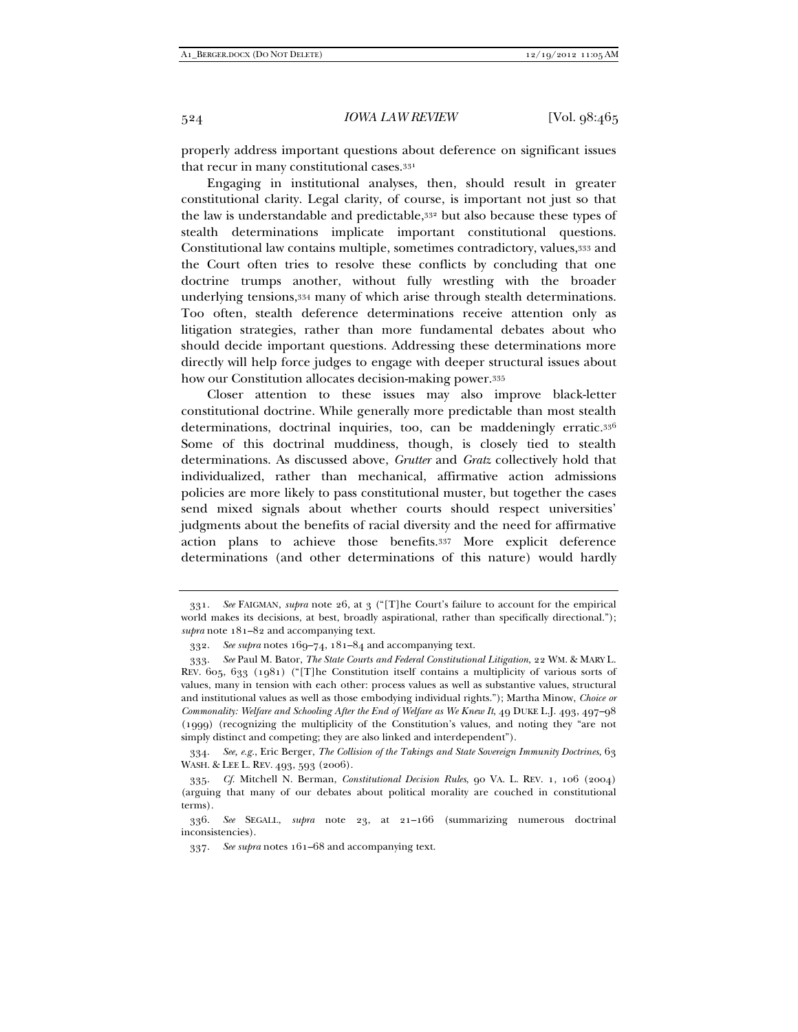properly address important questions about deference on significant issues that recur in many constitutional cases.[331]

Engaging in institutional analyses, then, should result in greater constitutional clarity. Legal clarity, of course, is important not just so that the law is understandable and predictable,[332] but also because these types of stealth determinations implicate important constitutional questions. Constitutional law contains multiple, sometimes contradictory, values,[333] and the Court often tries to resolve these conflicts by concluding that one doctrine trumps another, without fully wrestling with the broader underlying tensions,[334] many of which arise through stealth determinations. Too often, stealth deference determinations receive attention only as litigation strategies, rather than more fundamental debates about who should decide important questions. Addressing these determinations more directly will help force judges to engage with deeper structural issues about how our Constitution allocates decision-making power.[335]

Closer attention to these issues may also improve black-letter constitutional doctrine. While generally more predictable than most stealth determinations, doctrinal inquiries, too, can be maddeningly erratic.[336] Some of this doctrinal muddiness, though, is closely tied to stealth determinations. As discussed above, *Grutter* and *Gratz* collectively hold that individualized, rather than mechanical, affirmative action admissions policies are more likely to pass constitutional muster, but together the cases send mixed signals about whether courts should respect universities' judgments about the benefits of racial diversity and the need for affirmative action plans to achieve those benefits.[337] More explicit deference determinations (and other determinations of this nature) would hardly

---

331. *See* FAIGMAN, *supra* note 26, at 3 ("[T]he Court's failure to account for the empirical world makes its decisions, at best, broadly aspirational, rather than specifically directional."); *supra* note 181–82 and accompanying text.

332. *See supra* notes 169–74, 181–84 and accompanying text.

333. *See* Paul M. Bator, *The State Courts and Federal Constitutional Litigation*, 22 WM. & MARY L. REV. 605, 633 (1981) ("[T]he Constitution itself contains a multiplicity of various sorts of values, many in tension with each other: process values as well as substantive values, structural and institutional values as well as those embodying individual rights."); Martha Minow, *Choice or Commonality: Welfare and Schooling After the End of Welfare as We Knew It*, 49 DUKE L.J. 493, 497–98 (1999) (recognizing the multiplicity of the Constitution's values, and noting they "are not simply distinct and competing; they are also linked and interdependent").

334. *See, e.g.*, Eric Berger, *The Collision of the Takings and State Sovereign Immunity Doctrines*, 63 WASH. & LEE L. REV. 493, 593 (2006).

335. *Cf.* Mitchell N. Berman, *Constitutional Decision Rules*, 90 VA. L. REV. 1, 106 (2004) (arguing that many of our debates about political morality are couched in constitutional terms).

336. *See* SEGALL, *supra* note 23, at 21–166 (summarizing numerous doctrinal inconsistencies).

337. *See supra* notes 161–68 and accompanying text.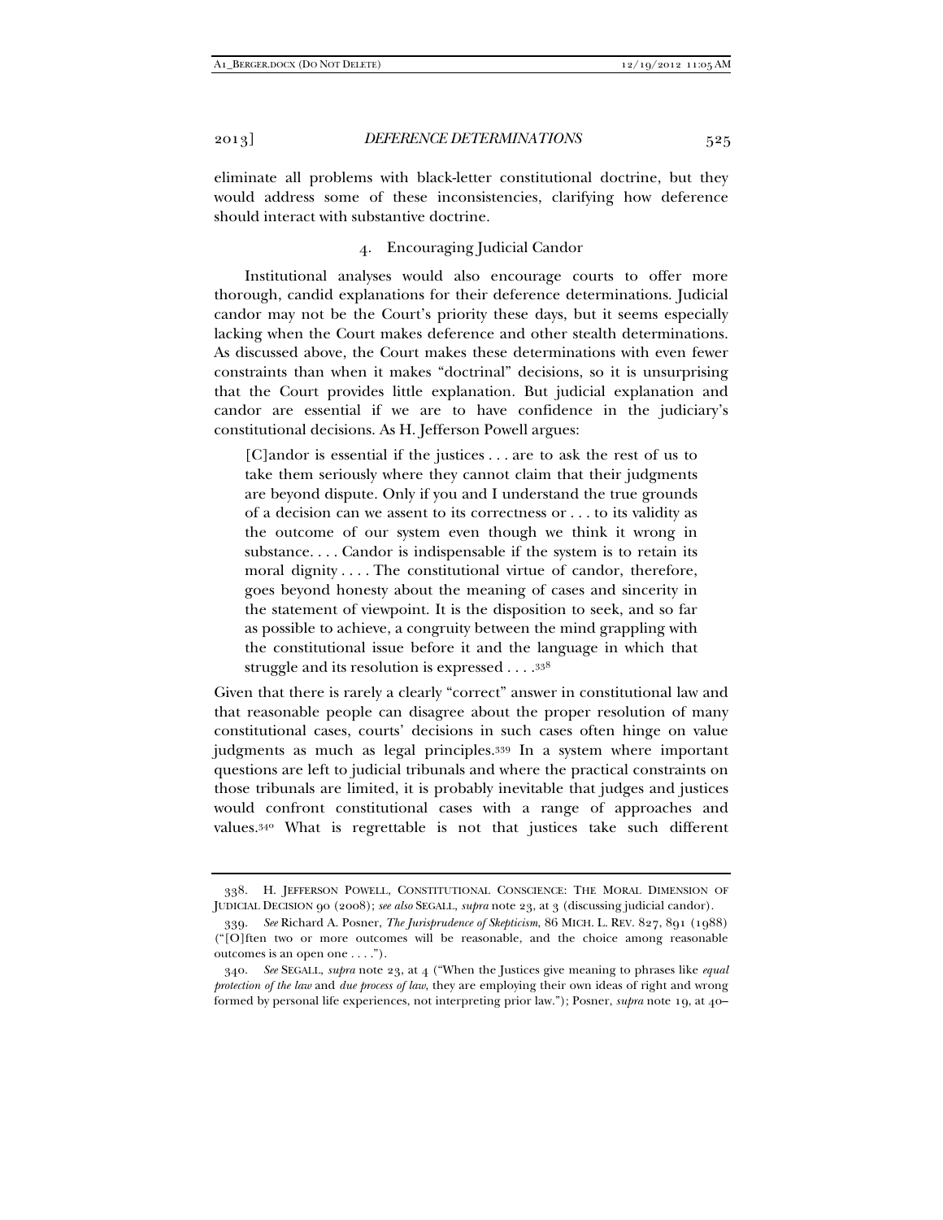eliminate all problems with black-letter constitutional doctrine, but they would address some of these inconsistencies, clarifying how deference should interact with substantive doctrine.

### 4. Encouraging Judicial Candor

Institutional analyses would also encourage courts to offer more thorough, candid explanations for their deference determinations. Judicial candor may not be the Court's priority these days, but it seems especially lacking when the Court makes deference and other stealth determinations. As discussed above, the Court makes these determinations with even fewer constraints than when it makes "doctrinal" decisions, so it is unsurprising that the Court provides little explanation. But judicial explanation and candor are essential if we are to have confidence in the judiciary's constitutional decisions. As H. Jefferson Powell argues:

> [C]andor is essential if the justices . . . are to ask the rest of us to take them seriously where they cannot claim that their judgments are beyond dispute. Only if you and I understand the true grounds of a decision can we assent to its correctness or . . . to its validity as the outcome of our system even though we think it wrong in substance. . . . Candor is indispensable if the system is to retain its moral dignity . . . . The constitutional virtue of candor, therefore, goes beyond honesty about the meaning of cases and sincerity in the statement of viewpoint. It is the disposition to seek, and so far as possible to achieve, a congruity between the mind grappling with the constitutional issue before it and the language in which that struggle and its resolution is expressed . . . .[338]

Given that there is rarely a clearly "correct" answer in constitutional law and that reasonable people can disagree about the proper resolution of many constitutional cases, courts' decisions in such cases often hinge on value judgments as much as legal principles.[339] In a system where important questions are left to judicial tribunals and where the practical constraints on those tribunals are limited, it is probably inevitable that judges and justices would confront constitutional cases with a range of approaches and values.[340] What is regrettable is not that justices take such different

---

338. H. JEFFERSON POWELL, CONSTITUTIONAL CONSCIENCE: THE MORAL DIMENSION OF JUDICIAL DECISION 90 (2008); *see also* SEGALL, *supra* note 23, at 3 (discussing judicial candor).

339. *See* Richard A. Posner, *The Jurisprudence of Skepticism*, 86 MICH. L. REV. 827, 891 (1988) ("[O]ften two or more outcomes will be reasonable, and the choice among reasonable outcomes is an open one . . . .").

340. *See* SEGALL, *supra* note 23, at 4 ("When the Justices give meaning to phrases like *equal protection of the law* and *due process of law*, they are employing their own ideas of right and wrong formed by personal life experiences, not interpreting prior law."); Posner, *supra* note 19, at 40–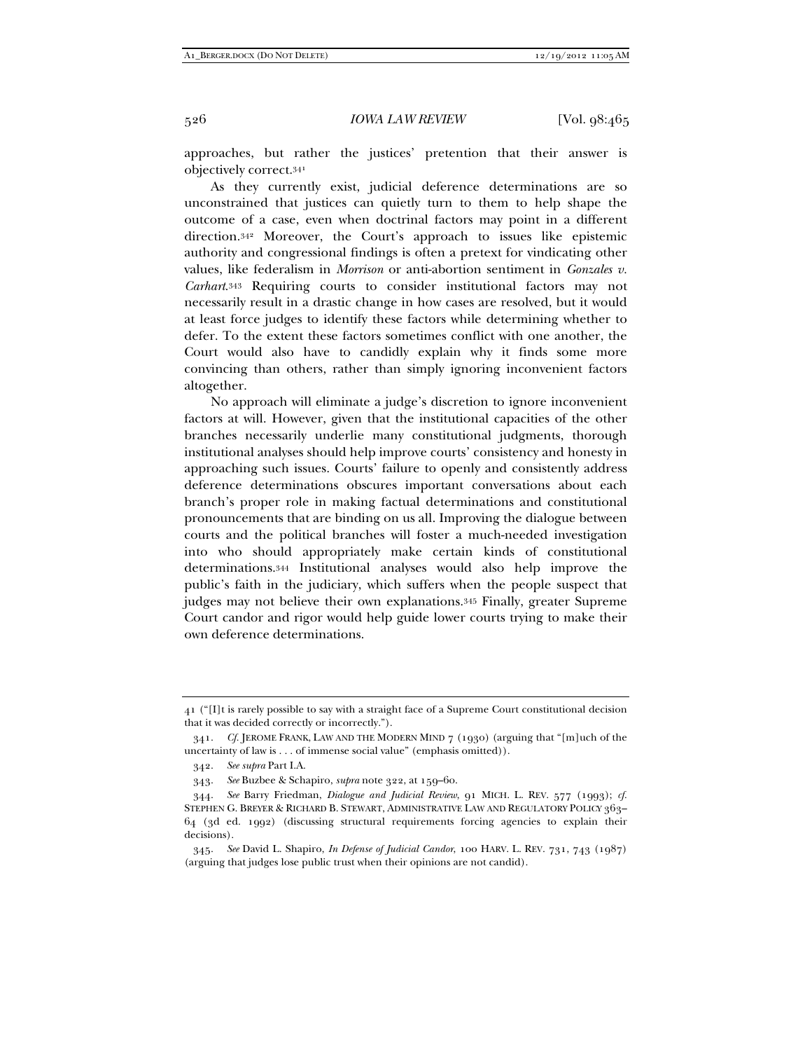approaches, but rather the justices' pretention that their answer is objectively correct.[341]

As they currently exist, judicial deference determinations are so unconstrained that justices can quietly turn to them to help shape the outcome of a case, even when doctrinal factors may point in a different direction.[342] Moreover, the Court's approach to issues like epistemic authority and congressional findings is often a pretext for vindicating other values, like federalism in *Morrison* or anti-abortion sentiment in *Gonzales v. Carhart*.[343] Requiring courts to consider institutional factors may not necessarily result in a drastic change in how cases are resolved, but it would at least force judges to identify these factors while determining whether to defer. To the extent these factors sometimes conflict with one another, the Court would also have to candidly explain why it finds some more convincing than others, rather than simply ignoring inconvenient factors altogether.

No approach will eliminate a judge's discretion to ignore inconvenient factors at will. However, given that the institutional capacities of the other branches necessarily underlie many constitutional judgments, thorough institutional analyses should help improve courts' consistency and honesty in approaching such issues. Courts' failure to openly and consistently address deference determinations obscures important conversations about each branch's proper role in making factual determinations and constitutional pronouncements that are binding on us all. Improving the dialogue between courts and the political branches will foster a much-needed investigation into who should appropriately make certain kinds of constitutional determinations.[344] Institutional analyses would also help improve the public's faith in the judiciary, which suffers when the people suspect that judges may not believe their own explanations.[345] Finally, greater Supreme Court candor and rigor would help guide lower courts trying to make their own deference determinations.

---

41 ("[I]t is rarely possible to say with a straight face of a Supreme Court constitutional decision that it was decided correctly or incorrectly.").

341. *Cf.* JEROME FRANK, LAW AND THE MODERN MIND 7 (1930) (arguing that "[m]uch of the uncertainty of law is . . . of immense social value" (emphasis omitted)).

342. *See supra* Part I.A.

343. *See* Buzbee & Schapiro, *supra* note 322, at 159–60.

344. *See* Barry Friedman, *Dialogue and Judicial Review*, 91 MICH. L. REV. 577 (1993); *cf.* STEPHEN G. BREYER & RICHARD B. STEWART, ADMINISTRATIVE LAW AND REGULATORY POLICY 363–64 (3d ed. 1992) (discussing structural requirements forcing agencies to explain their decisions).

345. *See* David L. Shapiro, *In Defense of Judicial Candor*, 100 HARV. L. REV. 731, 743 (1987) (arguing that judges lose public trust when their opinions are not candid).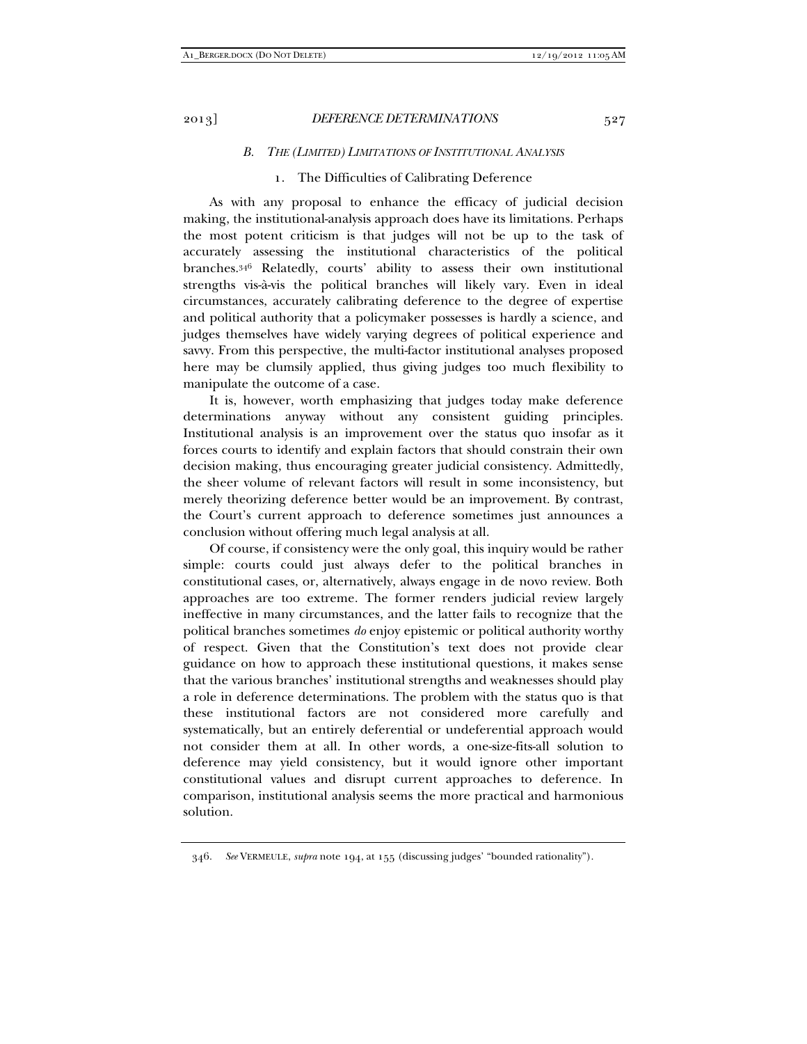### *B. The (Limited) Limitations of Institutional Analysis*

#### 1. The Difficulties of Calibrating Deference

As with any proposal to enhance the efficacy of judicial decision making, the institutional-analysis approach does have its limitations. Perhaps the most potent criticism is that judges will not be up to the task of accurately assessing the institutional characteristics of the political branches.[346] Relatedly, courts' ability to assess their own institutional strengths vis-à-vis the political branches will likely vary. Even in ideal circumstances, accurately calibrating deference to the degree of expertise and political authority that a policymaker possesses is hardly a science, and judges themselves have widely varying degrees of political experience and savvy. From this perspective, the multi-factor institutional analyses proposed here may be clumsily applied, thus giving judges too much flexibility to manipulate the outcome of a case.

It is, however, worth emphasizing that judges today make deference determinations anyway without any consistent guiding principles. Institutional analysis is an improvement over the status quo insofar as it forces courts to identify and explain factors that should constrain their own decision making, thus encouraging greater judicial consistency. Admittedly, the sheer volume of relevant factors will result in some inconsistency, but merely theorizing deference better would be an improvement. By contrast, the Court's current approach to deference sometimes just announces a conclusion without offering much legal analysis at all.

Of course, if consistency were the only goal, this inquiry would be rather simple: courts could just always defer to the political branches in constitutional cases, or, alternatively, always engage in de novo review. Both approaches are too extreme. The former renders judicial review largely ineffective in many circumstances, and the latter fails to recognize that the political branches sometimes *do* enjoy epistemic or political authority worthy of respect. Given that the Constitution's text does not provide clear guidance on how to approach these institutional questions, it makes sense that the various branches' institutional strengths and weaknesses should play a role in deference determinations. The problem with the status quo is that these institutional factors are not considered more carefully and systematically, but an entirely deferential or undeferential approach would not consider them at all. In other words, a one-size-fits-all solution to deference may yield consistency, but it would ignore other important constitutional values and disrupt current approaches to deference. In comparison, institutional analysis seems the more practical and harmonious solution.

---

346. *See* VERMEULE, *supra* note 194, at 155 (discussing judges' "bounded rationality").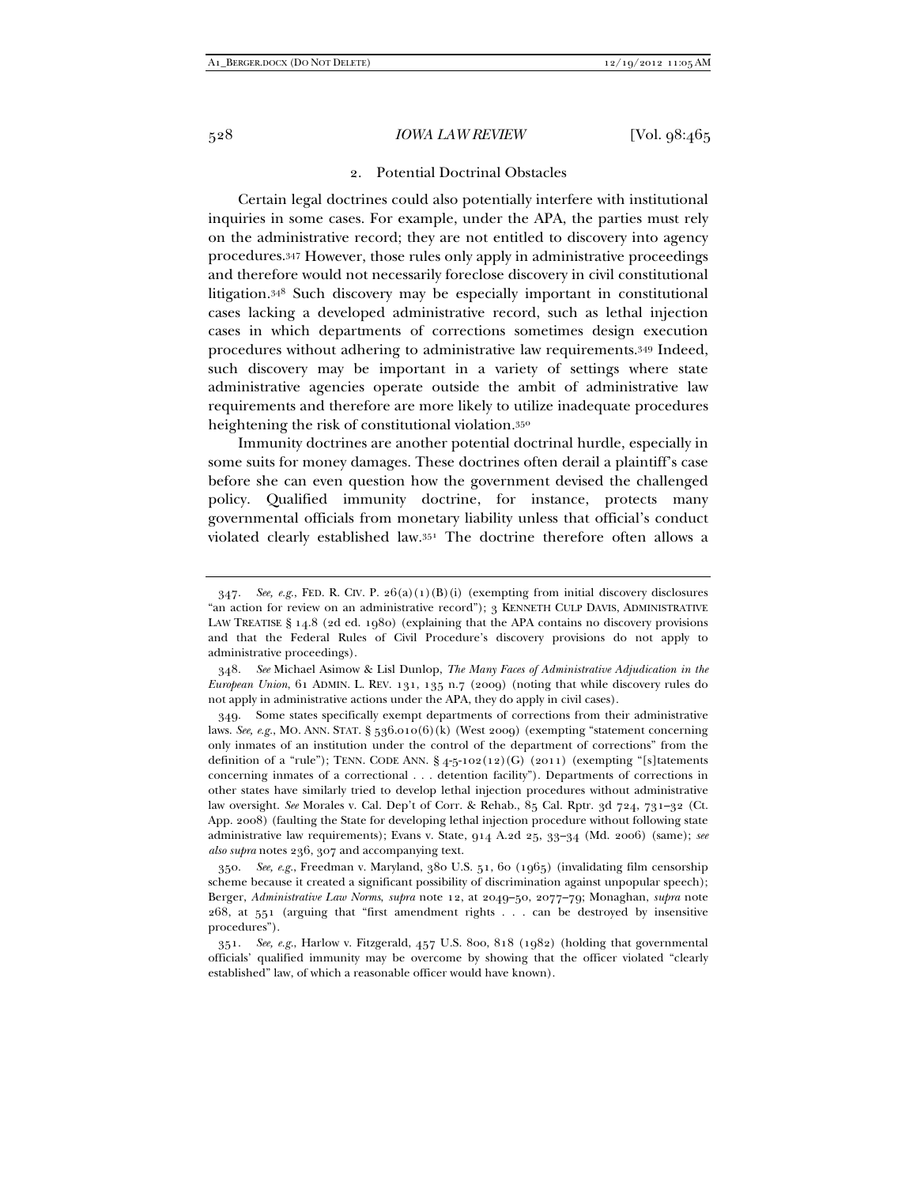### 2. Potential Doctrinal Obstacles

Certain legal doctrines could also potentially interfere with institutional inquiries in some cases. For example, under the APA, the parties must rely on the administrative record; they are not entitled to discovery into agency procedures.[347] However, those rules only apply in administrative proceedings and therefore would not necessarily foreclose discovery in civil constitutional litigation.[348] Such discovery may be especially important in constitutional cases lacking a developed administrative record, such as lethal injection cases in which departments of corrections sometimes design execution procedures without adhering to administrative law requirements.[349] Indeed, such discovery may be important in a variety of settings where state administrative agencies operate outside the ambit of administrative law requirements and therefore are more likely to utilize inadequate procedures heightening the risk of constitutional violation.[350]

Immunity doctrines are another potential doctrinal hurdle, especially in some suits for money damages. These doctrines often derail a plaintiff's case before she can even question how the government devised the challenged policy. Qualified immunity doctrine, for instance, protects many governmental officials from monetary liability unless that official's conduct violated clearly established law.[351] The doctrine therefore often allows a

---

347. *See, e.g.*, FED. R. CIV. P. 26(a)(1)(B)(i) (exempting from initial discovery disclosures "an action for review on an administrative record"); 3 KENNETH CULP DAVIS, ADMINISTRATIVE LAW TREATISE § 14.8 (2d ed. 1980) (explaining that the APA contains no discovery provisions and that the Federal Rules of Civil Procedure's discovery provisions do not apply to administrative proceedings).

348. *See* Michael Asimow & Lisl Dunlop, *The Many Faces of Administrative Adjudication in the European Union*, 61 ADMIN. L. REV. 131, 135 n.7 (2009) (noting that while discovery rules do not apply in administrative actions under the APA, they do apply in civil cases).

349. Some states specifically exempt departments of corrections from their administrative laws. *See, e.g.*, MO. ANN. STAT. § 536.010(6)(k) (West 2009) (exempting "statement concerning only inmates of an institution under the control of the department of corrections" from the definition of a "rule"); TENN. CODE ANN. § 4-5-102(12)(G) (2011) (exempting "[s]tatements concerning inmates of a correctional . . . detention facility"). Departments of corrections in other states have similarly tried to develop lethal injection procedures without administrative law oversight. *See* Morales v. Cal. Dep't of Corr. & Rehab., 85 Cal. Rptr. 3d 724, 731–32 (Ct. App. 2008) (faulting the State for developing lethal injection procedure without following state administrative law requirements); Evans v. State, 914 A.2d 25, 33–34 (Md. 2006) (same); *see also supra* notes 236, 307 and accompanying text.

350. *See, e.g.*, Freedman v. Maryland, 380 U.S. 51, 60 (1965) (invalidating film censorship scheme because it created a significant possibility of discrimination against unpopular speech); Berger, *Administrative Law Norms*, *supra* note 12, at 2049–50, 2077–79; Monaghan, *supra* note 268, at 551 (arguing that "first amendment rights . . . can be destroyed by insensitive procedures").

351. *See, e.g.*, Harlow v. Fitzgerald, 457 U.S. 800, 818 (1982) (holding that governmental officials' qualified immunity may be overcome by showing that the officer violated "clearly established" law, of which a reasonable officer would have known).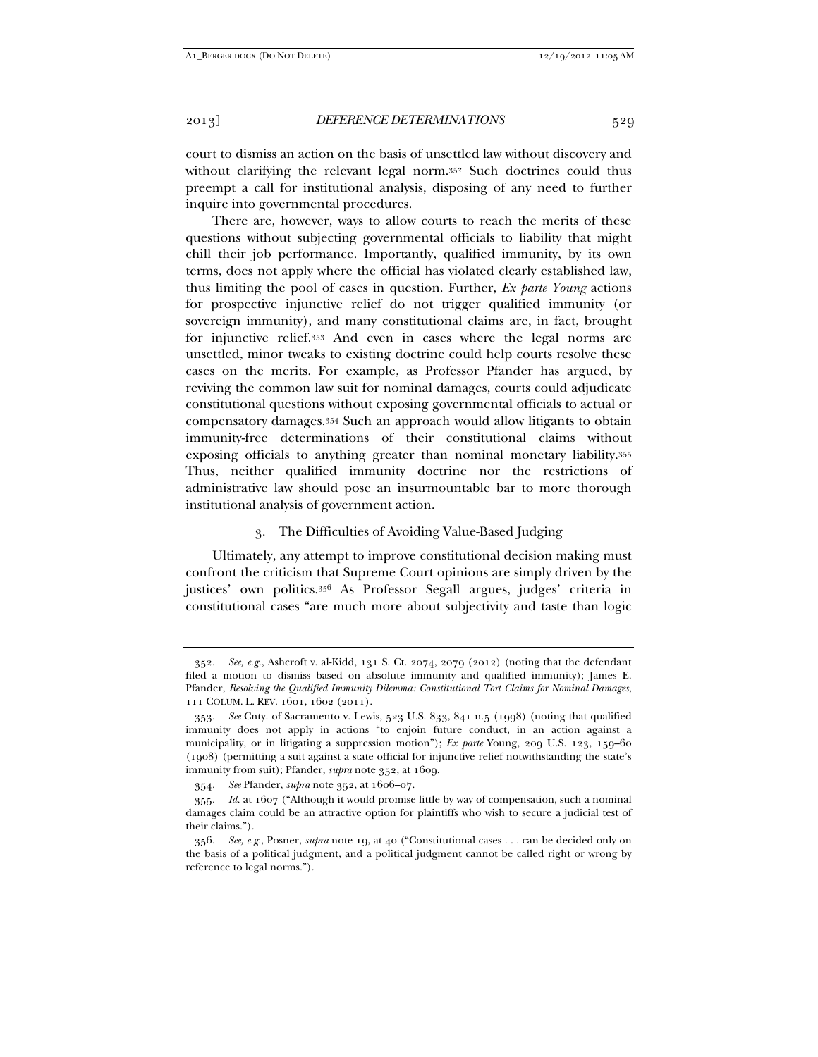court to dismiss an action on the basis of unsettled law without discovery and without clarifying the relevant legal norm.[352] Such doctrines could thus preempt a call for institutional analysis, disposing of any need to further inquire into governmental procedures.

There are, however, ways to allow courts to reach the merits of these questions without subjecting governmental officials to liability that might chill their job performance. Importantly, qualified immunity, by its own terms, does not apply where the official has violated clearly established law, thus limiting the pool of cases in question. Further, *Ex parte Young* actions for prospective injunctive relief do not trigger qualified immunity (or sovereign immunity), and many constitutional claims are, in fact, brought for injunctive relief.[353] And even in cases where the legal norms are unsettled, minor tweaks to existing doctrine could help courts resolve these cases on the merits. For example, as Professor Pfander has argued, by reviving the common law suit for nominal damages, courts could adjudicate constitutional questions without exposing governmental officials to actual or compensatory damages.[354] Such an approach would allow litigants to obtain immunity-free determinations of their constitutional claims without exposing officials to anything greater than nominal monetary liability.[355] Thus, neither qualified immunity doctrine nor the restrictions of administrative law should pose an insurmountable bar to more thorough institutional analysis of government action.

### 3. The Difficulties of Avoiding Value-Based Judging

Ultimately, any attempt to improve constitutional decision making must confront the criticism that Supreme Court opinions are simply driven by the justices' own politics.[356] As Professor Segall argues, judges' criteria in constitutional cases "are much more about subjectivity and taste than logic

---

352. *See, e.g.*, Ashcroft v. al-Kidd, 131 S. Ct. 2074, 2079 (2012) (noting that the defendant filed a motion to dismiss based on absolute immunity and qualified immunity); James E. Pfander, *Resolving the Qualified Immunity Dilemma: Constitutional Tort Claims for Nominal Damages*, 111 COLUM. L. REV. 1601, 1602 (2011).

353. *See* Cnty. of Sacramento v. Lewis, 523 U.S. 833, 841 n.5 (1998) (noting that qualified immunity does not apply in actions "to enjoin future conduct, in an action against a municipality, or in litigating a suppression motion"); *Ex parte* Young, 209 U.S. 123, 159–60 (1908) (permitting a suit against a state official for injunctive relief notwithstanding the state's immunity from suit); Pfander, *supra* note 352, at 1609.

354. *See* Pfander, *supra* note 352, at 1606–07.

355. *Id.* at 1607 ("Although it would promise little by way of compensation, such a nominal damages claim could be an attractive option for plaintiffs who wish to secure a judicial test of their claims.").

356. *See, e.g.*, Posner, *supra* note 19, at 40 ("Constitutional cases . . . can be decided only on the basis of a political judgment, and a political judgment cannot be called right or wrong by reference to legal norms.").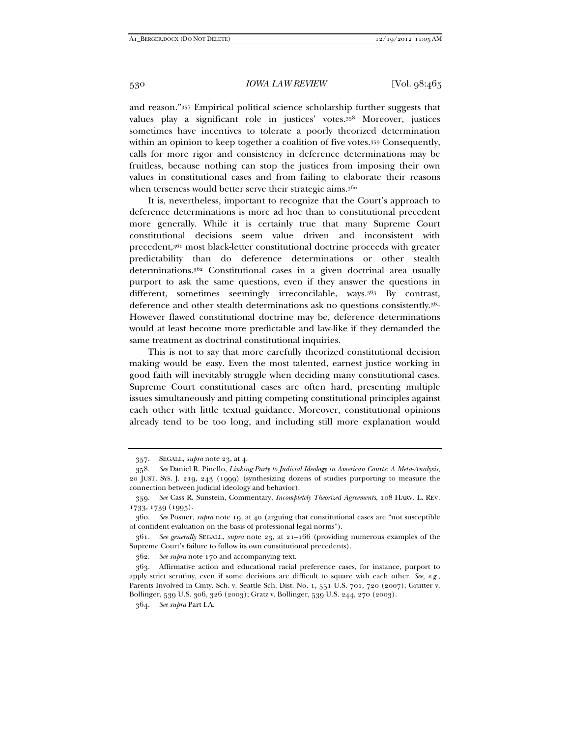and reason."[357] Empirical political science scholarship further suggests that values play a significant role in justices' votes.[358] Moreover, justices sometimes have incentives to tolerate a poorly theorized determination within an opinion to keep together a coalition of five votes.[359] Consequently, calls for more rigor and consistency in deference determinations may be fruitless, because nothing can stop the justices from imposing their own values in constitutional cases and from failing to elaborate their reasons when terseness would better serve their strategic aims.[360]

It is, nevertheless, important to recognize that the Court's approach to deference determinations is more ad hoc than to constitutional precedent more generally. While it is certainly true that many Supreme Court constitutional decisions seem value driven and inconsistent with precedent,[361] most black-letter constitutional doctrine proceeds with greater predictability than do deference determinations or other stealth determinations.[362] Constitutional cases in a given doctrinal area usually purport to ask the same questions, even if they answer the questions in different, sometimes seemingly irreconcilable, ways.[363] By contrast, deference and other stealth determinations ask no questions consistently.[364] However flawed constitutional doctrine may be, deference determinations would at least become more predictable and law-like if they demanded the same treatment as doctrinal constitutional inquiries.

This is not to say that more carefully theorized constitutional decision making would be easy. Even the most talented, earnest justice working in good faith will inevitably struggle when deciding many constitutional cases. Supreme Court constitutional cases are often hard, presenting multiple issues simultaneously and pitting competing constitutional principles against each other with little textual guidance. Moreover, constitutional opinions already tend to be too long, and including still more explanation would

---

357. SEGALL, *supra* note 23, at 4.

358. *See* Daniel R. Pinello, *Linking Party to Judicial Ideology in American Courts: A Meta-Analysis*, 20 JUST. SYS. J. 219, 243 (1999) (synthesizing dozens of studies purporting to measure the connection between judicial ideology and behavior).

359. *See* Cass R. Sunstein, Commentary, *Incompletely Theorized Agreements*, 108 HARV. L. REV. 1733, 1739 (1995).

360. *See* Posner, *supra* note 19, at 40 (arguing that constitutional cases are "not susceptible of confident evaluation on the basis of professional legal norms").

361. *See generally* SEGALL, *supra* note 23, at 21–166 (providing numerous examples of the Supreme Court's failure to follow its own constitutional precedents).

362. *See supra* note 170 and accompanying text.

363. Affirmative action and educational racial preference cases, for instance, purport to apply strict scrutiny, even if some decisions are difficult to square with each other. *See, e.g.*, Parents Involved in Cmty. Sch. v. Seattle Sch. Dist. No. 1, 551 U.S. 701, 720 (2007); Grutter v. Bollinger, 539 U.S. 306, 326 (2003); Gratz v. Bollinger, 539 U.S. 244, 270 (2003).

364. *See supra* Part I.A.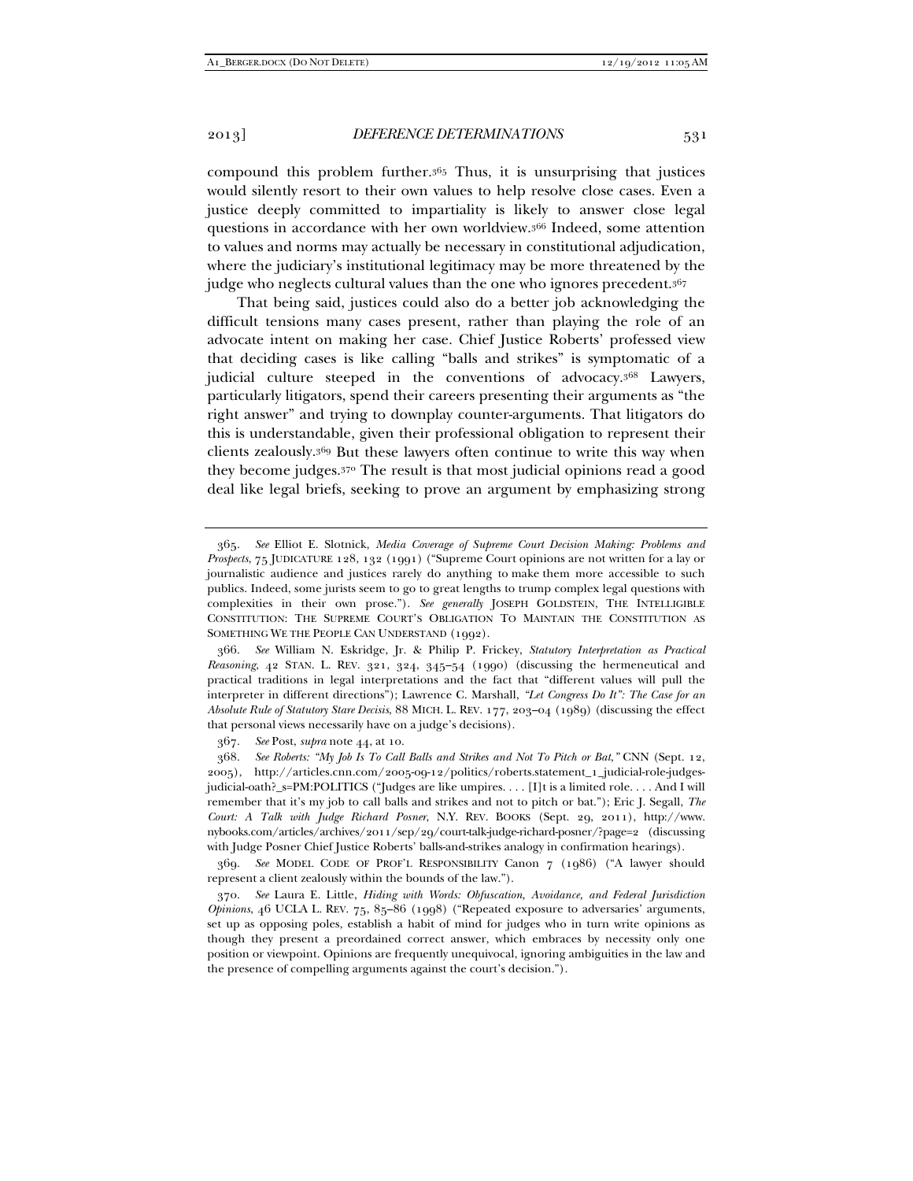compound this problem further.[365] Thus, it is unsurprising that justices would silently resort to their own values to help resolve close cases. Even a justice deeply committed to impartiality is likely to answer close legal questions in accordance with her own worldview.[366] Indeed, some attention to values and norms may actually be necessary in constitutional adjudication, where the judiciary's institutional legitimacy may be more threatened by the judge who neglects cultural values than the one who ignores precedent.[367]

That being said, justices could also do a better job acknowledging the difficult tensions many cases present, rather than playing the role of an advocate intent on making her case. Chief Justice Roberts' professed view that deciding cases is like calling "balls and strikes" is symptomatic of a judicial culture steeped in the conventions of advocacy.[368] Lawyers, particularly litigators, spend their careers presenting their arguments as "the right answer" and trying to downplay counter-arguments. That litigators do this is understandable, given their professional obligation to represent their clients zealously.[369] But these lawyers often continue to write this way when they become judges.[370] The result is that most judicial opinions read a good deal like legal briefs, seeking to prove an argument by emphasizing strong

---

365. *See* Elliot E. Slotnick, *Media Coverage of Supreme Court Decision Making: Problems and Prospects*, 75 JUDICATURE 128, 132 (1991) ("Supreme Court opinions are not written for a lay or journalistic audience and justices rarely do anything to make them more accessible to such publics. Indeed, some jurists seem to go to great lengths to trump complex legal questions with complexities in their own prose."). *See generally* JOSEPH GOLDSTEIN, THE INTELLIGIBLE CONSTITUTION: THE SUPREME COURT'S OBLIGATION TO MAINTAIN THE CONSTITUTION AS SOMETHING WE THE PEOPLE CAN UNDERSTAND (1992).

366. *See* William N. Eskridge, Jr. & Philip P. Frickey, *Statutory Interpretation as Practical Reasoning*, 42 STAN. L. REV. 321, 324, 345–54 (1990) (discussing the hermeneutical and practical traditions in legal interpretations and the fact that "different values will pull the interpreter in different directions"); Lawrence C. Marshall, *"Let Congress Do It": The Case for an Absolute Rule of Statutory Stare Decisis*, 88 MICH. L. REV. 177, 203–04 (1989) (discussing the effect that personal views necessarily have on a judge's decisions).

367. *See* Post, *supra* note 44, at 10.

368. *See Roberts: "My Job Is To Call Balls and Strikes and Not To Pitch or Bat*,*"* CNN (Sept. 12, 2005), http://articles.cnn.com/2005-09-12/politics/roberts.statement_1_judicial-role-judges-judicial-oath?_s=PM:POLITICS ("Judges are like umpires. . . . [I]t is a limited role. . . . And I will remember that it's my job to call balls and strikes and not to pitch or bat."); Eric J. Segall, *The Court: A Talk with Judge Richard Posner*, N.Y. REV. BOOKS (Sept. 29, 2011), http://www.nybooks.com/articles/archives/2011/sep/29/court-talk-judge-richard-posner/?page=2 (discussing with Judge Posner Chief Justice Roberts' balls-and-strikes analogy in confirmation hearings).

369. *See* MODEL CODE OF PROF'L RESPONSIBILITY Canon 7 (1986) ("A lawyer should represent a client zealously within the bounds of the law.").

370. *See* Laura E. Little, *Hiding with Words: Obfuscation, Avoidance, and Federal Jurisdiction Opinions*, 46 UCLA L. REV. 75, 85–86 (1998) ("Repeated exposure to adversaries' arguments, set up as opposing poles, establish a habit of mind for judges who in turn write opinions as though they present a preordained correct answer, which embraces by necessity only one position or viewpoint. Opinions are frequently unequivocal, ignoring ambiguities in the law and the presence of compelling arguments against the court's decision.").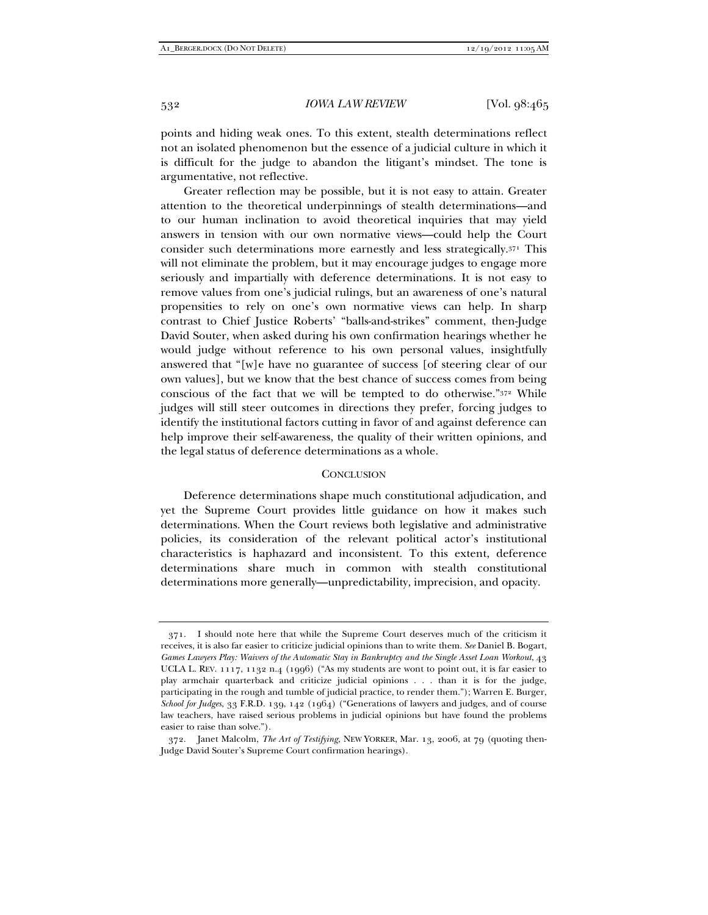points and hiding weak ones. To this extent, stealth determinations reflect not an isolated phenomenon but the essence of a judicial culture in which it is difficult for the judge to abandon the litigant's mindset. The tone is argumentative, not reflective.

Greater reflection may be possible, but it is not easy to attain. Greater attention to the theoretical underpinnings of stealth determinations—and to our human inclination to avoid theoretical inquiries that may yield answers in tension with our own normative views—could help the Court consider such determinations more earnestly and less strategically.[371] This will not eliminate the problem, but it may encourage judges to engage more seriously and impartially with deference determinations. It is not easy to remove values from one's judicial rulings, but an awareness of one's natural propensities to rely on one's own normative views can help. In sharp contrast to Chief Justice Roberts' "balls-and-strikes" comment, then-Judge David Souter, when asked during his own confirmation hearings whether he would judge without reference to his own personal values, insightfully answered that "[w]e have no guarantee of success [of steering clear of our own values], but we know that the best chance of success comes from being conscious of the fact that we will be tempted to do otherwise."[372] While judges will still steer outcomes in directions they prefer, forcing judges to identify the institutional factors cutting in favor of and against deference can help improve their self-awareness, the quality of their written opinions, and the legal status of deference determinations as a whole.

## CONCLUSION

Deference determinations shape much constitutional adjudication, and yet the Supreme Court provides little guidance on how it makes such determinations. When the Court reviews both legislative and administrative policies, its consideration of the relevant political actor's institutional characteristics is haphazard and inconsistent. To this extent, deference determinations share much in common with stealth constitutional determinations more generally—unpredictability, imprecision, and opacity.

---

371. I should note here that while the Supreme Court deserves much of the criticism it receives, it is also far easier to criticize judicial opinions than to write them. *See* Daniel B. Bogart, *Games Lawyers Play: Waivers of the Automatic Stay in Bankruptcy and the Single Asset Loan Workout*, 43 UCLA L. REV. 1117, 1132 n.4 (1996) ("As my students are wont to point out, it is far easier to play armchair quarterback and criticize judicial opinions . . . than it is for the judge, participating in the rough and tumble of judicial practice, to render them."); Warren E. Burger, *School for Judges*, 33 F.R.D. 139, 142 (1964) ("Generations of lawyers and judges, and of course law teachers, have raised serious problems in judicial opinions but have found the problems easier to raise than solve.").

372. Janet Malcolm, *The Art of Testifying*, NEW YORKER, Mar. 13, 2006, at 79 (quoting then-Judge David Souter's Supreme Court confirmation hearings).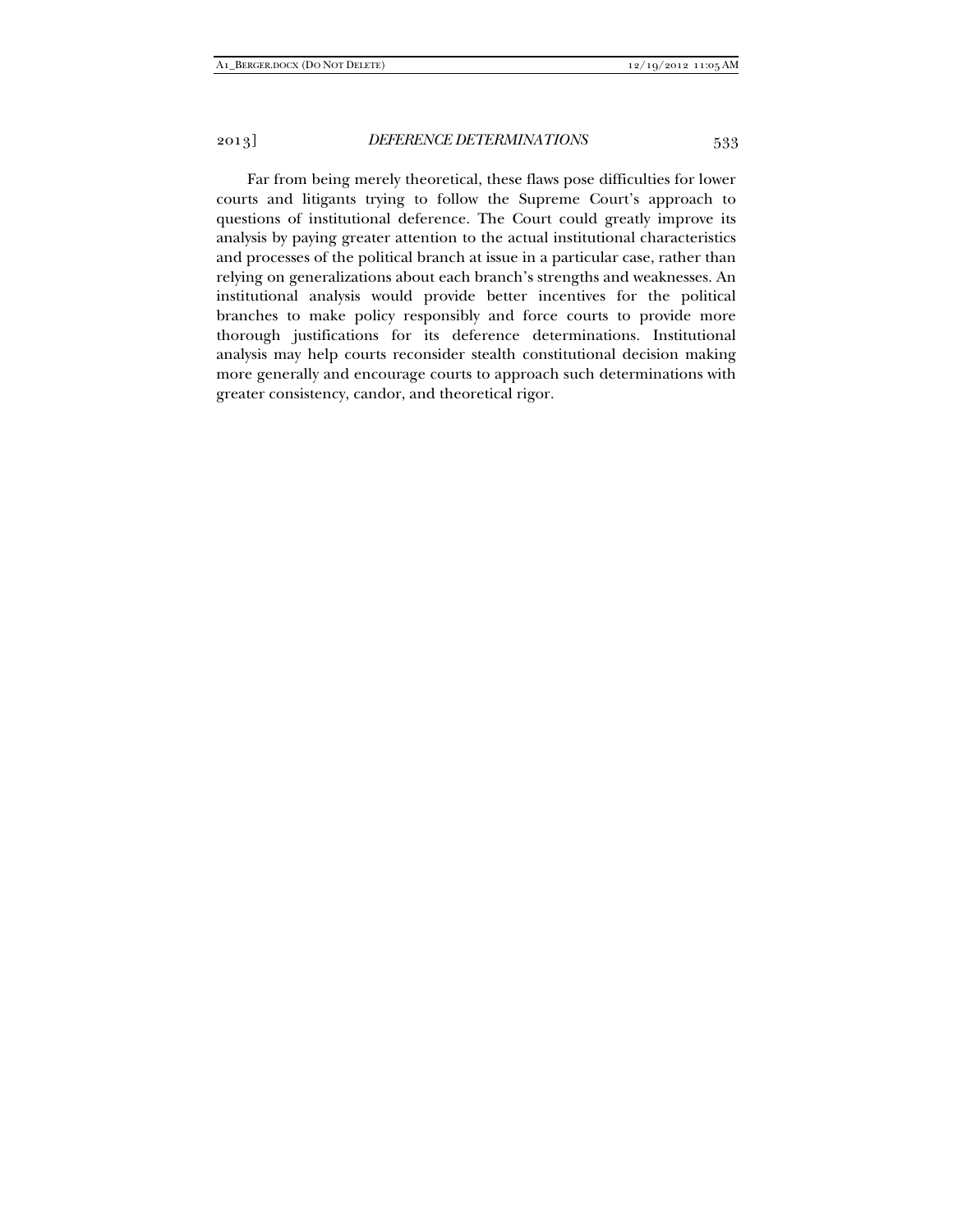Far from being merely theoretical, these flaws pose difficulties for lower courts and litigants trying to follow the Supreme Court's approach to questions of institutional deference. The Court could greatly improve its analysis by paying greater attention to the actual institutional characteristics and processes of the political branch at issue in a particular case, rather than relying on generalizations about each branch's strengths and weaknesses. An institutional analysis would provide better incentives for the political branches to make policy responsibly and force courts to provide more thorough justifications for its deference determinations. Institutional analysis may help courts reconsider stealth constitutional decision making more generally and encourage courts to approach such determinations with greater consistency, candor, and theoretical rigor.